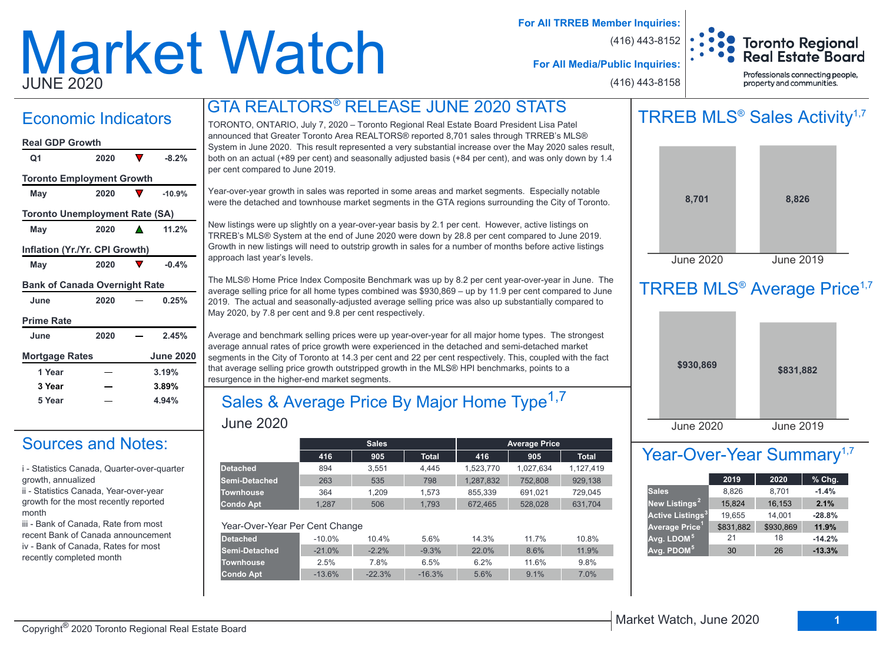# Market Watch

JUNE 2020

**For All TRREB Member Inquiries:** (416) 443-8152

**For All Media/Public Inquiries:** (416) 443-8158

Toronto Regional Real Estate Board

Professionals connecting people, property and communities.

## Economic Indicators

**Real GDP Growth**

| | | | |
|---|---|---|---|
| Q1 | 2020 | ▼ | -8.2% |

**Toronto Employment Growth**

| | | | |
|---|---|---|---|
| May | 2020 | ▼ | -10.9% |

**Toronto Unemployment Rate (SA)**

| | | | |
|---|---|---|---|
| May | 2020 | ▲ | 11.2% |

**Inflation (Yr./Yr. CPI Growth)**

| | | | |
|---|---|---|---|
| May | 2020 | ▼ | -0.4% |

**Bank of Canada Overnight Rate**

| | | | |
|---|---|---|---|
| June | 2020 | — | 0.25% |

**Prime Rate**

| | | | |
|---|---|---|---|
| June | 2020 | — | 2.45% |

**Mortgage Rates** — **June 2020**

| | | |
|---|---|---|
| 1 Year | — | 3.19% |
| 3 Year | — | 3.89% |
| 5 Year | — | 4.94% |

## Sources and Notes:

i - Statistics Canada, Quarter-over-quarter growth, annualized

ii - Statistics Canada, Year-over-year growth for the most recently reported month

iii - Bank of Canada, Rate from most recent Bank of Canada announcement

iv - Bank of Canada, Rates for most recently completed month

## GTA REALTORS® RELEASE JUNE 2020 STATS

TORONTO, ONTARIO, July 7, 2020 – Toronto Regional Real Estate Board President Lisa Patel announced that Greater Toronto Area REALTORS® reported 8,701 sales through TRREB's MLS® System in June 2020. This result represented a very substantial increase over the May 2020 sales result, both on an actual (+89 per cent) and seasonally adjusted basis (+84 per cent), and was only down by 1.4 per cent compared to June 2019.

Year-over-year growth in sales was reported in some areas and market segments. Especially notable were the detached and townhouse market segments in the GTA regions surrounding the City of Toronto.

New listings were up slightly on a year-over-year basis by 2.1 per cent. However, active listings on TRREB's MLS® System at the end of June 2020 were down by 28.8 per cent compared to June 2019. Growth in new listings will need to outstrip growth in sales for a number of months before active listings approach last year's levels.

The MLS® Home Price Index Composite Benchmark was up by 8.2 per cent year-over-year in June. The average selling price for all home types combined was $930,869 – up by 11.9 per cent compared to June 2019. The actual and seasonally-adjusted average selling price was also up substantially compared to May 2020, by 7.8 per cent and 9.8 per cent respectively.

Average and benchmark selling prices were up year-over-year for all major home types. The strongest average annual rates of price growth were experienced in the detached and semi-detached market segments in the City of Toronto at 14.3 per cent and 22 per cent respectively. This, coupled with the fact that average selling price growth outstripped growth in the MLS® HPI benchmarks, points to a resurgence in the higher-end market segments.

## Sales & Average Price By Major Home Type[1,7]

June 2020

| | Sales | | | Average Price | | |
|---|---|---|---|---|---|---|
| | 416 | 905 | Total | 416 | 905 | Total |
| Detached | 894 | 3,551 | 4,445 | 1,523,770 | 1,027,634 | 1,127,419 |
| Semi-Detached | 263 | 535 | 798 | 1,287,832 | 752,808 | 929,138 |
| Townhouse | 364 | 1,209 | 1,573 | 855,339 | 691,021 | 729,045 |
| Condo Apt | 1,287 | 506 | 1,793 | 672,465 | 528,028 | 631,704 |

Year-Over-Year Per Cent Change

| | 416 | 905 | Total | 416 | 905 | Total |
|---|---|---|---|---|---|---|
| Detached | -10.0% | 10.4% | 5.6% | 14.3% | 11.7% | 10.8% |
| Semi-Detached | -21.0% | -2.2% | -9.3% | 22.0% | 8.6% | 11.9% |
| Townhouse | 2.5% | 7.8% | 6.5% | 6.2% | 11.6% | 9.8% |
| Condo Apt | -13.6% | -22.3% | -16.3% | 5.6% | 9.1% | 7.0% |

## TRREB MLS® Sales Activity[1,7]

| June 2020 | June 2019 |
|---|---|
| 8,701 | 8,826 |

## TRREB MLS® Average Price[1,7]

| June 2020 | June 2019 |
|---|---|
| $930,869 | $831,882 |

## Year-Over-Year Summary[1,7]

| | 2019 | 2020 | % Chg. |
|---|---|---|---|
| Sales | 8,826 | 8,701 | -1.4% |
| New Listings[2] | 15,824 | 16,153 | 2.1% |
| Active Listings[3] | 19,655 | 14,001 | -28.8% |
| Average Price[1] | $831,882 | $930,869 | 11.9% |
| Avg. LDOM[5] | 21 | 18 | -14.2% |
| Avg. PDOM[5] | 30 | 26 | -13.3% |

Copyright® 2020 Toronto Regional Real Estate Board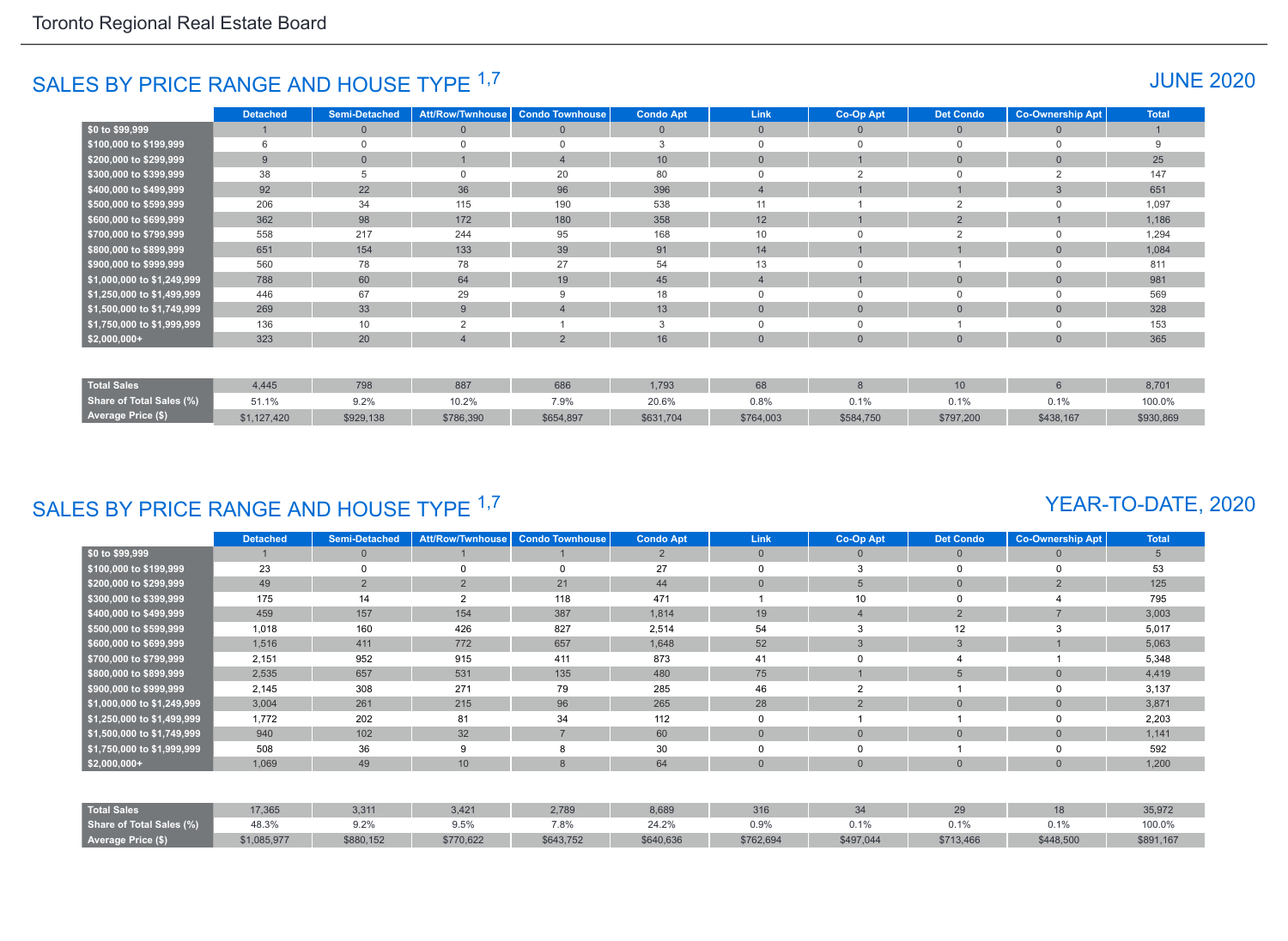## SALES BY PRICE RANGE AND HOUSE TYPE [1,7]

### JUNE 2020

| | Detached | Semi-Detached | Att/Row/Twnhouse | Condo Townhouse | Condo Apt | Link | Co-Op Apt | Det Condo | Co-Ownership Apt | Total |
|---|---|---|---|---|---|---|---|---|---|---|
| $0 to $99,999 | 1 | 0 | 0 | 0 | 0 | 0 | 0 | 0 | 0 | 1 |
| $100,000 to $199,999 | 6 | 0 | 0 | 0 | 3 | 0 | 0 | 0 | 0 | 9 |
| $200,000 to $299,999 | 9 | 0 | 1 | 4 | 10 | 0 | 1 | 0 | 0 | 25 |
| $300,000 to $399,999 | 38 | 5 | 0 | 20 | 80 | 0 | 2 | 0 | 2 | 147 |
| $400,000 to $499,999 | 92 | 22 | 36 | 96 | 396 | 4 | 1 | 1 | 3 | 651 |
| $500,000 to $599,999 | 206 | 34 | 115 | 190 | 538 | 11 | 1 | 2 | 0 | 1,097 |
| $600,000 to $699,999 | 362 | 98 | 172 | 180 | 358 | 12 | 1 | 2 | 1 | 1,186 |
| $700,000 to $799,999 | 558 | 217 | 244 | 95 | 168 | 10 | 0 | 2 | 0 | 1,294 |
| $800,000 to $899,999 | 651 | 154 | 133 | 39 | 91 | 14 | 1 | 1 | 0 | 1,084 |
| $900,000 to $999,999 | 560 | 78 | 78 | 27 | 54 | 13 | 0 | 1 | 0 | 811 |
| $1,000,000 to $1,249,999 | 788 | 60 | 64 | 19 | 45 | 4 | 1 | 0 | 0 | 981 |
| $1,250,000 to $1,499,999 | 446 | 67 | 29 | 9 | 18 | 0 | 0 | 0 | 0 | 569 |
| $1,500,000 to $1,749,999 | 269 | 33 | 9 | 4 | 13 | 0 | 0 | 0 | 0 | 328 |
| $1,750,000 to $1,999,999 | 136 | 10 | 2 | 1 | 3 | 0 | 0 | 1 | 0 | 153 |
| $2,000,000+ | 323 | 20 | 4 | 2 | 16 | 0 | 0 | 0 | 0 | 365 |
| Total Sales | 4,445 | 798 | 887 | 686 | 1,793 | 68 | 8 | 10 | 6 | 8,701 |
| Share of Total Sales (%) | 51.1% | 9.2% | 10.2% | 7.9% | 20.6% | 0.8% | 0.1% | 0.1% | 0.1% | 100.0% |
| Average Price ($) | $1,127,420 | $929,138 | $786,390 | $654,897 | $631,704 | $764,003 | $584,750 | $797,200 | $438,167 | $930,869 |

## SALES BY PRICE RANGE AND HOUSE TYPE [1,7]

### YEAR-TO-DATE, 2020

| | Detached | Semi-Detached | Att/Row/Twnhouse | Condo Townhouse | Condo Apt | Link | Co-Op Apt | Det Condo | Co-Ownership Apt | Total |
|---|---|---|---|---|---|---|---|---|---|---|
| $0 to $99,999 | 1 | 0 | 1 | 1 | 2 | 0 | 0 | 0 | 0 | 5 |
| $100,000 to $199,999 | 23 | 0 | 0 | 0 | 27 | 0 | 3 | 0 | 0 | 53 |
| $200,000 to $299,999 | 49 | 2 | 2 | 21 | 44 | 0 | 5 | 0 | 2 | 125 |
| $300,000 to $399,999 | 175 | 14 | 2 | 118 | 471 | 1 | 10 | 0 | 4 | 795 |
| $400,000 to $499,999 | 459 | 157 | 154 | 387 | 1,814 | 19 | 4 | 2 | 7 | 3,003 |
| $500,000 to $599,999 | 1,018 | 160 | 426 | 827 | 2,514 | 54 | 3 | 12 | 3 | 5,017 |
| $600,000 to $699,999 | 1,516 | 411 | 772 | 657 | 1,648 | 52 | 3 | 3 | 1 | 5,063 |
| $700,000 to $799,999 | 2,151 | 952 | 915 | 411 | 873 | 41 | 0 | 4 | 1 | 5,348 |
| $800,000 to $899,999 | 2,535 | 657 | 531 | 135 | 480 | 75 | 1 | 5 | 0 | 4,419 |
| $900,000 to $999,999 | 2,145 | 308 | 271 | 79 | 285 | 46 | 2 | 1 | 0 | 3,137 |
| $1,000,000 to $1,249,999 | 3,004 | 261 | 215 | 96 | 265 | 28 | 2 | 0 | 0 | 3,871 |
| $1,250,000 to $1,499,999 | 1,772 | 202 | 81 | 34 | 112 | 0 | 1 | 1 | 0 | 2,203 |
| $1,500,000 to $1,749,999 | 940 | 102 | 32 | 7 | 60 | 0 | 0 | 0 | 0 | 1,141 |
| $1,750,000 to $1,999,999 | 508 | 36 | 9 | 8 | 30 | 0 | 0 | 1 | 0 | 592 |
| $2,000,000+ | 1,069 | 49 | 10 | 8 | 64 | 0 | 0 | 0 | 0 | 1,200 |
| Total Sales | 17,365 | 3,311 | 3,421 | 2,789 | 8,689 | 316 | 34 | 29 | 18 | 35,972 |
| Share of Total Sales (%) | 48.3% | 9.2% | 9.5% | 7.8% | 24.2% | 0.9% | 0.1% | 0.1% | 0.1% | 100.0% |
| Average Price ($) | $1,085,977 | $880,152 | $770,622 | $643,752 | $640,636 | $762,694 | $497,044 | $713,466 | $448,500 | $891,167 |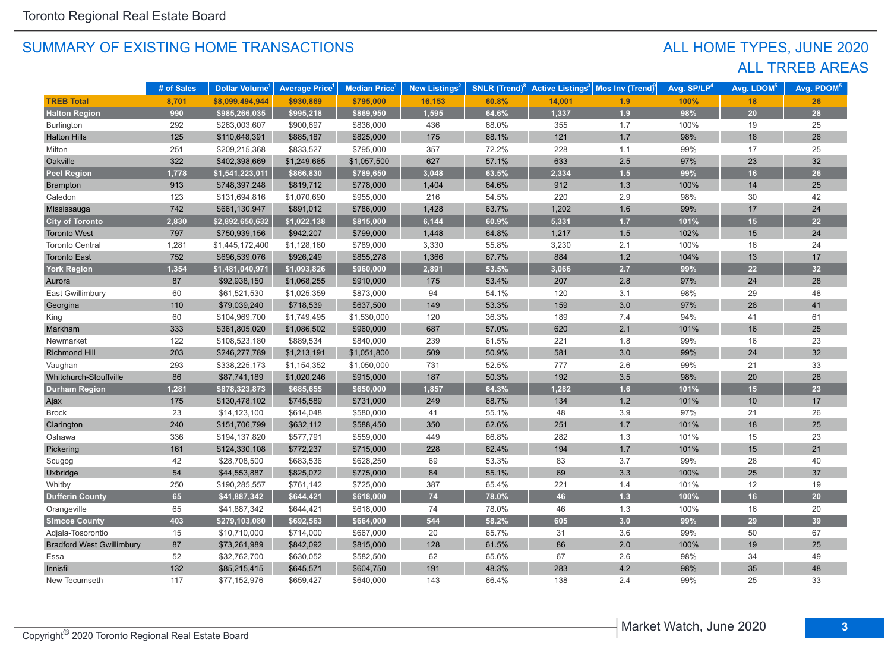## SUMMARY OF EXISTING HOME TRANSACTIONS

## ALL HOME TYPES, JUNE 2020
## ALL TRREB AREAS

| | # of Sales | Dollar Volume[1] | Average Price[1] | Median Price[1] | New Listings[2] | SNLR (Trend)[8] | Active Listings[3] | Mos Inv (Trend)[9] | Avg. SP/LP[4] | Avg. LDOM[5] | Avg. PDOM[5] |
|---|---|---|---|---|---|---|---|---|---|---|---|
| **TREB Total** | **8,701** | **$8,099,494,944** | **$930,869** | **$795,000** | **16,153** | **60.8%** | **14,001** | **1.9** | **100%** | **18** | **26** |
| **Halton Region** | **990** | **$985,266,035** | **$995,218** | **$869,950** | **1,595** | **64.6%** | **1,337** | **1.9** | **98%** | **20** | **28** |
| Burlington | 292 | $263,003,607 | $900,697 | $836,000 | 436 | 68.0% | 355 | 1.7 | 100% | 19 | 25 |
| Halton Hills | 125 | $110,648,391 | $885,187 | $825,000 | 175 | 68.1% | 121 | 1.7 | 98% | 18 | 26 |
| Milton | 251 | $209,215,368 | $833,527 | $795,000 | 357 | 72.2% | 228 | 1.1 | 99% | 17 | 25 |
| Oakville | 322 | $402,398,669 | $1,249,685 | $1,057,500 | 627 | 57.1% | 633 | 2.5 | 97% | 23 | 32 |
| **Peel Region** | **1,778** | **$1,541,223,011** | **$866,830** | **$789,650** | **3,048** | **63.5%** | **2,334** | **1.5** | **99%** | **16** | **26** |
| Brampton | 913 | $748,397,248 | $819,712 | $778,000 | 1,404 | 64.6% | 912 | 1.3 | 100% | 14 | 25 |
| Caledon | 123 | $131,694,816 | $1,070,690 | $955,000 | 216 | 54.5% | 220 | 2.9 | 98% | 30 | 42 |
| Mississauga | 742 | $661,130,947 | $891,012 | $786,000 | 1,428 | 63.7% | 1,202 | 1.6 | 99% | 17 | 24 |
| **City of Toronto** | **2,830** | **$2,892,650,632** | **$1,022,138** | **$815,000** | **6,144** | **60.9%** | **5,331** | **1.7** | **101%** | **15** | **22** |
| Toronto West | 797 | $750,939,156 | $942,207 | $799,000 | 1,448 | 64.8% | 1,217 | 1.5 | 102% | 15 | 24 |
| Toronto Central | 1,281 | $1,445,172,400 | $1,128,160 | $789,000 | 3,330 | 55.8% | 3,230 | 2.1 | 100% | 16 | 24 |
| Toronto East | 752 | $696,539,076 | $926,249 | $855,278 | 1,366 | 67.7% | 884 | 1.2 | 104% | 13 | 17 |
| **York Region** | **1,354** | **$1,481,040,971** | **$1,093,826** | **$960,000** | **2,891** | **53.5%** | **3,066** | **2.7** | **99%** | **22** | **32** |
| Aurora | 87 | $92,938,150 | $1,068,255 | $910,000 | 175 | 53.4% | 207 | 2.8 | 97% | 24 | 28 |
| East Gwillimbury | 60 | $61,521,530 | $1,025,359 | $873,000 | 94 | 54.1% | 120 | 3.1 | 98% | 29 | 48 |
| Georgina | 110 | $79,039,240 | $718,539 | $637,500 | 149 | 53.3% | 159 | 3.0 | 97% | 28 | 41 |
| King | 60 | $104,969,700 | $1,749,495 | $1,530,000 | 120 | 36.3% | 189 | 7.4 | 94% | 41 | 61 |
| Markham | 333 | $361,805,020 | $1,086,502 | $960,000 | 687 | 57.0% | 620 | 2.1 | 101% | 16 | 25 |
| Newmarket | 122 | $108,523,180 | $889,534 | $840,000 | 239 | 61.5% | 221 | 1.8 | 99% | 16 | 23 |
| Richmond Hill | 203 | $246,277,789 | $1,213,191 | $1,051,800 | 509 | 50.9% | 581 | 3.0 | 99% | 24 | 32 |
| Vaughan | 293 | $338,225,173 | $1,154,352 | $1,050,000 | 731 | 52.5% | 777 | 2.6 | 99% | 21 | 33 |
| Whitchurch-Stouffville | 86 | $87,741,189 | $1,020,246 | $915,000 | 187 | 50.3% | 192 | 3.5 | 98% | 20 | 28 |
| **Durham Region** | **1,281** | **$878,323,873** | **$685,655** | **$650,000** | **1,857** | **64.3%** | **1,282** | **1.6** | **101%** | **15** | **23** |
| Ajax | 175 | $130,478,102 | $745,589 | $731,000 | 249 | 68.7% | 134 | 1.2 | 101% | 10 | 17 |
| Brock | 23 | $14,123,100 | $614,048 | $580,000 | 41 | 55.1% | 48 | 3.9 | 97% | 21 | 26 |
| Clarington | 240 | $151,706,799 | $632,112 | $588,450 | 350 | 62.6% | 251 | 1.7 | 101% | 18 | 25 |
| Oshawa | 336 | $194,137,820 | $577,791 | $559,000 | 449 | 66.8% | 282 | 1.3 | 101% | 15 | 23 |
| Pickering | 161 | $124,330,108 | $772,237 | $715,000 | 228 | 62.4% | 194 | 1.7 | 101% | 15 | 21 |
| Scugog | 42 | $28,708,500 | $683,536 | $628,250 | 69 | 53.3% | 83 | 3.7 | 99% | 28 | 40 |
| Uxbridge | 54 | $44,553,887 | $825,072 | $775,000 | 84 | 55.1% | 69 | 3.3 | 100% | 25 | 37 |
| Whitby | 250 | $190,285,557 | $761,142 | $725,000 | 387 | 65.4% | 221 | 1.4 | 101% | 12 | 19 |
| **Dufferin County** | **65** | **$41,887,342** | **$644,421** | **$618,000** | **74** | **78.0%** | **46** | **1.3** | **100%** | **16** | **20** |
| Orangeville | 65 | $41,887,342 | $644,421 | $618,000 | 74 | 78.0% | 46 | 1.3 | 100% | 16 | 20 |
| **Simcoe County** | **403** | **$279,103,080** | **$692,563** | **$664,000** | **544** | **58.2%** | **605** | **3.0** | **99%** | **29** | **39** |
| Adjala-Tosorontio | 15 | $10,710,000 | $714,000 | $667,000 | 20 | 65.7% | 31 | 3.6 | 99% | 50 | 67 |
| Bradford West Gwillimbury | 87 | $73,261,989 | $842,092 | $815,000 | 128 | 61.5% | 86 | 2.0 | 100% | 19 | 25 |
| Essa | 52 | $32,762,700 | $630,052 | $582,500 | 62 | 65.6% | 67 | 2.6 | 98% | 34 | 49 |
| Innisfil | 132 | $85,215,415 | $645,571 | $604,750 | 191 | 48.3% | 283 | 4.2 | 98% | 35 | 48 |
| New Tecumseth | 117 | $77,152,976 | $659,427 | $640,000 | 143 | 66.4% | 138 | 2.4 | 99% | 25 | 33 |

Copyright® 2020 Toronto Regional Real Estate Board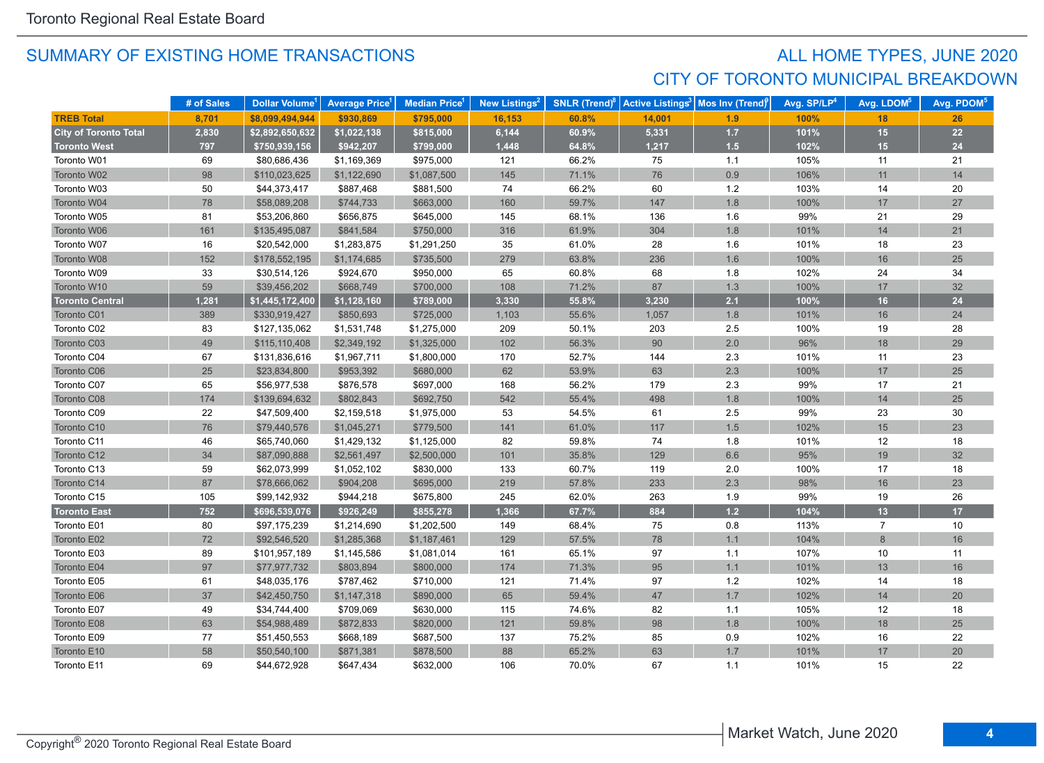## SUMMARY OF EXISTING HOME TRANSACTIONS

## ALL HOME TYPES, JUNE 2020
## CITY OF TORONTO MUNICIPAL BREAKDOWN

| | # of Sales | Dollar Volume[1] | Average Price[1] | Median Price[1] | New Listings[2] | SNLR (Trend)[8] | Active Listings[3] | Mos Inv (Trend)[9] | Avg. SP/LP[4] | Avg. LDOM[5] | Avg. PDOM[5] |
|---|---|---|---|---|---|---|---|---|---|---|---|
| **TREB Total** | **8,701** | **$8,099,494,944** | **$930,869** | **$795,000** | **16,153** | **60.8%** | **14,001** | **1.9** | **100%** | **18** | **26** |
| **City of Toronto Total** | **2,830** | **$2,892,650,632** | **$1,022,138** | **$815,000** | **6,144** | **60.9%** | **5,331** | **1.7** | **101%** | **15** | **22** |
| **Toronto West** | **797** | **$750,939,156** | **$942,207** | **$799,000** | **1,448** | **64.8%** | **1,217** | **1.5** | **102%** | **15** | **24** |
| Toronto W01 | 69 | $80,686,436 | $1,169,369 | $975,000 | 121 | 66.2% | 75 | 1.1 | 105% | 11 | 21 |
| Toronto W02 | 98 | $110,023,625 | $1,122,690 | $1,087,500 | 145 | 71.1% | 76 | 0.9 | 106% | 11 | 14 |
| Toronto W03 | 50 | $44,373,417 | $887,468 | $881,500 | 74 | 66.2% | 60 | 1.2 | 103% | 14 | 20 |
| Toronto W04 | 78 | $58,089,208 | $744,733 | $663,000 | 160 | 59.7% | 147 | 1.8 | 100% | 17 | 27 |
| Toronto W05 | 81 | $53,206,860 | $656,875 | $645,000 | 145 | 68.1% | 136 | 1.6 | 99% | 21 | 29 |
| Toronto W06 | 161 | $135,495,087 | $841,584 | $750,000 | 316 | 61.9% | 304 | 1.8 | 101% | 14 | 21 |
| Toronto W07 | 16 | $20,542,000 | $1,283,875 | $1,291,250 | 35 | 61.0% | 28 | 1.6 | 101% | 18 | 23 |
| Toronto W08 | 152 | $178,552,195 | $1,174,685 | $735,500 | 279 | 63.8% | 236 | 1.6 | 100% | 16 | 25 |
| Toronto W09 | 33 | $30,514,126 | $924,670 | $950,000 | 65 | 60.8% | 68 | 1.8 | 102% | 24 | 34 |
| Toronto W10 | 59 | $39,456,202 | $668,749 | $700,000 | 108 | 71.2% | 87 | 1.3 | 100% | 17 | 32 |
| **Toronto Central** | **1,281** | **$1,445,172,400** | **$1,128,160** | **$789,000** | **3,330** | **55.8%** | **3,230** | **2.1** | **100%** | **16** | **24** |
| Toronto C01 | 389 | $330,919,427 | $850,693 | $725,000 | 1,103 | 55.6% | 1,057 | 1.8 | 101% | 16 | 24 |
| Toronto C02 | 83 | $127,135,062 | $1,531,748 | $1,275,000 | 209 | 50.1% | 203 | 2.5 | 100% | 19 | 28 |
| Toronto C03 | 49 | $115,110,408 | $2,349,192 | $1,325,000 | 102 | 56.3% | 90 | 2.0 | 96% | 18 | 29 |
| Toronto C04 | 67 | $131,836,616 | $1,967,711 | $1,800,000 | 170 | 52.7% | 144 | 2.3 | 101% | 11 | 23 |
| Toronto C06 | 25 | $23,834,800 | $953,392 | $680,000 | 62 | 53.9% | 63 | 2.3 | 100% | 17 | 25 |
| Toronto C07 | 65 | $56,977,538 | $876,578 | $697,000 | 168 | 56.2% | 179 | 2.3 | 99% | 17 | 21 |
| Toronto C08 | 174 | $139,694,632 | $802,843 | $692,750 | 542 | 55.4% | 498 | 1.8 | 100% | 14 | 25 |
| Toronto C09 | 22 | $47,509,400 | $2,159,518 | $1,975,000 | 53 | 54.5% | 61 | 2.5 | 99% | 23 | 30 |
| Toronto C10 | 76 | $79,440,576 | $1,045,271 | $779,500 | 141 | 61.0% | 117 | 1.5 | 102% | 15 | 23 |
| Toronto C11 | 46 | $65,740,060 | $1,429,132 | $1,125,000 | 82 | 59.8% | 74 | 1.8 | 101% | 12 | 18 |
| Toronto C12 | 34 | $87,090,888 | $2,561,497 | $2,500,000 | 101 | 35.8% | 129 | 6.6 | 95% | 19 | 32 |
| Toronto C13 | 59 | $62,073,999 | $1,052,102 | $830,000 | 133 | 60.7% | 119 | 2.0 | 100% | 17 | 18 |
| Toronto C14 | 87 | $78,666,062 | $904,208 | $695,000 | 219 | 57.8% | 233 | 2.3 | 98% | 16 | 23 |
| Toronto C15 | 105 | $99,142,932 | $944,218 | $675,800 | 245 | 62.0% | 263 | 1.9 | 99% | 19 | 26 |
| **Toronto East** | **752** | **$696,539,076** | **$926,249** | **$855,278** | **1,366** | **67.7%** | **884** | **1.2** | **104%** | **13** | **17** |
| Toronto E01 | 80 | $97,175,239 | $1,214,690 | $1,202,500 | 149 | 68.4% | 75 | 0.8 | 113% | 7 | 10 |
| Toronto E02 | 72 | $92,546,520 | $1,285,368 | $1,187,461 | 129 | 57.5% | 78 | 1.1 | 104% | 8 | 16 |
| Toronto E03 | 89 | $101,957,189 | $1,145,586 | $1,081,014 | 161 | 65.1% | 97 | 1.1 | 107% | 10 | 11 |
| Toronto E04 | 97 | $77,977,732 | $803,894 | $800,000 | 174 | 71.3% | 95 | 1.1 | 101% | 13 | 16 |
| Toronto E05 | 61 | $48,035,176 | $787,462 | $710,000 | 121 | 71.4% | 97 | 1.2 | 102% | 14 | 18 |
| Toronto E06 | 37 | $42,450,750 | $1,147,318 | $890,000 | 65 | 59.4% | 47 | 1.7 | 102% | 14 | 20 |
| Toronto E07 | 49 | $34,744,400 | $709,069 | $630,000 | 115 | 74.6% | 82 | 1.1 | 105% | 12 | 18 |
| Toronto E08 | 63 | $54,988,489 | $872,833 | $820,000 | 121 | 59.8% | 98 | 1.8 | 100% | 18 | 25 |
| Toronto E09 | 77 | $51,450,553 | $668,189 | $687,500 | 137 | 75.2% | 85 | 0.9 | 102% | 16 | 22 |
| Toronto E10 | 58 | $50,540,100 | $871,381 | $878,500 | 88 | 65.2% | 63 | 1.7 | 101% | 17 | 20 |
| Toronto E11 | 69 | $44,672,928 | $647,434 | $632,000 | 106 | 70.0% | 67 | 1.1 | 101% | 15 | 22 |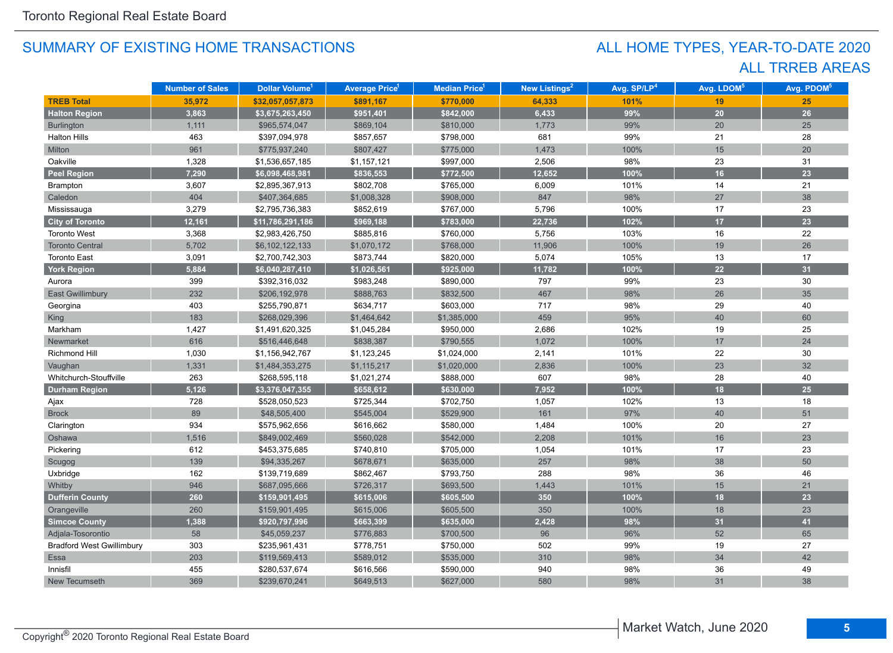## SUMMARY OF EXISTING HOME TRANSACTIONS

## ALL HOME TYPES, YEAR-TO-DATE 2020
## ALL TRREB AREAS

| | Number of Sales | Dollar Volume[1] | Average Price[1] | Median Price[1] | New Listings[2] | Avg. SP/LP[4] | Avg. LDOM[5] | Avg. PDOM[5] |
|---|---|---|---|---|---|---|---|---|
| **TREB Total** | **35,972** | **$32,057,057,873** | **$891,167** | **$770,000** | **64,333** | **101%** | **19** | **25** |
| **Halton Region** | **3,863** | **$3,675,263,450** | **$951,401** | **$842,000** | **6,433** | **99%** | **20** | **26** |
| Burlington | 1,111 | $965,574,047 | $869,104 | $810,000 | 1,773 | 99% | 20 | 25 |
| Halton Hills | 463 | $397,094,978 | $857,657 | $798,000 | 681 | 99% | 21 | 28 |
| Milton | 961 | $775,937,240 | $807,427 | $775,000 | 1,473 | 100% | 15 | 20 |
| Oakville | 1,328 | $1,536,657,185 | $1,157,121 | $997,000 | 2,506 | 98% | 23 | 31 |
| **Peel Region** | **7,290** | **$6,098,468,981** | **$836,553** | **$772,500** | **12,652** | **100%** | **16** | **23** |
| Brampton | 3,607 | $2,895,367,913 | $802,708 | $765,000 | 6,009 | 101% | 14 | 21 |
| Caledon | 404 | $407,364,685 | $1,008,328 | $908,000 | 847 | 98% | 27 | 38 |
| Mississauga | 3,279 | $2,795,736,383 | $852,619 | $767,000 | 5,796 | 100% | 17 | 23 |
| **City of Toronto** | **12,161** | **$11,786,291,186** | **$969,188** | **$783,000** | **22,736** | **102%** | **17** | **23** |
| Toronto West | 3,368 | $2,983,426,750 | $885,816 | $760,000 | 5,756 | 103% | 16 | 22 |
| Toronto Central | 5,702 | $6,102,122,133 | $1,070,172 | $768,000 | 11,906 | 100% | 19 | 26 |
| Toronto East | 3,091 | $2,700,742,303 | $873,744 | $820,000 | 5,074 | 105% | 13 | 17 |
| **York Region** | **5,884** | **$6,040,287,410** | **$1,026,561** | **$925,000** | **11,782** | **100%** | **22** | **31** |
| Aurora | 399 | $392,316,032 | $983,248 | $890,000 | 797 | 99% | 23 | 30 |
| East Gwillimbury | 232 | $206,192,978 | $888,763 | $832,500 | 467 | 98% | 26 | 35 |
| Georgina | 403 | $255,790,871 | $634,717 | $603,000 | 717 | 98% | 29 | 40 |
| King | 183 | $268,029,396 | $1,464,642 | $1,385,000 | 459 | 95% | 40 | 60 |
| Markham | 1,427 | $1,491,620,325 | $1,045,284 | $950,000 | 2,686 | 102% | 19 | 25 |
| Newmarket | 616 | $516,446,648 | $838,387 | $790,555 | 1,072 | 100% | 17 | 24 |
| Richmond Hill | 1,030 | $1,156,942,767 | $1,123,245 | $1,024,000 | 2,141 | 101% | 22 | 30 |
| Vaughan | 1,331 | $1,484,353,275 | $1,115,217 | $1,020,000 | 2,836 | 100% | 23 | 32 |
| Whitchurch-Stouffville | 263 | $268,595,118 | $1,021,274 | $888,000 | 607 | 98% | 28 | 40 |
| **Durham Region** | **5,126** | **$3,376,047,355** | **$658,612** | **$630,000** | **7,952** | **100%** | **18** | **25** |
| Ajax | 728 | $528,050,523 | $725,344 | $702,750 | 1,057 | 102% | 13 | 18 |
| Brock | 89 | $48,505,400 | $545,004 | $529,900 | 161 | 97% | 40 | 51 |
| Clarington | 934 | $575,962,656 | $616,662 | $580,000 | 1,484 | 100% | 20 | 27 |
| Oshawa | 1,516 | $849,002,469 | $560,028 | $542,000 | 2,208 | 101% | 16 | 23 |
| Pickering | 612 | $453,375,685 | $740,810 | $705,000 | 1,054 | 101% | 17 | 23 |
| Scugog | 139 | $94,335,267 | $678,671 | $635,000 | 257 | 98% | 38 | 50 |
| Uxbridge | 162 | $139,719,689 | $862,467 | $793,750 | 288 | 98% | 36 | 46 |
| Whitby | 946 | $687,095,666 | $726,317 | $693,500 | 1,443 | 101% | 15 | 21 |
| **Dufferin County** | **260** | **$159,901,495** | **$615,006** | **$605,500** | **350** | **100%** | **18** | **23** |
| Orangeville | 260 | $159,901,495 | $615,006 | $605,500 | 350 | 100% | 18 | 23 |
| **Simcoe County** | **1,388** | **$920,797,996** | **$663,399** | **$635,000** | **2,428** | **98%** | **31** | **41** |
| Adjala-Tosorontio | 58 | $45,059,237 | $776,883 | $700,500 | 96 | 96% | 52 | 65 |
| Bradford West Gwillimbury | 303 | $235,961,431 | $778,751 | $750,000 | 502 | 99% | 19 | 27 |
| Essa | 203 | $119,569,413 | $589,012 | $535,000 | 310 | 98% | 34 | 42 |
| Innisfil | 455 | $280,537,674 | $616,566 | $590,000 | 940 | 98% | 36 | 49 |
| New Tecumseth | 369 | $239,670,241 | $649,513 | $627,000 | 580 | 98% | 31 | 38 |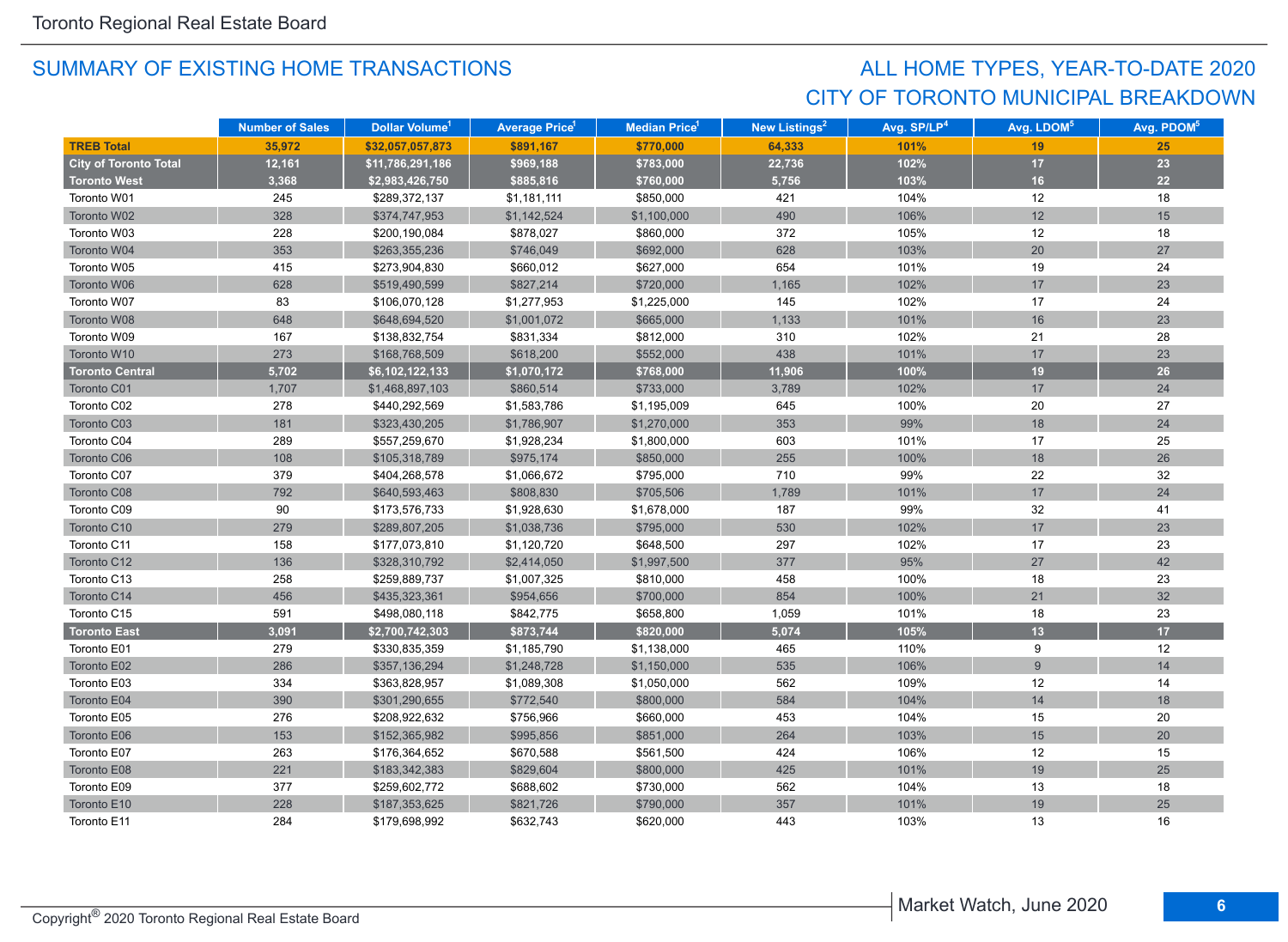## SUMMARY OF EXISTING HOME TRANSACTIONS

## ALL HOME TYPES, YEAR-TO-DATE 2020
## CITY OF TORONTO MUNICIPAL BREAKDOWN

| | Number of Sales | Dollar Volume[1] | Average Price[1] | Median Price[1] | New Listings[2] | Avg. SP/LP[4] | Avg. LDOM[5] | Avg. PDOM[5] |
|---|---|---|---|---|---|---|---|---|
| **TREB Total** | **35,972** | **$32,057,057,873** | **$891,167** | **$770,000** | **64,333** | **101%** | **19** | **25** |
| **City of Toronto Total** | **12,161** | **$11,786,291,186** | **$969,188** | **$783,000** | **22,736** | **102%** | **17** | **23** |
| **Toronto West** | **3,368** | **$2,983,426,750** | **$885,816** | **$760,000** | **5,756** | **103%** | **16** | **22** |
| Toronto W01 | 245 | $289,372,137 | $1,181,111 | $850,000 | 421 | 104% | 12 | 18 |
| Toronto W02 | 328 | $374,747,953 | $1,142,524 | $1,100,000 | 490 | 106% | 12 | 15 |
| Toronto W03 | 228 | $200,190,084 | $878,027 | $860,000 | 372 | 105% | 12 | 18 |
| Toronto W04 | 353 | $263,355,236 | $746,049 | $692,000 | 628 | 103% | 20 | 27 |
| Toronto W05 | 415 | $273,904,830 | $660,012 | $627,000 | 654 | 101% | 19 | 24 |
| Toronto W06 | 628 | $519,490,599 | $827,214 | $720,000 | 1,165 | 102% | 17 | 23 |
| Toronto W07 | 83 | $106,070,128 | $1,277,953 | $1,225,000 | 145 | 102% | 17 | 24 |
| Toronto W08 | 648 | $648,694,520 | $1,001,072 | $665,000 | 1,133 | 101% | 16 | 23 |
| Toronto W09 | 167 | $138,832,754 | $831,334 | $812,000 | 310 | 102% | 21 | 28 |
| Toronto W10 | 273 | $168,768,509 | $618,200 | $552,000 | 438 | 101% | 17 | 23 |
| **Toronto Central** | **5,702** | **$6,102,122,133** | **$1,070,172** | **$768,000** | **11,906** | **100%** | **19** | **26** |
| Toronto C01 | 1,707 | $1,468,897,103 | $860,514 | $733,000 | 3,789 | 102% | 17 | 24 |
| Toronto C02 | 278 | $440,292,569 | $1,583,786 | $1,195,009 | 645 | 100% | 20 | 27 |
| Toronto C03 | 181 | $323,430,205 | $1,786,907 | $1,270,000 | 353 | 99% | 18 | 24 |
| Toronto C04 | 289 | $557,259,670 | $1,928,234 | $1,800,000 | 603 | 101% | 17 | 25 |
| Toronto C06 | 108 | $105,318,789 | $975,174 | $850,000 | 255 | 100% | 18 | 26 |
| Toronto C07 | 379 | $404,268,578 | $1,066,672 | $795,000 | 710 | 99% | 22 | 32 |
| Toronto C08 | 792 | $640,593,463 | $808,830 | $705,506 | 1,789 | 101% | 17 | 24 |
| Toronto C09 | 90 | $173,576,733 | $1,928,630 | $1,678,000 | 187 | 99% | 32 | 41 |
| Toronto C10 | 279 | $289,807,205 | $1,038,736 | $795,000 | 530 | 102% | 17 | 23 |
| Toronto C11 | 158 | $177,073,810 | $1,120,720 | $648,500 | 297 | 102% | 17 | 23 |
| Toronto C12 | 136 | $328,310,792 | $2,414,050 | $1,997,500 | 377 | 95% | 27 | 42 |
| Toronto C13 | 258 | $259,889,737 | $1,007,325 | $810,000 | 458 | 100% | 18 | 23 |
| Toronto C14 | 456 | $435,323,361 | $954,656 | $700,000 | 854 | 100% | 21 | 32 |
| Toronto C15 | 591 | $498,080,118 | $842,775 | $658,800 | 1,059 | 101% | 18 | 23 |
| **Toronto East** | **3,091** | **$2,700,742,303** | **$873,744** | **$820,000** | **5,074** | **105%** | **13** | **17** |
| Toronto E01 | 279 | $330,835,359 | $1,185,790 | $1,138,000 | 465 | 110% | 9 | 12 |
| Toronto E02 | 286 | $357,136,294 | $1,248,728 | $1,150,000 | 535 | 106% | 9 | 14 |
| Toronto E03 | 334 | $363,828,957 | $1,089,308 | $1,050,000 | 562 | 109% | 12 | 14 |
| Toronto E04 | 390 | $301,290,655 | $772,540 | $800,000 | 584 | 104% | 14 | 18 |
| Toronto E05 | 276 | $208,922,632 | $756,966 | $660,000 | 453 | 104% | 15 | 20 |
| Toronto E06 | 153 | $152,365,982 | $995,856 | $851,000 | 264 | 103% | 15 | 20 |
| Toronto E07 | 263 | $176,364,652 | $670,588 | $561,500 | 424 | 106% | 12 | 15 |
| Toronto E08 | 221 | $183,342,383 | $829,604 | $800,000 | 425 | 101% | 19 | 25 |
| Toronto E09 | 377 | $259,602,772 | $688,602 | $730,000 | 562 | 104% | 13 | 18 |
| Toronto E10 | 228 | $187,353,625 | $821,726 | $790,000 | 357 | 101% | 19 | 25 |
| Toronto E11 | 284 | $179,698,992 | $632,743 | $620,000 | 443 | 103% | 13 | 16 |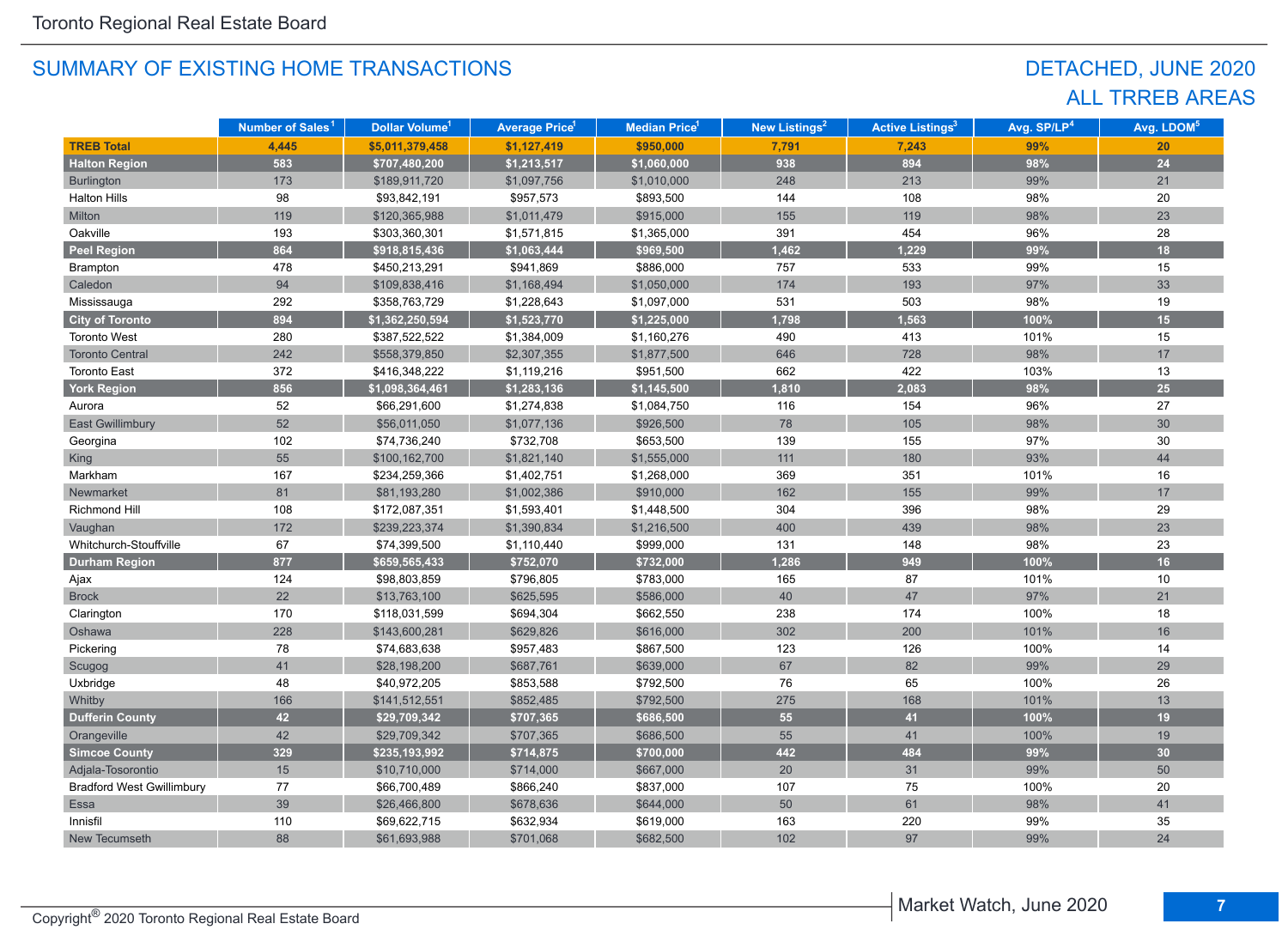Toronto Regional Real Estate Board

## SUMMARY OF EXISTING HOME TRANSACTIONS

## DETACHED, JUNE 2020
## ALL TRREB AREAS

| | Number of Sales[1] | Dollar Volume[1] | Average Price[1] | Median Price[1] | New Listings[2] | Active Listings[3] | Avg. SP/LP[4] | Avg. LDOM[5] |
|---|---|---|---|---|---|---|---|---|
| **TREB Total** | **4,445** | **$5,011,379,458** | **$1,127,419** | **$950,000** | **7,791** | **7,243** | **99%** | **20** |
| **Halton Region** | **583** | **$707,480,200** | **$1,213,517** | **$1,060,000** | **938** | **894** | **98%** | **24** |
| Burlington | 173 | $189,911,720 | $1,097,756 | $1,010,000 | 248 | 213 | 99% | 21 |
| Halton Hills | 98 | $93,842,191 | $957,573 | $893,500 | 144 | 108 | 98% | 20 |
| Milton | 119 | $120,365,988 | $1,011,479 | $915,000 | 155 | 119 | 98% | 23 |
| Oakville | 193 | $303,360,301 | $1,571,815 | $1,365,000 | 391 | 454 | 96% | 28 |
| **Peel Region** | **864** | **$918,815,436** | **$1,063,444** | **$969,500** | **1,462** | **1,229** | **99%** | **18** |
| Brampton | 478 | $450,213,291 | $941,869 | $886,000 | 757 | 533 | 99% | 15 |
| Caledon | 94 | $109,838,416 | $1,168,494 | $1,050,000 | 174 | 193 | 97% | 33 |
| Mississauga | 292 | $358,763,729 | $1,228,643 | $1,097,000 | 531 | 503 | 98% | 19 |
| **City of Toronto** | **894** | **$1,362,250,594** | **$1,523,770** | **$1,225,000** | **1,798** | **1,563** | **100%** | **15** |
| Toronto West | 280 | $387,522,522 | $1,384,009 | $1,160,276 | 490 | 413 | 101% | 15 |
| Toronto Central | 242 | $558,379,850 | $2,307,355 | $1,877,500 | 646 | 728 | 98% | 17 |
| Toronto East | 372 | $416,348,222 | $1,119,216 | $951,500 | 662 | 422 | 103% | 13 |
| **York Region** | **856** | **$1,098,364,461** | **$1,283,136** | **$1,145,500** | **1,810** | **2,083** | **98%** | **25** |
| Aurora | 52 | $66,291,600 | $1,274,838 | $1,084,750 | 116 | 154 | 96% | 27 |
| East Gwillimbury | 52 | $56,011,050 | $1,077,136 | $926,500 | 78 | 105 | 98% | 30 |
| Georgina | 102 | $74,736,240 | $732,708 | $653,500 | 139 | 155 | 97% | 30 |
| King | 55 | $100,162,700 | $1,821,140 | $1,555,000 | 111 | 180 | 93% | 44 |
| Markham | 167 | $234,259,366 | $1,402,751 | $1,268,000 | 369 | 351 | 101% | 16 |
| Newmarket | 81 | $81,193,280 | $1,002,386 | $910,000 | 162 | 155 | 99% | 17 |
| Richmond Hill | 108 | $172,087,351 | $1,593,401 | $1,448,500 | 304 | 396 | 98% | 29 |
| Vaughan | 172 | $239,223,374 | $1,390,834 | $1,216,500 | 400 | 439 | 98% | 23 |
| Whitchurch-Stouffville | 67 | $74,399,500 | $1,110,440 | $999,000 | 131 | 148 | 98% | 23 |
| **Durham Region** | **877** | **$659,565,433** | **$752,070** | **$732,000** | **1,286** | **949** | **100%** | **16** |
| Ajax | 124 | $98,803,859 | $796,805 | $783,000 | 165 | 87 | 101% | 10 |
| Brock | 22 | $13,763,100 | $625,595 | $586,000 | 40 | 47 | 97% | 21 |
| Clarington | 170 | $118,031,599 | $694,304 | $662,550 | 238 | 174 | 100% | 18 |
| Oshawa | 228 | $143,600,281 | $629,826 | $616,000 | 302 | 200 | 101% | 16 |
| Pickering | 78 | $74,683,638 | $957,483 | $867,500 | 123 | 126 | 100% | 14 |
| Scugog | 41 | $28,198,200 | $687,761 | $639,000 | 67 | 82 | 99% | 29 |
| Uxbridge | 48 | $40,972,205 | $853,588 | $792,500 | 76 | 65 | 100% | 26 |
| Whitby | 166 | $141,512,551 | $852,485 | $792,500 | 275 | 168 | 101% | 13 |
| **Dufferin County** | **42** | **$29,709,342** | **$707,365** | **$686,500** | **55** | **41** | **100%** | **19** |
| Orangeville | 42 | $29,709,342 | $707,365 | $686,500 | 55 | 41 | 100% | 19 |
| **Simcoe County** | **329** | **$235,193,992** | **$714,875** | **$700,000** | **442** | **484** | **99%** | **30** |
| Adjala-Tosorontio | 15 | $10,710,000 | $714,000 | $667,000 | 20 | 31 | 99% | 50 |
| Bradford West Gwillimbury | 77 | $66,700,489 | $866,240 | $837,000 | 107 | 75 | 100% | 20 |
| Essa | 39 | $26,466,800 | $678,636 | $644,000 | 50 | 61 | 98% | 41 |
| Innisfil | 110 | $69,622,715 | $632,934 | $619,000 | 163 | 220 | 99% | 35 |
| New Tecumseth | 88 | $61,693,988 | $701,068 | $682,500 | 102 | 97 | 99% | 24 |

Copyright® 2020 Toronto Regional Real Estate Board

Market Watch, June 2020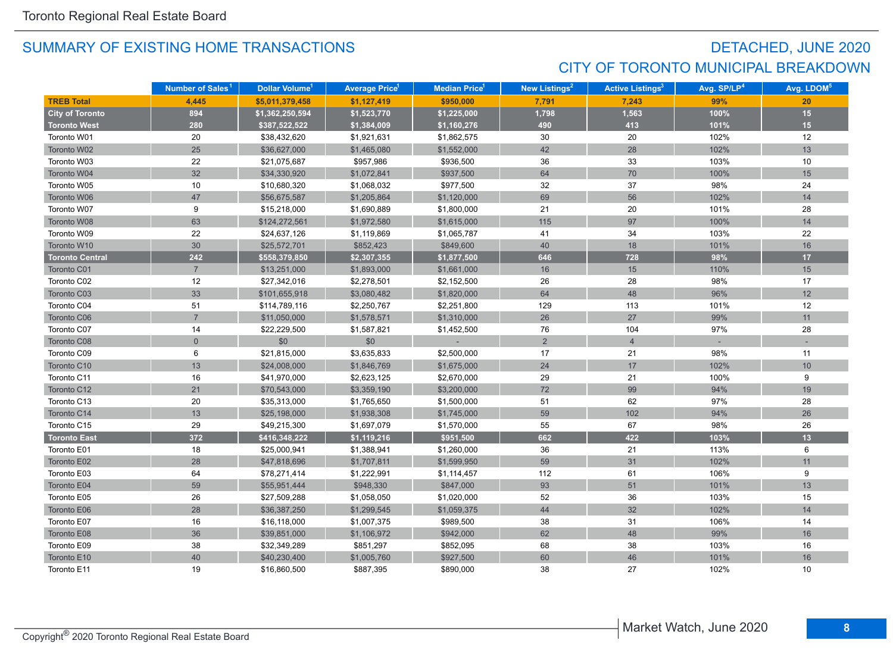# SUMMARY OF EXISTING HOME TRANSACTIONS

## DETACHED, JUNE 2020

## CITY OF TORONTO MUNICIPAL BREAKDOWN

| | Number of Sales[1] | Dollar Volume[1] | Average Price[1] | Median Price[1] | New Listings[2] | Active Listings[3] | Avg. SP/LP[4] | Avg. LDOM[5] |
|---|---|---|---|---|---|---|---|---|
| **TREB Total** | **4,445** | **$5,011,379,458** | **$1,127,419** | **$950,000** | **7,791** | **7,243** | **99%** | **20** |
| **City of Toronto** | **894** | **$1,362,250,594** | **$1,523,770** | **$1,225,000** | **1,798** | **1,563** | **100%** | **15** |
| **Toronto West** | **280** | **$387,522,522** | **$1,384,009** | **$1,160,276** | **490** | **413** | **101%** | **15** |
| Toronto W01 | 20 | $38,432,620 | $1,921,631 | $1,862,575 | 30 | 20 | 102% | 12 |
| Toronto W02 | 25 | $36,627,000 | $1,465,080 | $1,552,000 | 42 | 28 | 102% | 13 |
| Toronto W03 | 22 | $21,075,687 | $957,986 | $936,500 | 36 | 33 | 103% | 10 |
| Toronto W04 | 32 | $34,330,920 | $1,072,841 | $937,500 | 64 | 70 | 100% | 15 |
| Toronto W05 | 10 | $10,680,320 | $1,068,032 | $977,500 | 32 | 37 | 98% | 24 |
| Toronto W06 | 47 | $56,675,587 | $1,205,864 | $1,120,000 | 69 | 56 | 102% | 14 |
| Toronto W07 | 9 | $15,218,000 | $1,690,889 | $1,800,000 | 21 | 20 | 101% | 28 |
| Toronto W08 | 63 | $124,272,561 | $1,972,580 | $1,615,000 | 115 | 97 | 100% | 14 |
| Toronto W09 | 22 | $24,637,126 | $1,119,869 | $1,065,787 | 41 | 34 | 103% | 22 |
| Toronto W10 | 30 | $25,572,701 | $852,423 | $849,600 | 40 | 18 | 101% | 16 |
| **Toronto Central** | **242** | **$558,379,850** | **$2,307,355** | **$1,877,500** | **646** | **728** | **98%** | **17** |
| Toronto C01 | 7 | $13,251,000 | $1,893,000 | $1,661,000 | 16 | 15 | 110% | 15 |
| Toronto C02 | 12 | $27,342,016 | $2,278,501 | $2,152,500 | 26 | 28 | 98% | 17 |
| Toronto C03 | 33 | $101,655,918 | $3,080,482 | $1,820,000 | 64 | 48 | 96% | 12 |
| Toronto C04 | 51 | $114,789,116 | $2,250,767 | $2,251,800 | 129 | 113 | 101% | 12 |
| Toronto C06 | 7 | $11,050,000 | $1,578,571 | $1,310,000 | 26 | 27 | 99% | 11 |
| Toronto C07 | 14 | $22,229,500 | $1,587,821 | $1,452,500 | 76 | 104 | 97% | 28 |
| Toronto C08 | 0 | $0 | $0 | - | 2 | 4 | - | - |
| Toronto C09 | 6 | $21,815,000 | $3,635,833 | $2,500,000 | 17 | 21 | 98% | 11 |
| Toronto C10 | 13 | $24,008,000 | $1,846,769 | $1,675,000 | 24 | 17 | 102% | 10 |
| Toronto C11 | 16 | $41,970,000 | $2,623,125 | $2,670,000 | 29 | 21 | 100% | 9 |
| Toronto C12 | 21 | $70,543,000 | $3,359,190 | $3,200,000 | 72 | 99 | 94% | 19 |
| Toronto C13 | 20 | $35,313,000 | $1,765,650 | $1,500,000 | 51 | 62 | 97% | 28 |
| Toronto C14 | 13 | $25,198,000 | $1,938,308 | $1,745,000 | 59 | 102 | 94% | 26 |
| Toronto C15 | 29 | $49,215,300 | $1,697,079 | $1,570,000 | 55 | 67 | 98% | 26 |
| **Toronto East** | **372** | **$416,348,222** | **$1,119,216** | **$951,500** | **662** | **422** | **103%** | **13** |
| Toronto E01 | 18 | $25,000,941 | $1,388,941 | $1,260,000 | 36 | 21 | 113% | 6 |
| Toronto E02 | 28 | $47,818,696 | $1,707,811 | $1,599,950 | 59 | 31 | 102% | 11 |
| Toronto E03 | 64 | $78,271,414 | $1,222,991 | $1,114,457 | 112 | 61 | 106% | 9 |
| Toronto E04 | 59 | $55,951,444 | $948,330 | $847,000 | 93 | 51 | 101% | 13 |
| Toronto E05 | 26 | $27,509,288 | $1,058,050 | $1,020,000 | 52 | 36 | 103% | 15 |
| Toronto E06 | 28 | $36,387,250 | $1,299,545 | $1,059,375 | 44 | 32 | 102% | 14 |
| Toronto E07 | 16 | $16,118,000 | $1,007,375 | $989,500 | 38 | 31 | 106% | 14 |
| Toronto E08 | 36 | $39,851,000 | $1,106,972 | $942,000 | 62 | 48 | 99% | 16 |
| Toronto E09 | 38 | $32,349,289 | $851,297 | $852,095 | 68 | 38 | 103% | 16 |
| Toronto E10 | 40 | $40,230,400 | $1,005,760 | $927,500 | 60 | 46 | 101% | 16 |
| Toronto E11 | 19 | $16,860,500 | $887,395 | $890,000 | 38 | 27 | 102% | 10 |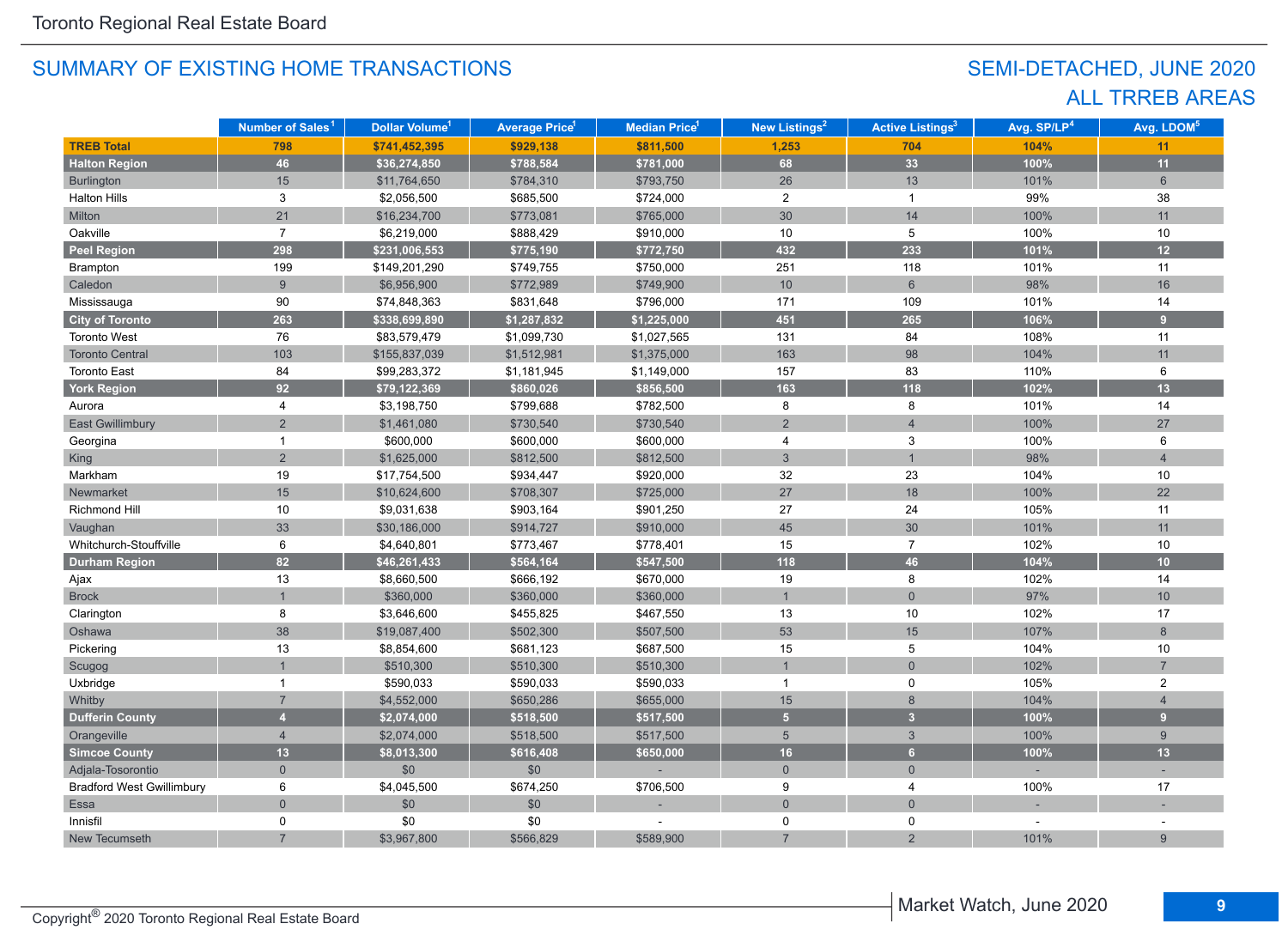## SUMMARY OF EXISTING HOME TRANSACTIONS

## SEMI-DETACHED, JUNE 2020
## ALL TRREB AREAS

| | Number of Sales[1] | Dollar Volume[1] | Average Price[1] | Median Price[1] | New Listings[2] | Active Listings[3] | Avg. SP/LP[4] | Avg. LDOM[5] |
|---|---|---|---|---|---|---|---|---|
| **TREB Total** | **798** | **$741,452,395** | **$929,138** | **$811,500** | **1,253** | **704** | **104%** | **11** |
| **Halton Region** | **46** | **$36,274,850** | **$788,584** | **$781,000** | **68** | **33** | **100%** | **11** |
| Burlington | 15 | $11,764,650 | $784,310 | $793,750 | 26 | 13 | 101% | 6 |
| Halton Hills | 3 | $2,056,500 | $685,500 | $724,000 | 2 | 1 | 99% | 38 |
| Milton | 21 | $16,234,700 | $773,081 | $765,000 | 30 | 14 | 100% | 11 |
| Oakville | 7 | $6,219,000 | $888,429 | $910,000 | 10 | 5 | 100% | 10 |
| **Peel Region** | **298** | **$231,006,553** | **$775,190** | **$772,750** | **432** | **233** | **101%** | **12** |
| Brampton | 199 | $149,201,290 | $749,755 | $750,000 | 251 | 118 | 101% | 11 |
| Caledon | 9 | $6,956,900 | $772,989 | $749,900 | 10 | 6 | 98% | 16 |
| Mississauga | 90 | $74,848,363 | $831,648 | $796,000 | 171 | 109 | 101% | 14 |
| **City of Toronto** | **263** | **$338,699,890** | **$1,287,832** | **$1,225,000** | **451** | **265** | **106%** | **9** |
| Toronto West | 76 | $83,579,479 | $1,099,730 | $1,027,565 | 131 | 84 | 108% | 11 |
| Toronto Central | 103 | $155,837,039 | $1,512,981 | $1,375,000 | 163 | 98 | 104% | 11 |
| Toronto East | 84 | $99,283,372 | $1,181,945 | $1,149,000 | 157 | 83 | 110% | 6 |
| **York Region** | **92** | **$79,122,369** | **$860,026** | **$856,500** | **163** | **118** | **102%** | **13** |
| Aurora | 4 | $3,198,750 | $799,688 | $782,500 | 8 | 8 | 101% | 14 |
| East Gwillimbury | 2 | $1,461,080 | $730,540 | $730,540 | 2 | 4 | 100% | 27 |
| Georgina | 1 | $600,000 | $600,000 | $600,000 | 4 | 3 | 100% | 6 |
| King | 2 | $1,625,000 | $812,500 | $812,500 | 3 | 1 | 98% | 4 |
| Markham | 19 | $17,754,500 | $934,447 | $920,000 | 32 | 23 | 104% | 10 |
| Newmarket | 15 | $10,624,600 | $708,307 | $725,000 | 27 | 18 | 100% | 22 |
| Richmond Hill | 10 | $9,031,638 | $903,164 | $901,250 | 27 | 24 | 105% | 11 |
| Vaughan | 33 | $30,186,000 | $914,727 | $910,000 | 45 | 30 | 101% | 11 |
| Whitchurch-Stouffville | 6 | $4,640,801 | $773,467 | $778,401 | 15 | 7 | 102% | 10 |
| **Durham Region** | **82** | **$46,261,433** | **$564,164** | **$547,500** | **118** | **46** | **104%** | **10** |
| Ajax | 13 | $8,660,500 | $666,192 | $670,000 | 19 | 8 | 102% | 14 |
| Brock | 1 | $360,000 | $360,000 | $360,000 | 1 | 0 | 97% | 10 |
| Clarington | 8 | $3,646,600 | $455,825 | $467,550 | 13 | 10 | 102% | 17 |
| Oshawa | 38 | $19,087,400 | $502,300 | $507,500 | 53 | 15 | 107% | 8 |
| Pickering | 13 | $8,854,600 | $681,123 | $687,500 | 15 | 5 | 104% | 10 |
| Scugog | 1 | $510,300 | $510,300 | $510,300 | 1 | 0 | 102% | 7 |
| Uxbridge | 1 | $590,033 | $590,033 | $590,033 | 1 | 0 | 105% | 2 |
| Whitby | 7 | $4,552,000 | $650,286 | $655,000 | 15 | 8 | 104% | 4 |
| **Dufferin County** | **4** | **$2,074,000** | **$518,500** | **$517,500** | **5** | **3** | **100%** | **9** |
| Orangeville | 4 | $2,074,000 | $518,500 | $517,500 | 5 | 3 | 100% | 9 |
| **Simcoe County** | **13** | **$8,013,300** | **$616,408** | **$650,000** | **16** | **6** | **100%** | **13** |
| Adjala-Tosorontio | 0 | $0 | $0 | - | 0 | 0 | - | - |
| Bradford West Gwillimbury | 6 | $4,045,500 | $674,250 | $706,500 | 9 | 4 | 100% | 17 |
| Essa | 0 | $0 | $0 | - | 0 | 0 | - | - |
| Innisfil | 0 | $0 | $0 | - | 0 | 0 | - | - |
| New Tecumseth | 7 | $3,967,800 | $566,829 | $589,900 | 7 | 2 | 101% | 9 |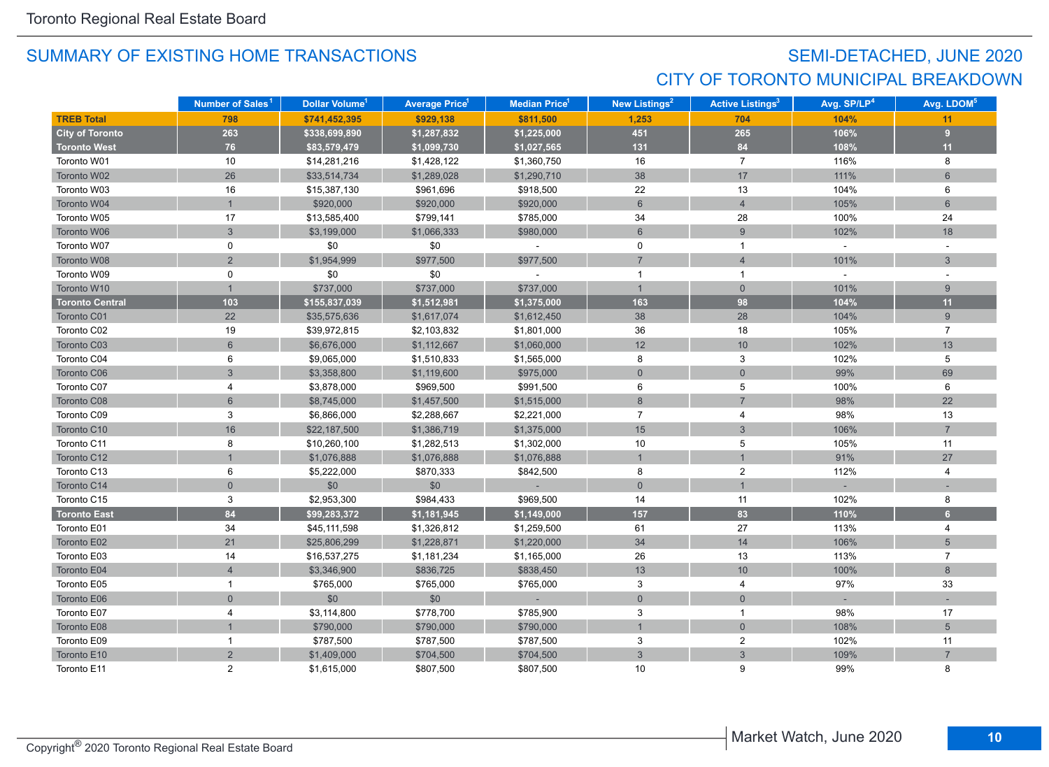Toronto Regional Real Estate Board

## SUMMARY OF EXISTING HOME TRANSACTIONS

## SEMI-DETACHED, JUNE 2020
## CITY OF TORONTO MUNICIPAL BREAKDOWN

| | Number of Sales[1] | Dollar Volume[1] | Average Price[1] | Median Price[1] | New Listings[2] | Active Listings[3] | Avg. SP/LP[4] | Avg. LDOM[5] |
|---|---|---|---|---|---|---|---|---|
| **TREB Total** | **798** | **$741,452,395** | **$929,138** | **$811,500** | **1,253** | **704** | **104%** | **11** |
| **City of Toronto** | **263** | **$338,699,890** | **$1,287,832** | **$1,225,000** | **451** | **265** | **106%** | **9** |
| **Toronto West** | **76** | **$83,579,479** | **$1,099,730** | **$1,027,565** | **131** | **84** | **108%** | **11** |
| Toronto W01 | 10 | $14,281,216 | $1,428,122 | $1,360,750 | 16 | 7 | 116% | 8 |
| Toronto W02 | 26 | $33,514,734 | $1,289,028 | $1,290,710 | 38 | 17 | 111% | 6 |
| Toronto W03 | 16 | $15,387,130 | $961,696 | $918,500 | 22 | 13 | 104% | 6 |
| Toronto W04 | 1 | $920,000 | $920,000 | $920,000 | 6 | 4 | 105% | 6 |
| Toronto W05 | 17 | $13,585,400 | $799,141 | $785,000 | 34 | 28 | 100% | 24 |
| Toronto W06 | 3 | $3,199,000 | $1,066,333 | $980,000 | 6 | 9 | 102% | 18 |
| Toronto W07 | 0 | $0 | $0 | - | 0 | 1 | - | - |
| Toronto W08 | 2 | $1,954,999 | $977,500 | $977,500 | 7 | 4 | 101% | 3 |
| Toronto W09 | 0 | $0 | $0 | - | 1 | 1 | - | - |
| Toronto W10 | 1 | $737,000 | $737,000 | $737,000 | 1 | 0 | 101% | 9 |
| **Toronto Central** | **103** | **$155,837,039** | **$1,512,981** | **$1,375,000** | **163** | **98** | **104%** | **11** |
| Toronto C01 | 22 | $35,575,636 | $1,617,074 | $1,612,450 | 38 | 28 | 104% | 9 |
| Toronto C02 | 19 | $39,972,815 | $2,103,832 | $1,801,000 | 36 | 18 | 105% | 7 |
| Toronto C03 | 6 | $6,676,000 | $1,112,667 | $1,060,000 | 12 | 10 | 102% | 13 |
| Toronto C04 | 6 | $9,065,000 | $1,510,833 | $1,565,000 | 8 | 3 | 102% | 5 |
| Toronto C06 | 3 | $3,358,800 | $1,119,600 | $975,000 | 0 | 0 | 99% | 69 |
| Toronto C07 | 4 | $3,878,000 | $969,500 | $991,500 | 6 | 5 | 100% | 6 |
| Toronto C08 | 6 | $8,745,000 | $1,457,500 | $1,515,000 | 8 | 7 | 98% | 22 |
| Toronto C09 | 3 | $6,866,000 | $2,288,667 | $2,221,000 | 7 | 4 | 98% | 13 |
| Toronto C10 | 16 | $22,187,500 | $1,386,719 | $1,375,000 | 15 | 3 | 106% | 7 |
| Toronto C11 | 8 | $10,260,100 | $1,282,513 | $1,302,000 | 10 | 5 | 105% | 11 |
| Toronto C12 | 1 | $1,076,888 | $1,076,888 | $1,076,888 | 1 | 1 | 91% | 27 |
| Toronto C13 | 6 | $5,222,000 | $870,333 | $842,500 | 8 | 2 | 112% | 4 |
| Toronto C14 | 0 | $0 | $0 | - | 0 | 1 | - | - |
| Toronto C15 | 3 | $2,953,300 | $984,433 | $969,500 | 14 | 11 | 102% | 8 |
| **Toronto East** | **84** | **$99,283,372** | **$1,181,945** | **$1,149,000** | **157** | **83** | **110%** | **6** |
| Toronto E01 | 34 | $45,111,598 | $1,326,812 | $1,259,500 | 61 | 27 | 113% | 4 |
| Toronto E02 | 21 | $25,806,299 | $1,228,871 | $1,220,000 | 34 | 14 | 106% | 5 |
| Toronto E03 | 14 | $16,537,275 | $1,181,234 | $1,165,000 | 26 | 13 | 113% | 7 |
| Toronto E04 | 4 | $3,346,900 | $836,725 | $838,450 | 13 | 10 | 100% | 8 |
| Toronto E05 | 1 | $765,000 | $765,000 | $765,000 | 3 | 4 | 97% | 33 |
| Toronto E06 | 0 | $0 | $0 | - | 0 | 0 | - | - |
| Toronto E07 | 4 | $3,114,800 | $778,700 | $785,900 | 3 | 1 | 98% | 17 |
| Toronto E08 | 1 | $790,000 | $790,000 | $790,000 | 1 | 0 | 108% | 5 |
| Toronto E09 | 1 | $787,500 | $787,500 | $787,500 | 3 | 2 | 102% | 11 |
| Toronto E10 | 2 | $1,409,000 | $704,500 | $704,500 | 3 | 3 | 109% | 7 |
| Toronto E11 | 2 | $1,615,000 | $807,500 | $807,500 | 10 | 9 | 99% | 8 |

Copyright® 2020 Toronto Regional Real Estate Board

Market Watch, June 2020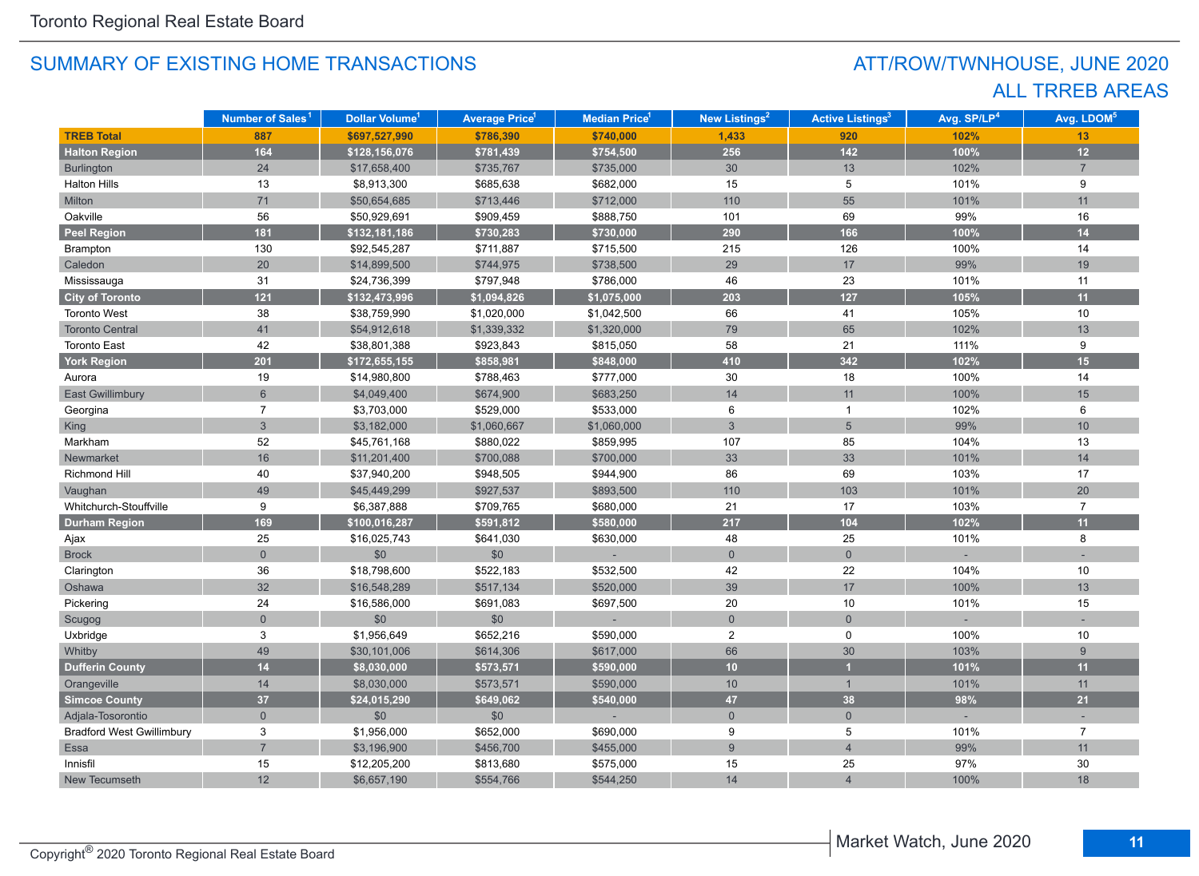## SUMMARY OF EXISTING HOME TRANSACTIONS

## ATT/ROW/TWNHOUSE, JUNE 2020
## ALL TRREB AREAS

| | Number of Sales[1] | Dollar Volume[1] | Average Price[1] | Median Price[1] | New Listings[2] | Active Listings[3] | Avg. SP/LP[4] | Avg. LDOM[5] |
|---|---|---|---|---|---|---|---|---|
| **TREB Total** | **887** | **$697,527,990** | **$786,390** | **$740,000** | **1,433** | **920** | **102%** | **13** |
| **Halton Region** | **164** | **$128,156,076** | **$781,439** | **$754,500** | **256** | **142** | **100%** | **12** |
| Burlington | 24 | $17,658,400 | $735,767 | $735,000 | 30 | 13 | 102% | 7 |
| Halton Hills | 13 | $8,913,300 | $685,638 | $682,000 | 15 | 5 | 101% | 9 |
| Milton | 71 | $50,654,685 | $713,446 | $712,000 | 110 | 55 | 101% | 11 |
| Oakville | 56 | $50,929,691 | $909,459 | $888,750 | 101 | 69 | 99% | 16 |
| **Peel Region** | **181** | **$132,181,186** | **$730,283** | **$730,000** | **290** | **166** | **100%** | **14** |
| Brampton | 130 | $92,545,287 | $711,887 | $715,500 | 215 | 126 | 100% | 14 |
| Caledon | 20 | $14,899,500 | $744,975 | $738,500 | 29 | 17 | 99% | 19 |
| Mississauga | 31 | $24,736,399 | $797,948 | $786,000 | 46 | 23 | 101% | 11 |
| **City of Toronto** | **121** | **$132,473,996** | **$1,094,826** | **$1,075,000** | **203** | **127** | **105%** | **11** |
| Toronto West | 38 | $38,759,990 | $1,020,000 | $1,042,500 | 66 | 41 | 105% | 10 |
| Toronto Central | 41 | $54,912,618 | $1,339,332 | $1,320,000 | 79 | 65 | 102% | 13 |
| Toronto East | 42 | $38,801,388 | $923,843 | $815,050 | 58 | 21 | 111% | 9 |
| **York Region** | **201** | **$172,655,155** | **$858,981** | **$848,000** | **410** | **342** | **102%** | **15** |
| Aurora | 19 | $14,980,800 | $788,463 | $777,000 | 30 | 18 | 100% | 14 |
| East Gwillimbury | 6 | $4,049,400 | $674,900 | $683,250 | 14 | 11 | 100% | 15 |
| Georgina | 7 | $3,703,000 | $529,000 | $533,000 | 6 | 1 | 102% | 6 |
| King | 3 | $3,182,000 | $1,060,667 | $1,060,000 | 3 | 5 | 99% | 10 |
| Markham | 52 | $45,761,168 | $880,022 | $859,995 | 107 | 85 | 104% | 13 |
| Newmarket | 16 | $11,201,400 | $700,088 | $700,000 | 33 | 33 | 101% | 14 |
| Richmond Hill | 40 | $37,940,200 | $948,505 | $944,900 | 86 | 69 | 103% | 17 |
| Vaughan | 49 | $45,449,299 | $927,537 | $893,500 | 110 | 103 | 101% | 20 |
| Whitchurch-Stouffville | 9 | $6,387,888 | $709,765 | $680,000 | 21 | 17 | 103% | 7 |
| **Durham Region** | **169** | **$100,016,287** | **$591,812** | **$580,000** | **217** | **104** | **102%** | **11** |
| Ajax | 25 | $16,025,743 | $641,030 | $630,000 | 48 | 25 | 101% | 8 |
| Brock | 0 | $0 | $0 | - | 0 | 0 | - | - |
| Clarington | 36 | $18,798,600 | $522,183 | $532,500 | 42 | 22 | 104% | 10 |
| Oshawa | 32 | $16,548,289 | $517,134 | $520,000 | 39 | 17 | 100% | 13 |
| Pickering | 24 | $16,586,000 | $691,083 | $697,500 | 20 | 10 | 101% | 15 |
| Scugog | 0 | $0 | $0 | - | 0 | 0 | - | - |
| Uxbridge | 3 | $1,956,649 | $652,216 | $590,000 | 2 | 0 | 100% | 10 |
| Whitby | 49 | $30,101,006 | $614,306 | $617,000 | 66 | 30 | 103% | 9 |
| **Dufferin County** | **14** | **$8,030,000** | **$573,571** | **$590,000** | **10** | **1** | **101%** | **11** |
| Orangeville | 14 | $8,030,000 | $573,571 | $590,000 | 10 | 1 | 101% | 11 |
| **Simcoe County** | **37** | **$24,015,290** | **$649,062** | **$540,000** | **47** | **38** | **98%** | **21** |
| Adjala-Tosorontio | 0 | $0 | $0 | - | 0 | 0 | - | - |
| Bradford West Gwillimbury | 3 | $1,956,000 | $652,000 | $690,000 | 9 | 5 | 101% | 7 |
| Essa | 7 | $3,196,900 | $456,700 | $455,000 | 9 | 4 | 99% | 11 |
| Innisfil | 15 | $12,205,200 | $813,680 | $575,000 | 15 | 25 | 97% | 30 |
| New Tecumseth | 12 | $6,657,190 | $554,766 | $544,250 | 14 | 4 | 100% | 18 |

Copyright® 2020 Toronto Regional Real Estate Board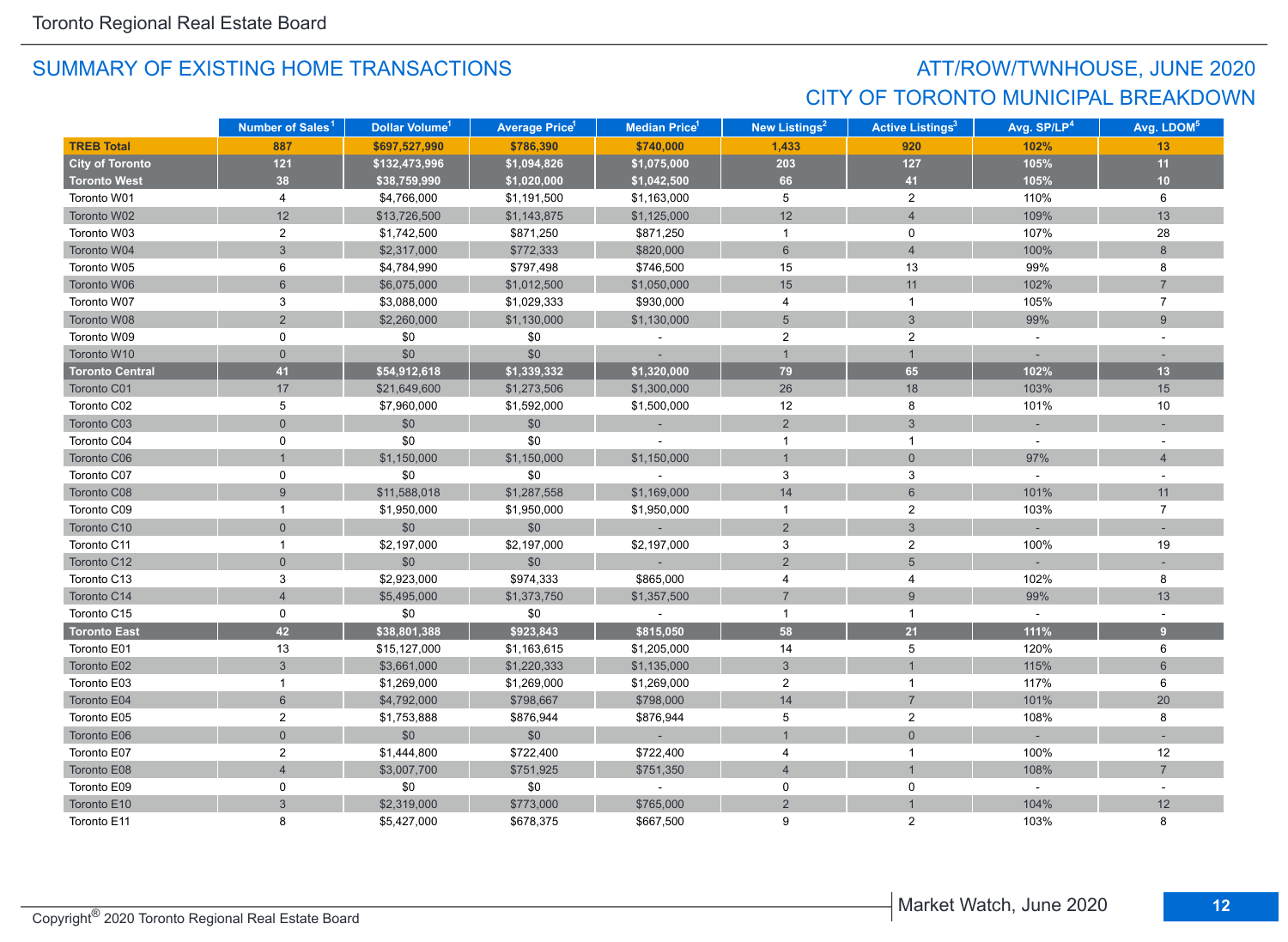## SUMMARY OF EXISTING HOME TRANSACTIONS

## ATT/ROW/TWNHOUSE, JUNE 2020
## CITY OF TORONTO MUNICIPAL BREAKDOWN

| | Number of Sales[1] | Dollar Volume[1] | Average Price[1] | Median Price[1] | New Listings[2] | Active Listings[3] | Avg. SP/LP[4] | Avg. LDOM[5] |
|---|---|---|---|---|---|---|---|---|
| **TREB Total** | **887** | **$697,527,990** | **$786,390** | **$740,000** | **1,433** | **920** | **102%** | **13** |
| **City of Toronto** | **121** | **$132,473,996** | **$1,094,826** | **$1,075,000** | **203** | **127** | **105%** | **11** |
| **Toronto West** | **38** | **$38,759,990** | **$1,020,000** | **$1,042,500** | **66** | **41** | **105%** | **10** |
| Toronto W01 | 4 | $4,766,000 | $1,191,500 | $1,163,000 | 5 | 2 | 110% | 6 |
| Toronto W02 | 12 | $13,726,500 | $1,143,875 | $1,125,000 | 12 | 4 | 109% | 13 |
| Toronto W03 | 2 | $1,742,500 | $871,250 | $871,250 | 1 | 0 | 107% | 28 |
| Toronto W04 | 3 | $2,317,000 | $772,333 | $820,000 | 6 | 4 | 100% | 8 |
| Toronto W05 | 6 | $4,784,990 | $797,498 | $746,500 | 15 | 13 | 99% | 8 |
| Toronto W06 | 6 | $6,075,000 | $1,012,500 | $1,050,000 | 15 | 11 | 102% | 7 |
| Toronto W07 | 3 | $3,088,000 | $1,029,333 | $930,000 | 4 | 1 | 105% | 7 |
| Toronto W08 | 2 | $2,260,000 | $1,130,000 | $1,130,000 | 5 | 3 | 99% | 9 |
| Toronto W09 | 0 | $0 | $0 | - | 2 | 2 | - | - |
| Toronto W10 | 0 | $0 | $0 | - | 1 | 1 | - | - |
| **Toronto Central** | **41** | **$54,912,618** | **$1,339,332** | **$1,320,000** | **79** | **65** | **102%** | **13** |
| Toronto C01 | 17 | $21,649,600 | $1,273,506 | $1,300,000 | 26 | 18 | 103% | 15 |
| Toronto C02 | 5 | $7,960,000 | $1,592,000 | $1,500,000 | 12 | 8 | 101% | 10 |
| Toronto C03 | 0 | $0 | $0 | - | 2 | 3 | - | - |
| Toronto C04 | 0 | $0 | $0 | - | 1 | 1 | - | - |
| Toronto C06 | 1 | $1,150,000 | $1,150,000 | $1,150,000 | 1 | 0 | 97% | 4 |
| Toronto C07 | 0 | $0 | $0 | - | 3 | 3 | - | - |
| Toronto C08 | 9 | $11,588,018 | $1,287,558 | $1,169,000 | 14 | 6 | 101% | 11 |
| Toronto C09 | 1 | $1,950,000 | $1,950,000 | $1,950,000 | 1 | 2 | 103% | 7 |
| Toronto C10 | 0 | $0 | $0 | - | 2 | 3 | - | - |
| Toronto C11 | 1 | $2,197,000 | $2,197,000 | $2,197,000 | 3 | 2 | 100% | 19 |
| Toronto C12 | 0 | $0 | $0 | - | 2 | 5 | - | - |
| Toronto C13 | 3 | $2,923,000 | $974,333 | $865,000 | 4 | 4 | 102% | 8 |
| Toronto C14 | 4 | $5,495,000 | $1,373,750 | $1,357,500 | 7 | 9 | 99% | 13 |
| Toronto C15 | 0 | $0 | $0 | - | 1 | 1 | - | - |
| **Toronto East** | **42** | **$38,801,388** | **$923,843** | **$815,050** | **58** | **21** | **111%** | **9** |
| Toronto E01 | 13 | $15,127,000 | $1,163,615 | $1,205,000 | 14 | 5 | 120% | 6 |
| Toronto E02 | 3 | $3,661,000 | $1,220,333 | $1,135,000 | 3 | 1 | 115% | 6 |
| Toronto E03 | 1 | $1,269,000 | $1,269,000 | $1,269,000 | 2 | 1 | 117% | 6 |
| Toronto E04 | 6 | $4,792,000 | $798,667 | $798,000 | 14 | 7 | 101% | 20 |
| Toronto E05 | 2 | $1,753,888 | $876,944 | $876,944 | 5 | 2 | 108% | 8 |
| Toronto E06 | 0 | $0 | $0 | - | 1 | 0 | - | - |
| Toronto E07 | 2 | $1,444,800 | $722,400 | $722,400 | 4 | 1 | 100% | 12 |
| Toronto E08 | 4 | $3,007,700 | $751,925 | $751,350 | 4 | 1 | 108% | 7 |
| Toronto E09 | 0 | $0 | $0 | - | 0 | 0 | - | - |
| Toronto E10 | 3 | $2,319,000 | $773,000 | $765,000 | 2 | 1 | 104% | 12 |
| Toronto E11 | 8 | $5,427,000 | $678,375 | $667,500 | 9 | 2 | 103% | 8 |

Copyright® 2020 Toronto Regional Real Estate Board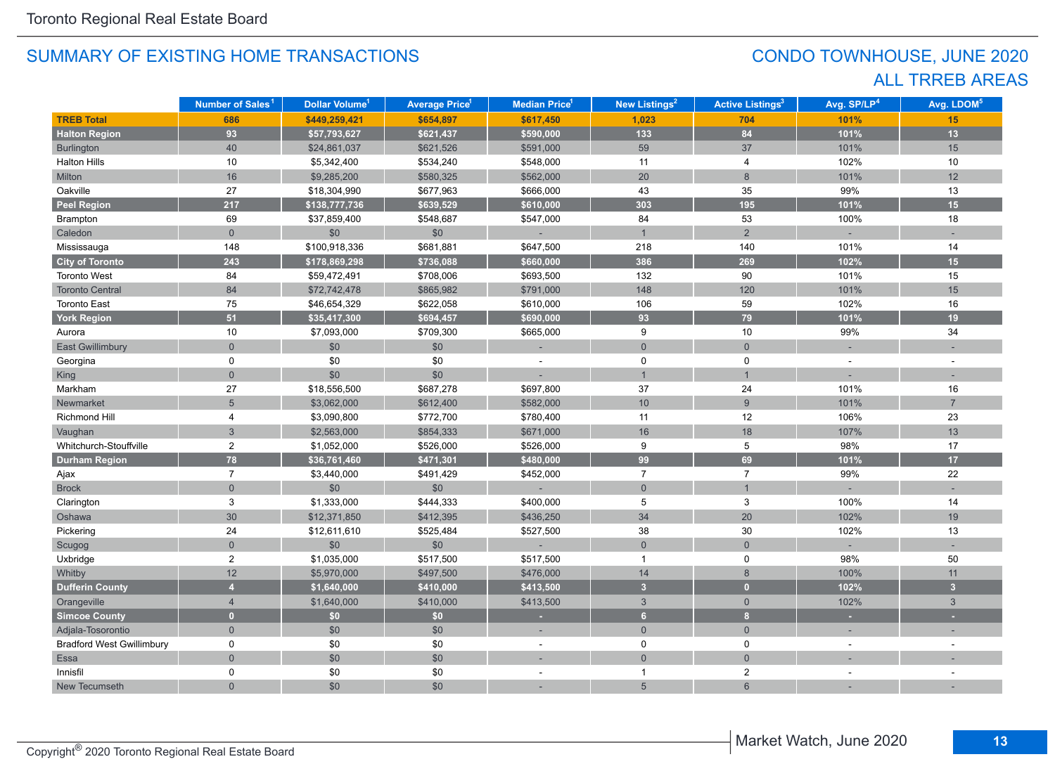Toronto Regional Real Estate Board

## SUMMARY OF EXISTING HOME TRANSACTIONS

## CONDO TOWNHOUSE, JUNE 2020
## ALL TRREB AREAS

| | Number of Sales[1] | Dollar Volume[1] | Average Price[1] | Median Price[1] | New Listings[2] | Active Listings[3] | Avg. SP/LP[4] | Avg. LDOM[5] |
|---|---|---|---|---|---|---|---|---|
| **TREB Total** | **686** | **$449,259,421** | **$654,897** | **$617,450** | **1,023** | **704** | **101%** | **15** |
| **Halton Region** | **93** | **$57,793,627** | **$621,437** | **$590,000** | **133** | **84** | **101%** | **13** |
| Burlington | 40 | $24,861,037 | $621,526 | $591,000 | 59 | 37 | 101% | 15 |
| Halton Hills | 10 | $5,342,400 | $534,240 | $548,000 | 11 | 4 | 102% | 10 |
| Milton | 16 | $9,285,200 | $580,325 | $562,000 | 20 | 8 | 101% | 12 |
| Oakville | 27 | $18,304,990 | $677,963 | $666,000 | 43 | 35 | 99% | 13 |
| **Peel Region** | **217** | **$138,777,736** | **$639,529** | **$610,000** | **303** | **195** | **101%** | **15** |
| Brampton | 69 | $37,859,400 | $548,687 | $547,000 | 84 | 53 | 100% | 18 |
| Caledon | 0 | $0 | $0 | - | 1 | 2 | - | - |
| Mississauga | 148 | $100,918,336 | $681,881 | $647,500 | 218 | 140 | 101% | 14 |
| **City of Toronto** | **243** | **$178,869,298** | **$736,088** | **$660,000** | **386** | **269** | **102%** | **15** |
| Toronto West | 84 | $59,472,491 | $708,006 | $693,500 | 132 | 90 | 101% | 15 |
| Toronto Central | 84 | $72,742,478 | $865,982 | $791,000 | 148 | 120 | 101% | 15 |
| Toronto East | 75 | $46,654,329 | $622,058 | $610,000 | 106 | 59 | 102% | 16 |
| **York Region** | **51** | **$35,417,300** | **$694,457** | **$690,000** | **93** | **79** | **101%** | **19** |
| Aurora | 10 | $7,093,000 | $709,300 | $665,000 | 9 | 10 | 99% | 34 |
| East Gwillimbury | 0 | $0 | $0 | - | 0 | 0 | - | - |
| Georgina | 0 | $0 | $0 | - | 0 | 0 | - | - |
| King | 0 | $0 | $0 | - | 1 | 1 | - | - |
| Markham | 27 | $18,556,500 | $687,278 | $697,800 | 37 | 24 | 101% | 16 |
| Newmarket | 5 | $3,062,000 | $612,400 | $582,000 | 10 | 9 | 101% | 7 |
| Richmond Hill | 4 | $3,090,800 | $772,700 | $780,400 | 11 | 12 | 106% | 23 |
| Vaughan | 3 | $2,563,000 | $854,333 | $671,000 | 16 | 18 | 107% | 13 |
| Whitchurch-Stouffville | 2 | $1,052,000 | $526,000 | $526,000 | 9 | 5 | 98% | 17 |
| **Durham Region** | **78** | **$36,761,460** | **$471,301** | **$480,000** | **99** | **69** | **101%** | **17** |
| Ajax | 7 | $3,440,000 | $491,429 | $452,000 | 7 | 7 | 99% | 22 |
| Brock | 0 | $0 | $0 | - | 0 | 1 | - | - |
| Clarington | 3 | $1,333,000 | $444,333 | $400,000 | 5 | 3 | 100% | 14 |
| Oshawa | 30 | $12,371,850 | $412,395 | $436,250 | 34 | 20 | 102% | 19 |
| Pickering | 24 | $12,611,610 | $525,484 | $527,500 | 38 | 30 | 102% | 13 |
| Scugog | 0 | $0 | $0 | - | 0 | 0 | - | - |
| Uxbridge | 2 | $1,035,000 | $517,500 | $517,500 | 1 | 0 | 98% | 50 |
| Whitby | 12 | $5,970,000 | $497,500 | $476,000 | 14 | 8 | 100% | 11 |
| **Dufferin County** | **4** | **$1,640,000** | **$410,000** | **$413,500** | **3** | **0** | **102%** | **3** |
| Orangeville | 4 | $1,640,000 | $410,000 | $413,500 | 3 | 0 | 102% | 3 |
| **Simcoe County** | **0** | **$0** | **$0** | **-** | **6** | **8** | **-** | **-** |
| Adjala-Tosorontio | 0 | $0 | $0 | - | 0 | 0 | - | - |
| Bradford West Gwillimbury | 0 | $0 | $0 | - | 0 | 0 | - | - |
| Essa | 0 | $0 | $0 | - | 0 | 0 | - | - |
| Innisfil | 0 | $0 | $0 | - | 1 | 2 | - | - |
| New Tecumseth | 0 | $0 | $0 | - | 5 | 6 | - | - |

Copyright® 2020 Toronto Regional Real Estate Board

Market Watch, June 2020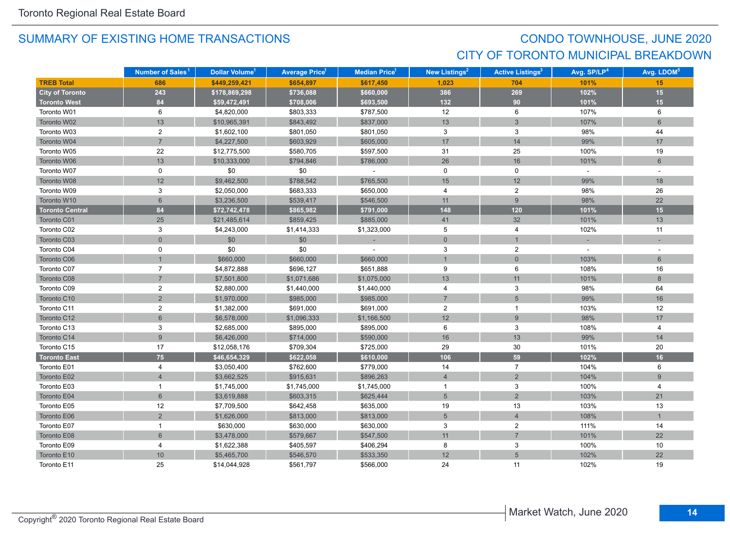## SUMMARY OF EXISTING HOME TRANSACTIONS

## CONDO TOWNHOUSE, JUNE 2020
## CITY OF TORONTO MUNICIPAL BREAKDOWN

| | Number of Sales[1] | Dollar Volume[1] | Average Price[1] | Median Price[1] | New Listings[2] | Active Listings[3] | Avg. SP/LP[4] | Avg. LDOM[5] |
|---|---|---|---|---|---|---|---|---|
| **TREB Total** | **686** | **$449,259,421** | **$654,897** | **$617,450** | **1,023** | **704** | **101%** | **15** |
| **City of Toronto** | **243** | **$178,869,298** | **$736,088** | **$660,000** | **386** | **269** | **102%** | **15** |
| **Toronto West** | **84** | **$59,472,491** | **$708,006** | **$693,500** | **132** | **90** | **101%** | **15** |
| Toronto W01 | 6 | $4,820,000 | $803,333 | $787,500 | 12 | 6 | 107% | 6 |
| Toronto W02 | 13 | $10,965,391 | $843,492 | $837,000 | 13 | 3 | 107% | 6 |
| Toronto W03 | 2 | $1,602,100 | $801,050 | $801,050 | 3 | 3 | 98% | 44 |
| Toronto W04 | 7 | $4,227,500 | $603,929 | $605,000 | 17 | 14 | 99% | 17 |
| Toronto W05 | 22 | $12,775,500 | $580,705 | $597,500 | 31 | 25 | 100% | 19 |
| Toronto W06 | 13 | $10,333,000 | $794,846 | $786,000 | 26 | 16 | 101% | 6 |
| Toronto W07 | 0 | $0 | $0 | - | 0 | 0 | - | - |
| Toronto W08 | 12 | $9,462,500 | $788,542 | $765,500 | 15 | 12 | 99% | 18 |
| Toronto W09 | 3 | $2,050,000 | $683,333 | $650,000 | 4 | 2 | 98% | 26 |
| Toronto W10 | 6 | $3,236,500 | $539,417 | $546,500 | 11 | 9 | 98% | 22 |
| **Toronto Central** | **84** | **$72,742,478** | **$865,982** | **$791,000** | **148** | **120** | **101%** | **15** |
| Toronto C01 | 25 | $21,485,614 | $859,425 | $885,000 | 41 | 32 | 101% | 13 |
| Toronto C02 | 3 | $4,243,000 | $1,414,333 | $1,323,000 | 5 | 4 | 102% | 11 |
| Toronto C03 | 0 | $0 | $0 | - | 0 | 1 | - | - |
| Toronto C04 | 0 | $0 | $0 | - | 3 | 2 | - | - |
| Toronto C06 | 1 | $660,000 | $660,000 | $660,000 | 1 | 0 | 103% | 6 |
| Toronto C07 | 7 | $4,872,888 | $696,127 | $651,888 | 9 | 6 | 108% | 16 |
| Toronto C08 | 7 | $7,501,800 | $1,071,686 | $1,075,000 | 13 | 11 | 101% | 8 |
| Toronto C09 | 2 | $2,880,000 | $1,440,000 | $1,440,000 | 4 | 3 | 98% | 64 |
| Toronto C10 | 2 | $1,970,000 | $985,000 | $985,000 | 7 | 5 | 99% | 16 |
| Toronto C11 | 2 | $1,382,000 | $691,000 | $691,000 | 2 | 1 | 103% | 12 |
| Toronto C12 | 6 | $6,578,000 | $1,096,333 | $1,166,500 | 12 | 9 | 98% | 17 |
| Toronto C13 | 3 | $2,685,000 | $895,000 | $895,000 | 6 | 3 | 108% | 4 |
| Toronto C14 | 9 | $6,426,000 | $714,000 | $590,000 | 16 | 13 | 99% | 14 |
| Toronto C15 | 17 | $12,058,176 | $709,304 | $725,000 | 29 | 30 | 101% | 20 |
| **Toronto East** | **75** | **$46,654,329** | **$622,058** | **$610,000** | **106** | **59** | **102%** | **16** |
| Toronto E01 | 4 | $3,050,400 | $762,600 | $779,000 | 14 | 7 | 104% | 6 |
| Toronto E02 | 4 | $3,662,525 | $915,631 | $896,263 | 4 | 2 | 104% | 9 |
| Toronto E03 | 1 | $1,745,000 | $1,745,000 | $1,745,000 | 1 | 3 | 100% | 4 |
| Toronto E04 | 6 | $3,619,888 | $603,315 | $625,444 | 5 | 2 | 103% | 21 |
| Toronto E05 | 12 | $7,709,500 | $642,458 | $635,000 | 19 | 13 | 103% | 13 |
| Toronto E06 | 2 | $1,626,000 | $813,000 | $813,000 | 5 | 4 | 108% | 1 |
| Toronto E07 | 1 | $630,000 | $630,000 | $630,000 | 3 | 2 | 111% | 14 |
| Toronto E08 | 6 | $3,478,000 | $579,667 | $547,500 | 11 | 7 | 101% | 22 |
| Toronto E09 | 4 | $1,622,388 | $405,597 | $406,294 | 8 | 3 | 100% | 10 |
| Toronto E10 | 10 | $5,465,700 | $546,570 | $533,350 | 12 | 5 | 102% | 22 |
| Toronto E11 | 25 | $14,044,928 | $561,797 | $566,000 | 24 | 11 | 102% | 19 |

Copyright® 2020 Toronto Regional Real Estate Board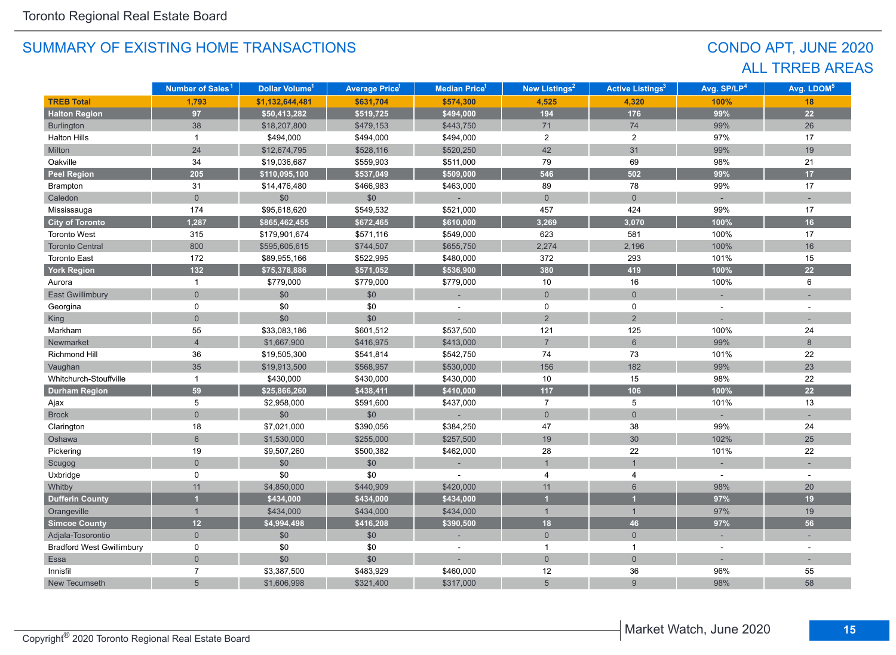Toronto Regional Real Estate Board

## SUMMARY OF EXISTING HOME TRANSACTIONS

## CONDO APT, JUNE 2020
## ALL TRREB AREAS

| | Number of Sales[1] | Dollar Volume[1] | Average Price[1] | Median Price[1] | New Listings[2] | Active Listings[3] | Avg. SP/LP[4] | Avg. LDOM[5] |
|---|---|---|---|---|---|---|---|---|
| **TREB Total** | **1,793** | **$1,132,644,481** | **$631,704** | **$574,300** | **4,525** | **4,320** | **100%** | **18** |
| **Halton Region** | **97** | **$50,413,282** | **$519,725** | **$494,000** | **194** | **176** | **99%** | **22** |
| Burlington | 38 | $18,207,800 | $479,153 | $443,750 | 71 | 74 | 99% | 26 |
| Halton Hills | 1 | $494,000 | $494,000 | $494,000 | 2 | 2 | 97% | 17 |
| Milton | 24 | $12,674,795 | $528,116 | $520,250 | 42 | 31 | 99% | 19 |
| Oakville | 34 | $19,036,687 | $559,903 | $511,000 | 79 | 69 | 98% | 21 |
| **Peel Region** | **205** | **$110,095,100** | **$537,049** | **$509,000** | **546** | **502** | **99%** | **17** |
| Brampton | 31 | $14,476,480 | $466,983 | $463,000 | 89 | 78 | 99% | 17 |
| Caledon | 0 | $0 | $0 | - | 0 | 0 | - | - |
| Mississauga | 174 | $95,618,620 | $549,532 | $521,000 | 457 | 424 | 99% | 17 |
| **City of Toronto** | **1,287** | **$865,462,455** | **$672,465** | **$610,000** | **3,269** | **3,070** | **100%** | **16** |
| Toronto West | 315 | $179,901,674 | $571,116 | $549,000 | 623 | 581 | 100% | 17 |
| Toronto Central | 800 | $595,605,615 | $744,507 | $655,750 | 2,274 | 2,196 | 100% | 16 |
| Toronto East | 172 | $89,955,166 | $522,995 | $480,000 | 372 | 293 | 101% | 15 |
| **York Region** | **132** | **$75,378,886** | **$571,052** | **$536,900** | **380** | **419** | **100%** | **22** |
| Aurora | 1 | $779,000 | $779,000 | $779,000 | 10 | 16 | 100% | 6 |
| East Gwillimbury | 0 | $0 | $0 | - | 0 | 0 | - | - |
| Georgina | 0 | $0 | $0 | - | 0 | 0 | - | - |
| King | 0 | $0 | $0 | - | 2 | 2 | - | - |
| Markham | 55 | $33,083,186 | $601,512 | $537,500 | 121 | 125 | 100% | 24 |
| Newmarket | 4 | $1,667,900 | $416,975 | $413,000 | 7 | 6 | 99% | 8 |
| Richmond Hill | 36 | $19,505,300 | $541,814 | $542,750 | 74 | 73 | 101% | 22 |
| Vaughan | 35 | $19,913,500 | $568,957 | $530,000 | 156 | 182 | 99% | 23 |
| Whitchurch-Stouffville | 1 | $430,000 | $430,000 | $430,000 | 10 | 15 | 98% | 22 |
| **Durham Region** | **59** | **$25,866,260** | **$438,411** | **$410,000** | **117** | **106** | **100%** | **22** |
| Ajax | 5 | $2,958,000 | $591,600 | $437,000 | 7 | 5 | 101% | 13 |
| Brock | 0 | $0 | $0 | - | 0 | 0 | - | - |
| Clarington | 18 | $7,021,000 | $390,056 | $384,250 | 47 | 38 | 99% | 24 |
| Oshawa | 6 | $1,530,000 | $255,000 | $257,500 | 19 | 30 | 102% | 25 |
| Pickering | 19 | $9,507,260 | $500,382 | $462,000 | 28 | 22 | 101% | 22 |
| Scugog | 0 | $0 | $0 | - | 1 | 1 | - | - |
| Uxbridge | 0 | $0 | $0 | - | 4 | 4 | - | - |
| Whitby | 11 | $4,850,000 | $440,909 | $420,000 | 11 | 6 | 98% | 20 |
| **Dufferin County** | **1** | **$434,000** | **$434,000** | **$434,000** | **1** | **1** | **97%** | **19** |
| Orangeville | 1 | $434,000 | $434,000 | $434,000 | 1 | 1 | 97% | 19 |
| **Simcoe County** | **12** | **$4,994,498** | **$416,208** | **$390,500** | **18** | **46** | **97%** | **56** |
| Adjala-Tosorontio | 0 | $0 | $0 | - | 0 | 0 | - | - |
| Bradford West Gwillimbury | 0 | $0 | $0 | - | 1 | 1 | - | - |
| Essa | 0 | $0 | $0 | - | 0 | 0 | - | - |
| Innisfil | 7 | $3,387,500 | $483,929 | $460,000 | 12 | 36 | 96% | 55 |
| New Tecumseth | 5 | $1,606,998 | $321,400 | $317,000 | 5 | 9 | 98% | 58 |

Copyright® 2020 Toronto Regional Real Estate Board

Market Watch, June 2020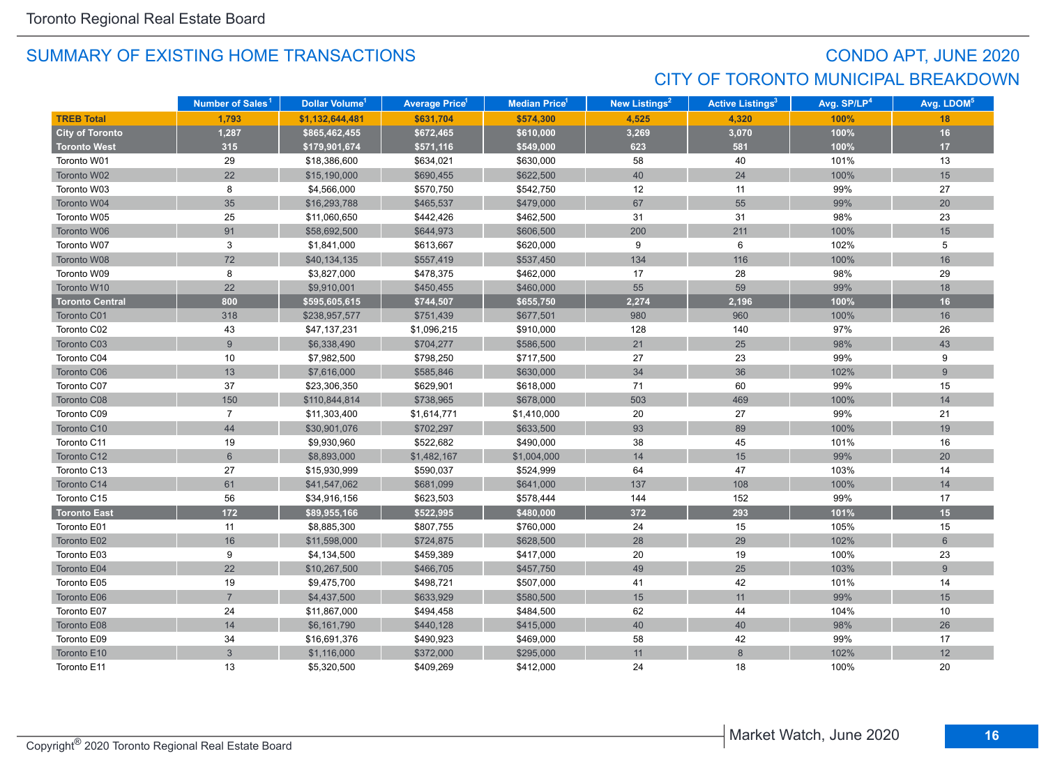## SUMMARY OF EXISTING HOME TRANSACTIONS

## CONDO APT, JUNE 2020

## CITY OF TORONTO MUNICIPAL BREAKDOWN

| | Number of Sales[1] | Dollar Volume[1] | Average Price[1] | Median Price[1] | New Listings[2] | Active Listings[3] | Avg. SP/LP[4] | Avg. LDOM[5] |
|---|---|---|---|---|---|---|---|---|
| **TREB Total** | **1,793** | **$1,132,644,481** | **$631,704** | **$574,300** | **4,525** | **4,320** | **100%** | **18** |
| **City of Toronto** | **1,287** | **$865,462,455** | **$672,465** | **$610,000** | **3,269** | **3,070** | **100%** | **16** |
| **Toronto West** | **315** | **$179,901,674** | **$571,116** | **$549,000** | **623** | **581** | **100%** | **17** |
| Toronto W01 | 29 | $18,386,600 | $634,021 | $630,000 | 58 | 40 | 101% | 13 |
| Toronto W02 | 22 | $15,190,000 | $690,455 | $622,500 | 40 | 24 | 100% | 15 |
| Toronto W03 | 8 | $4,566,000 | $570,750 | $542,750 | 12 | 11 | 99% | 27 |
| Toronto W04 | 35 | $16,293,788 | $465,537 | $479,000 | 67 | 55 | 99% | 20 |
| Toronto W05 | 25 | $11,060,650 | $442,426 | $462,500 | 31 | 31 | 98% | 23 |
| Toronto W06 | 91 | $58,692,500 | $644,973 | $606,500 | 200 | 211 | 100% | 15 |
| Toronto W07 | 3 | $1,841,000 | $613,667 | $620,000 | 9 | 6 | 102% | 5 |
| Toronto W08 | 72 | $40,134,135 | $557,419 | $537,450 | 134 | 116 | 100% | 16 |
| Toronto W09 | 8 | $3,827,000 | $478,375 | $462,000 | 17 | 28 | 98% | 29 |
| Toronto W10 | 22 | $9,910,001 | $450,455 | $460,000 | 55 | 59 | 99% | 18 |
| **Toronto Central** | **800** | **$595,605,615** | **$744,507** | **$655,750** | **2,274** | **2,196** | **100%** | **16** |
| Toronto C01 | 318 | $238,957,577 | $751,439 | $677,501 | 980 | 960 | 100% | 16 |
| Toronto C02 | 43 | $47,137,231 | $1,096,215 | $910,000 | 128 | 140 | 97% | 26 |
| Toronto C03 | 9 | $6,338,490 | $704,277 | $586,500 | 21 | 25 | 98% | 43 |
| Toronto C04 | 10 | $7,982,500 | $798,250 | $717,500 | 27 | 23 | 99% | 9 |
| Toronto C06 | 13 | $7,616,000 | $585,846 | $630,000 | 34 | 36 | 102% | 9 |
| Toronto C07 | 37 | $23,306,350 | $629,901 | $618,000 | 71 | 60 | 99% | 15 |
| Toronto C08 | 150 | $110,844,814 | $738,965 | $678,000 | 503 | 469 | 100% | 14 |
| Toronto C09 | 7 | $11,303,400 | $1,614,771 | $1,410,000 | 20 | 27 | 99% | 21 |
| Toronto C10 | 44 | $30,901,076 | $702,297 | $633,500 | 93 | 89 | 100% | 19 |
| Toronto C11 | 19 | $9,930,960 | $522,682 | $490,000 | 38 | 45 | 101% | 16 |
| Toronto C12 | 6 | $8,893,000 | $1,482,167 | $1,004,000 | 14 | 15 | 99% | 20 |
| Toronto C13 | 27 | $15,930,999 | $590,037 | $524,999 | 64 | 47 | 103% | 14 |
| Toronto C14 | 61 | $41,547,062 | $681,099 | $641,000 | 137 | 108 | 100% | 14 |
| Toronto C15 | 56 | $34,916,156 | $623,503 | $578,444 | 144 | 152 | 99% | 17 |
| **Toronto East** | **172** | **$89,955,166** | **$522,995** | **$480,000** | **372** | **293** | **101%** | **15** |
| Toronto E01 | 11 | $8,885,300 | $807,755 | $760,000 | 24 | 15 | 105% | 15 |
| Toronto E02 | 16 | $11,598,000 | $724,875 | $628,500 | 28 | 29 | 102% | 6 |
| Toronto E03 | 9 | $4,134,500 | $459,389 | $417,000 | 20 | 19 | 100% | 23 |
| Toronto E04 | 22 | $10,267,500 | $466,705 | $457,750 | 49 | 25 | 103% | 9 |
| Toronto E05 | 19 | $9,475,700 | $498,721 | $507,000 | 41 | 42 | 101% | 14 |
| Toronto E06 | 7 | $4,437,500 | $633,929 | $580,500 | 15 | 11 | 99% | 15 |
| Toronto E07 | 24 | $11,867,000 | $494,458 | $484,500 | 62 | 44 | 104% | 10 |
| Toronto E08 | 14 | $6,161,790 | $440,128 | $415,000 | 40 | 40 | 98% | 26 |
| Toronto E09 | 34 | $16,691,376 | $490,923 | $469,000 | 58 | 42 | 99% | 17 |
| Toronto E10 | 3 | $1,116,000 | $372,000 | $295,000 | 11 | 8 | 102% | 12 |
| Toronto E11 | 13 | $5,320,500 | $409,269 | $412,000 | 24 | 18 | 100% | 20 |

Copyright® 2020 Toronto Regional Real Estate Board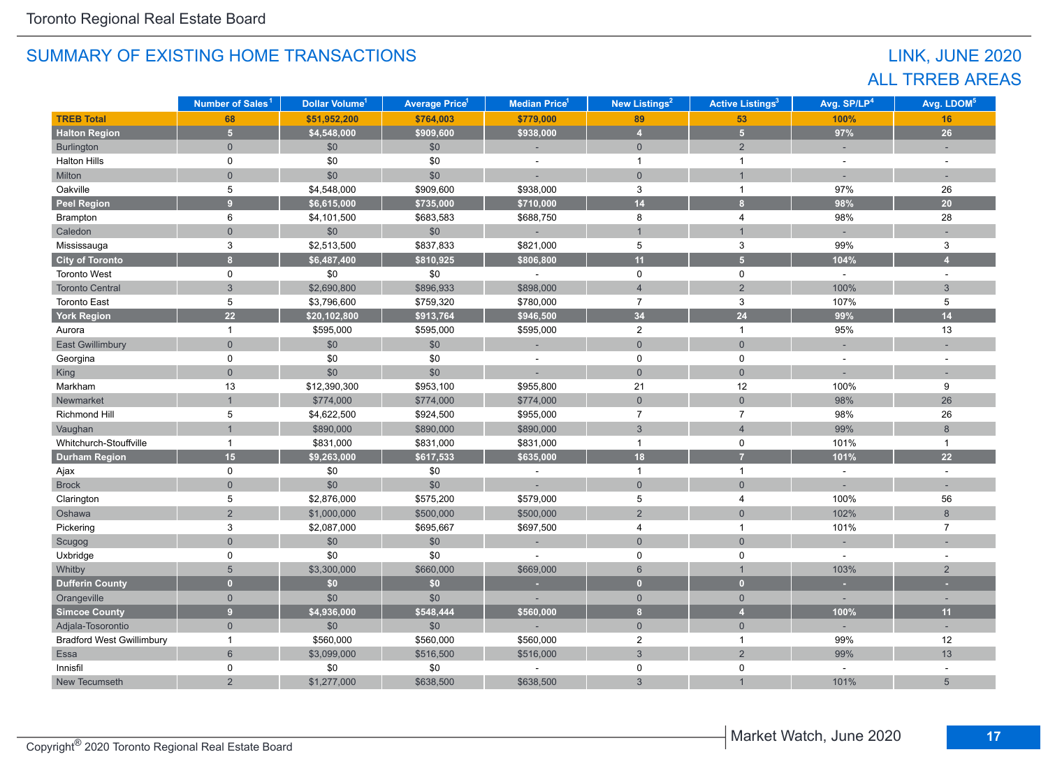## SUMMARY OF EXISTING HOME TRANSACTIONS

## LINK, JUNE 2020
## ALL TRREB AREAS

| | Number of Sales[1] | Dollar Volume[1] | Average Price[1] | Median Price[1] | New Listings[2] | Active Listings[3] | Avg. SP/LP[4] | Avg. LDOM[5] |
|---|---|---|---|---|---|---|---|---|
| **TREB Total** | **68** | **$51,952,200** | **$764,003** | **$779,000** | **89** | **53** | **100%** | **16** |
| **Halton Region** | **5** | **$4,548,000** | **$909,600** | **$938,000** | **4** | **5** | **97%** | **26** |
| Burlington | 0 | $0 | $0 | - | 0 | 2 | - | - |
| Halton Hills | 0 | $0 | $0 | - | 1 | 1 | - | - |
| Milton | 0 | $0 | $0 | - | 0 | 1 | - | - |
| Oakville | 5 | $4,548,000 | $909,600 | $938,000 | 3 | 1 | 97% | 26 |
| **Peel Region** | **9** | **$6,615,000** | **$735,000** | **$710,000** | **14** | **8** | **98%** | **20** |
| Brampton | 6 | $4,101,500 | $683,583 | $688,750 | 8 | 4 | 98% | 28 |
| Caledon | 0 | $0 | $0 | - | 1 | 1 | - | - |
| Mississauga | 3 | $2,513,500 | $837,833 | $821,000 | 5 | 3 | 99% | 3 |
| **City of Toronto** | **8** | **$6,487,400** | **$810,925** | **$806,800** | **11** | **5** | **104%** | **4** |
| Toronto West | 0 | $0 | $0 | - | 0 | 0 | - | - |
| Toronto Central | 3 | $2,690,800 | $896,933 | $898,000 | 4 | 2 | 100% | 3 |
| Toronto East | 5 | $3,796,600 | $759,320 | $780,000 | 7 | 3 | 107% | 5 |
| **York Region** | **22** | **$20,102,800** | **$913,764** | **$946,500** | **34** | **24** | **99%** | **14** |
| Aurora | 1 | $595,000 | $595,000 | $595,000 | 2 | 1 | 95% | 13 |
| East Gwillimbury | 0 | $0 | $0 | - | 0 | 0 | - | - |
| Georgina | 0 | $0 | $0 | - | 0 | 0 | - | - |
| King | 0 | $0 | $0 | - | 0 | 0 | - | - |
| Markham | 13 | $12,390,300 | $953,100 | $955,800 | 21 | 12 | 100% | 9 |
| Newmarket | 1 | $774,000 | $774,000 | $774,000 | 0 | 0 | 98% | 26 |
| Richmond Hill | 5 | $4,622,500 | $924,500 | $955,000 | 7 | 7 | 98% | 26 |
| Vaughan | 1 | $890,000 | $890,000 | $890,000 | 3 | 4 | 99% | 8 |
| Whitchurch-Stouffville | 1 | $831,000 | $831,000 | $831,000 | 1 | 0 | 101% | 1 |
| **Durham Region** | **15** | **$9,263,000** | **$617,533** | **$635,000** | **18** | **7** | **101%** | **22** |
| Ajax | 0 | $0 | $0 | - | 1 | 1 | - | - |
| Brock | 0 | $0 | $0 | - | 0 | 0 | - | - |
| Clarington | 5 | $2,876,000 | $575,200 | $579,000 | 5 | 4 | 100% | 56 |
| Oshawa | 2 | $1,000,000 | $500,000 | $500,000 | 2 | 0 | 102% | 8 |
| Pickering | 3 | $2,087,000 | $695,667 | $697,500 | 4 | 1 | 101% | 7 |
| Scugog | 0 | $0 | $0 | - | 0 | 0 | - | - |
| Uxbridge | 0 | $0 | $0 | - | 0 | 0 | - | - |
| Whitby | 5 | $3,300,000 | $660,000 | $669,000 | 6 | 1 | 103% | 2 |
| **Dufferin County** | **0** | **$0** | **$0** | **-** | **0** | **0** | **-** | **-** |
| Orangeville | 0 | $0 | $0 | - | 0 | 0 | - | - |
| **Simcoe County** | **9** | **$4,936,000** | **$548,444** | **$560,000** | **8** | **4** | **100%** | **11** |
| Adjala-Tosorontio | 0 | $0 | $0 | - | 0 | 0 | - | - |
| Bradford West Gwillimbury | 1 | $560,000 | $560,000 | $560,000 | 2 | 1 | 99% | 12 |
| Essa | 6 | $3,099,000 | $516,500 | $516,000 | 3 | 2 | 99% | 13 |
| Innisfil | 0 | $0 | $0 | - | 0 | 0 | - | - |
| New Tecumseth | 2 | $1,277,000 | $638,500 | $638,500 | 3 | 1 | 101% | 5 |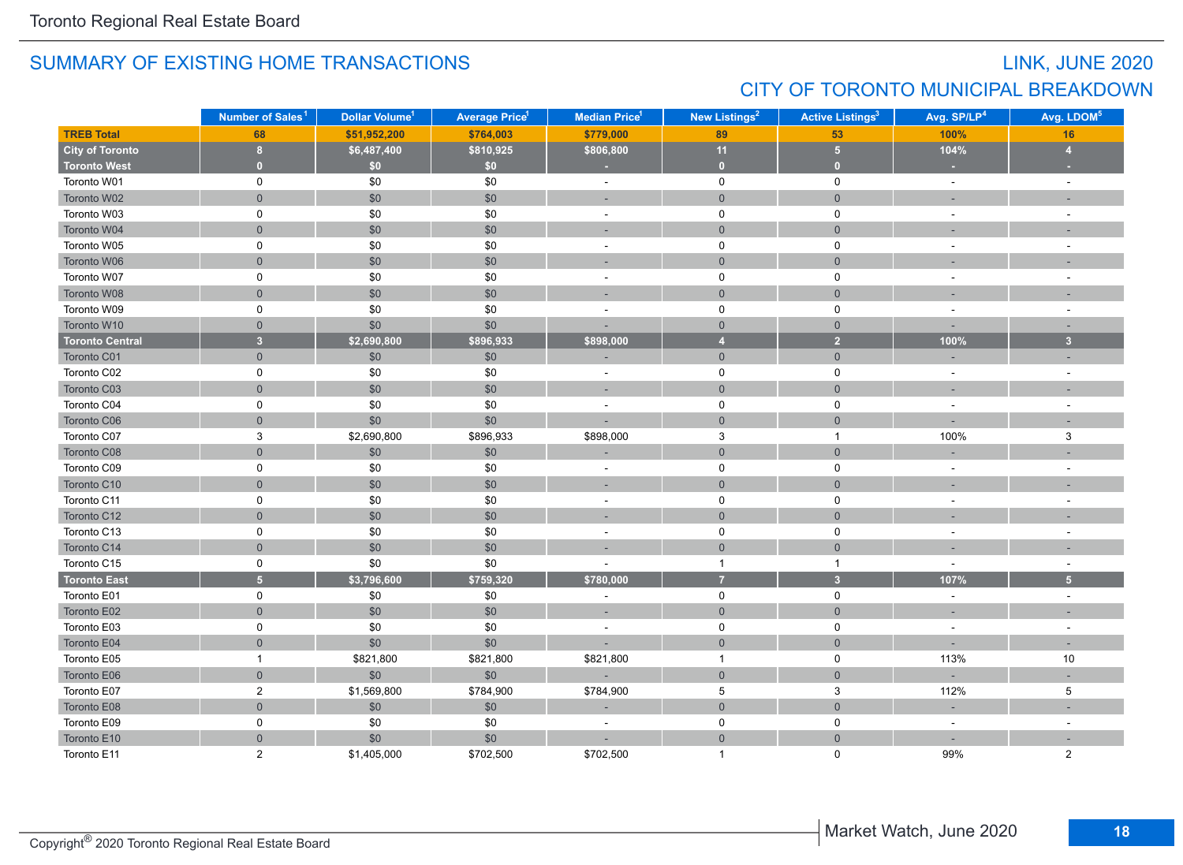## SUMMARY OF EXISTING HOME TRANSACTIONS

## LINK, JUNE 2020
## CITY OF TORONTO MUNICIPAL BREAKDOWN

| | Number of Sales[1] | Dollar Volume[1] | Average Price[1] | Median Price[1] | New Listings[2] | Active Listings[3] | Avg. SP/LP[4] | Avg. LDOM[5] |
|---|---|---|---|---|---|---|---|---|
| **TREB Total** | **68** | **$51,952,200** | **$764,003** | **$779,000** | **89** | **53** | **100%** | **16** |
| **City of Toronto** | **8** | **$6,487,400** | **$810,925** | **$806,800** | **11** | **5** | **104%** | **4** |
| **Toronto West** | **0** | **$0** | **$0** | **-** | **0** | **0** | **-** | **-** |
| Toronto W01 | 0 | $0 | $0 | - | 0 | 0 | - | - |
| Toronto W02 | 0 | $0 | $0 | - | 0 | 0 | - | - |
| Toronto W03 | 0 | $0 | $0 | - | 0 | 0 | - | - |
| Toronto W04 | 0 | $0 | $0 | - | 0 | 0 | - | - |
| Toronto W05 | 0 | $0 | $0 | - | 0 | 0 | - | - |
| Toronto W06 | 0 | $0 | $0 | - | 0 | 0 | - | - |
| Toronto W07 | 0 | $0 | $0 | - | 0 | 0 | - | - |
| Toronto W08 | 0 | $0 | $0 | - | 0 | 0 | - | - |
| Toronto W09 | 0 | $0 | $0 | - | 0 | 0 | - | - |
| Toronto W10 | 0 | $0 | $0 | - | 0 | 0 | - | - |
| **Toronto Central** | **3** | **$2,690,800** | **$896,933** | **$898,000** | **4** | **2** | **100%** | **3** |
| Toronto C01 | 0 | $0 | $0 | - | 0 | 0 | - | - |
| Toronto C02 | 0 | $0 | $0 | - | 0 | 0 | - | - |
| Toronto C03 | 0 | $0 | $0 | - | 0 | 0 | - | - |
| Toronto C04 | 0 | $0 | $0 | - | 0 | 0 | - | - |
| Toronto C06 | 0 | $0 | $0 | - | 0 | 0 | - | - |
| Toronto C07 | 3 | $2,690,800 | $896,933 | $898,000 | 3 | 1 | 100% | 3 |
| Toronto C08 | 0 | $0 | $0 | - | 0 | 0 | - | - |
| Toronto C09 | 0 | $0 | $0 | - | 0 | 0 | - | - |
| Toronto C10 | 0 | $0 | $0 | - | 0 | 0 | - | - |
| Toronto C11 | 0 | $0 | $0 | - | 0 | 0 | - | - |
| Toronto C12 | 0 | $0 | $0 | - | 0 | 0 | - | - |
| Toronto C13 | 0 | $0 | $0 | - | 0 | 0 | - | - |
| Toronto C14 | 0 | $0 | $0 | - | 0 | 0 | - | - |
| Toronto C15 | 0 | $0 | $0 | - | 1 | 1 | - | - |
| **Toronto East** | **5** | **$3,796,600** | **$759,320** | **$780,000** | **7** | **3** | **107%** | **5** |
| Toronto E01 | 0 | $0 | $0 | - | 0 | 0 | - | - |
| Toronto E02 | 0 | $0 | $0 | - | 0 | 0 | - | - |
| Toronto E03 | 0 | $0 | $0 | - | 0 | 0 | - | - |
| Toronto E04 | 0 | $0 | $0 | - | 0 | 0 | - | - |
| Toronto E05 | 1 | $821,800 | $821,800 | $821,800 | 1 | 0 | 113% | 10 |
| Toronto E06 | 0 | $0 | $0 | - | 0 | 0 | - | - |
| Toronto E07 | 2 | $1,569,800 | $784,900 | $784,900 | 5 | 3 | 112% | 5 |
| Toronto E08 | 0 | $0 | $0 | - | 0 | 0 | - | - |
| Toronto E09 | 0 | $0 | $0 | - | 0 | 0 | - | - |
| Toronto E10 | 0 | $0 | $0 | - | 0 | 0 | - | - |
| Toronto E11 | 2 | $1,405,000 | $702,500 | $702,500 | 1 | 0 | 99% | 2 |

Copyright® 2020 Toronto Regional Real Estate Board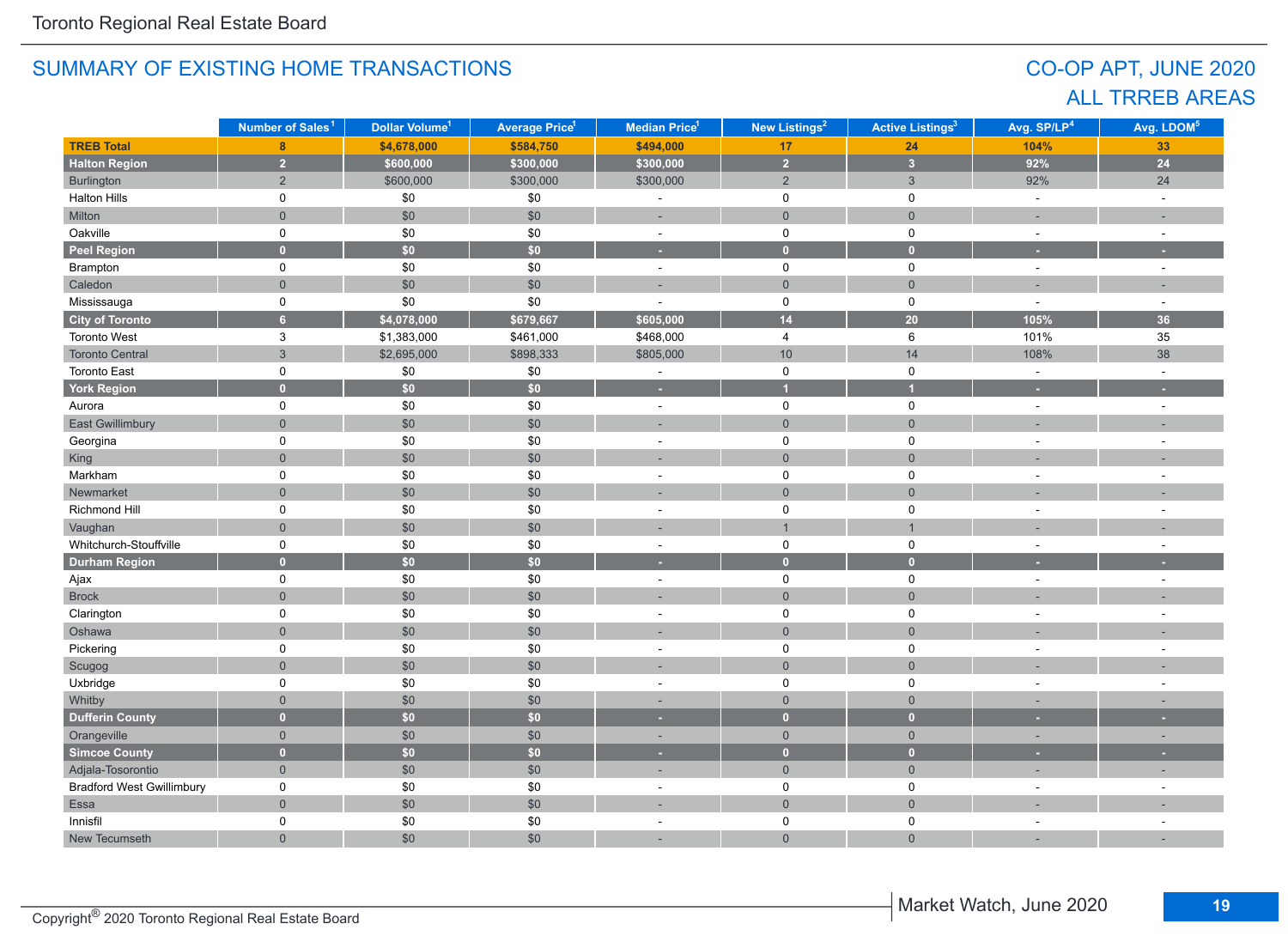## SUMMARY OF EXISTING HOME TRANSACTIONS

## CO-OP APT, JUNE 2020
## ALL TRREB AREAS

| | Number of Sales[1] | Dollar Volume[1] | Average Price[1] | Median Price[1] | New Listings[2] | Active Listings[3] | Avg. SP/LP[4] | Avg. LDOM[5] |
|---|---|---|---|---|---|---|---|---|
| **TREB Total** | **8** | **$4,678,000** | **$584,750** | **$494,000** | **17** | **24** | **104%** | **33** |
| **Halton Region** | **2** | **$600,000** | **$300,000** | **$300,000** | **2** | **3** | **92%** | **24** |
| Burlington | 2 | $600,000 | $300,000 | $300,000 | 2 | 3 | 92% | 24 |
| Halton Hills | 0 | $0 | $0 | - | 0 | 0 | - | - |
| Milton | 0 | $0 | $0 | - | 0 | 0 | - | - |
| Oakville | 0 | $0 | $0 | - | 0 | 0 | - | - |
| **Peel Region** | **0** | **$0** | **$0** | **-** | **0** | **0** | **-** | **-** |
| Brampton | 0 | $0 | $0 | - | 0 | 0 | - | - |
| Caledon | 0 | $0 | $0 | - | 0 | 0 | - | - |
| Mississauga | 0 | $0 | $0 | - | 0 | 0 | - | - |
| **City of Toronto** | **6** | **$4,078,000** | **$679,667** | **$605,000** | **14** | **20** | **105%** | **36** |
| Toronto West | 3 | $1,383,000 | $461,000 | $468,000 | 4 | 6 | 101% | 35 |
| Toronto Central | 3 | $2,695,000 | $898,333 | $805,000 | 10 | 14 | 108% | 38 |
| Toronto East | 0 | $0 | $0 | - | 0 | 0 | - | - |
| **York Region** | **0** | **$0** | **$0** | **-** | **1** | **1** | **-** | **-** |
| Aurora | 0 | $0 | $0 | - | 0 | 0 | - | - |
| East Gwillimbury | 0 | $0 | $0 | - | 0 | 0 | - | - |
| Georgina | 0 | $0 | $0 | - | 0 | 0 | - | - |
| King | 0 | $0 | $0 | - | 0 | 0 | - | - |
| Markham | 0 | $0 | $0 | - | 0 | 0 | - | - |
| Newmarket | 0 | $0 | $0 | - | 0 | 0 | - | - |
| Richmond Hill | 0 | $0 | $0 | - | 0 | 0 | - | - |
| Vaughan | 0 | $0 | $0 | - | 1 | 1 | - | - |
| Whitchurch-Stouffville | 0 | $0 | $0 | - | 0 | 0 | - | - |
| **Durham Region** | **0** | **$0** | **$0** | **-** | **0** | **0** | **-** | **-** |
| Ajax | 0 | $0 | $0 | - | 0 | 0 | - | - |
| Brock | 0 | $0 | $0 | - | 0 | 0 | - | - |
| Clarington | 0 | $0 | $0 | - | 0 | 0 | - | - |
| Oshawa | 0 | $0 | $0 | - | 0 | 0 | - | - |
| Pickering | 0 | $0 | $0 | - | 0 | 0 | - | - |
| Scugog | 0 | $0 | $0 | - | 0 | 0 | - | - |
| Uxbridge | 0 | $0 | $0 | - | 0 | 0 | - | - |
| Whitby | 0 | $0 | $0 | - | 0 | 0 | - | - |
| **Dufferin County** | **0** | **$0** | **$0** | **-** | **0** | **0** | **-** | **-** |
| Orangeville | 0 | $0 | $0 | - | 0 | 0 | - | - |
| **Simcoe County** | **0** | **$0** | **$0** | **-** | **0** | **0** | **-** | **-** |
| Adjala-Tosorontio | 0 | $0 | $0 | - | 0 | 0 | - | - |
| Bradford West Gwillimbury | 0 | $0 | $0 | - | 0 | 0 | - | - |
| Essa | 0 | $0 | $0 | - | 0 | 0 | - | - |
| Innisfil | 0 | $0 | $0 | - | 0 | 0 | - | - |
| New Tecumseth | 0 | $0 | $0 | - | 0 | 0 | - | - |

Copyright® 2020 Toronto Regional Real Estate Board

Market Watch, June 2020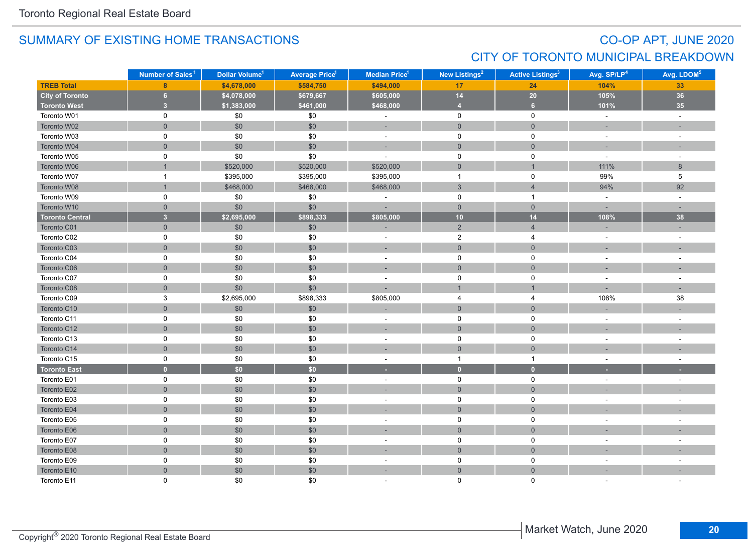## SUMMARY OF EXISTING HOME TRANSACTIONS

## CO-OP APT, JUNE 2020
## CITY OF TORONTO MUNICIPAL BREAKDOWN

| | Number of Sales[1] | Dollar Volume[1] | Average Price[1] | Median Price[1] | New Listings[2] | Active Listings[3] | Avg. SP/LP[4] | Avg. LDOM[5] |
|---|---|---|---|---|---|---|---|---|
| **TREB Total** | **8** | **$4,678,000** | **$584,750** | **$494,000** | **17** | **24** | **104%** | **33** |
| **City of Toronto** | **6** | **$4,078,000** | **$679,667** | **$605,000** | **14** | **20** | **105%** | **36** |
| **Toronto West** | **3** | **$1,383,000** | **$461,000** | **$468,000** | **4** | **6** | **101%** | **35** |
| Toronto W01 | 0 | $0 | $0 | - | 0 | 0 | - | - |
| Toronto W02 | 0 | $0 | $0 | - | 0 | 0 | - | - |
| Toronto W03 | 0 | $0 | $0 | - | 0 | 0 | - | - |
| Toronto W04 | 0 | $0 | $0 | - | 0 | 0 | - | - |
| Toronto W05 | 0 | $0 | $0 | - | 0 | 0 | - | - |
| Toronto W06 | 1 | $520,000 | $520,000 | $520,000 | 0 | 1 | 111% | 8 |
| Toronto W07 | 1 | $395,000 | $395,000 | $395,000 | 1 | 0 | 99% | 5 |
| Toronto W08 | 1 | $468,000 | $468,000 | $468,000 | 3 | 4 | 94% | 92 |
| Toronto W09 | 0 | $0 | $0 | - | 0 | 1 | - | - |
| Toronto W10 | 0 | $0 | $0 | - | 0 | 0 | - | - |
| **Toronto Central** | **3** | **$2,695,000** | **$898,333** | **$805,000** | **10** | **14** | **108%** | **38** |
| Toronto C01 | 0 | $0 | $0 | - | 2 | 4 | - | - |
| Toronto C02 | 0 | $0 | $0 | - | 2 | 4 | - | - |
| Toronto C03 | 0 | $0 | $0 | - | 0 | 0 | - | - |
| Toronto C04 | 0 | $0 | $0 | - | 0 | 0 | - | - |
| Toronto C06 | 0 | $0 | $0 | - | 0 | 0 | - | - |
| Toronto C07 | 0 | $0 | $0 | - | 0 | 0 | - | - |
| Toronto C08 | 0 | $0 | $0 | - | 1 | 1 | - | - |
| Toronto C09 | 3 | $2,695,000 | $898,333 | $805,000 | 4 | 4 | 108% | 38 |
| Toronto C10 | 0 | $0 | $0 | - | 0 | 0 | - | - |
| Toronto C11 | 0 | $0 | $0 | - | 0 | 0 | - | - |
| Toronto C12 | 0 | $0 | $0 | - | 0 | 0 | - | - |
| Toronto C13 | 0 | $0 | $0 | - | 0 | 0 | - | - |
| Toronto C14 | 0 | $0 | $0 | - | 0 | 0 | - | - |
| Toronto C15 | 0 | $0 | $0 | - | 1 | 1 | - | - |
| **Toronto East** | **0** | **$0** | **$0** | **-** | **0** | **0** | **-** | **-** |
| Toronto E01 | 0 | $0 | $0 | - | 0 | 0 | - | - |
| Toronto E02 | 0 | $0 | $0 | - | 0 | 0 | - | - |
| Toronto E03 | 0 | $0 | $0 | - | 0 | 0 | - | - |
| Toronto E04 | 0 | $0 | $0 | - | 0 | 0 | - | - |
| Toronto E05 | 0 | $0 | $0 | - | 0 | 0 | - | - |
| Toronto E06 | 0 | $0 | $0 | - | 0 | 0 | - | - |
| Toronto E07 | 0 | $0 | $0 | - | 0 | 0 | - | - |
| Toronto E08 | 0 | $0 | $0 | - | 0 | 0 | - | - |
| Toronto E09 | 0 | $0 | $0 | - | 0 | 0 | - | - |
| Toronto E10 | 0 | $0 | $0 | - | 0 | 0 | - | - |
| Toronto E11 | 0 | $0 | $0 | - | 0 | 0 | - | - |

Copyright® 2020 Toronto Regional Real Estate Board

Market Watch, June 2020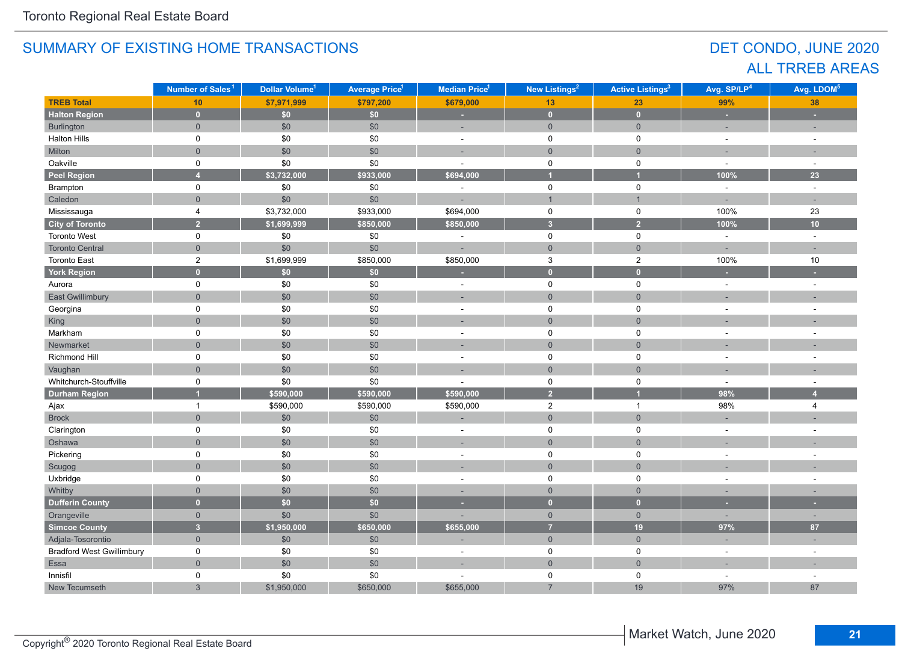Toronto Regional Real Estate Board

## SUMMARY OF EXISTING HOME TRANSACTIONS

## DET CONDO, JUNE 2020
## ALL TRREB AREAS

| | Number of Sales[1] | Dollar Volume[1] | Average Price[1] | Median Price[1] | New Listings[2] | Active Listings[3] | Avg. SP/LP[4] | Avg. LDOM[5] |
|---|---|---|---|---|---|---|---|---|
| **TREB Total** | **10** | **$7,971,999** | **$797,200** | **$679,000** | **13** | **23** | **99%** | **38** |
| **Halton Region** | **0** | **$0** | **$0** | **-** | **0** | **0** | **-** | **-** |
| Burlington | 0 | $0 | $0 | - | 0 | 0 | - | - |
| Halton Hills | 0 | $0 | $0 | - | 0 | 0 | - | - |
| Milton | 0 | $0 | $0 | - | 0 | 0 | - | - |
| Oakville | 0 | $0 | $0 | - | 0 | 0 | - | - |
| **Peel Region** | **4** | **$3,732,000** | **$933,000** | **$694,000** | **1** | **1** | **100%** | **23** |
| Brampton | 0 | $0 | $0 | - | 0 | 0 | - | - |
| Caledon | 0 | $0 | $0 | - | 1 | 1 | - | - |
| Mississauga | 4 | $3,732,000 | $933,000 | $694,000 | 0 | 0 | 100% | 23 |
| **City of Toronto** | **2** | **$1,699,999** | **$850,000** | **$850,000** | **3** | **2** | **100%** | **10** |
| Toronto West | 0 | $0 | $0 | - | 0 | 0 | - | - |
| Toronto Central | 0 | $0 | $0 | - | 0 | 0 | - | - |
| Toronto East | 2 | $1,699,999 | $850,000 | $850,000 | 3 | 2 | 100% | 10 |
| **York Region** | **0** | **$0** | **$0** | **-** | **0** | **0** | **-** | **-** |
| Aurora | 0 | $0 | $0 | - | 0 | 0 | - | - |
| East Gwillimbury | 0 | $0 | $0 | - | 0 | 0 | - | - |
| Georgina | 0 | $0 | $0 | - | 0 | 0 | - | - |
| King | 0 | $0 | $0 | - | 0 | 0 | - | - |
| Markham | 0 | $0 | $0 | - | 0 | 0 | - | - |
| Newmarket | 0 | $0 | $0 | - | 0 | 0 | - | - |
| Richmond Hill | 0 | $0 | $0 | - | 0 | 0 | - | - |
| Vaughan | 0 | $0 | $0 | - | 0 | 0 | - | - |
| Whitchurch-Stouffville | 0 | $0 | $0 | - | 0 | 0 | - | - |
| **Durham Region** | **1** | **$590,000** | **$590,000** | **$590,000** | **2** | **1** | **98%** | **4** |
| Ajax | 1 | $590,000 | $590,000 | $590,000 | 2 | 1 | 98% | 4 |
| Brock | 0 | $0 | $0 | - | 0 | 0 | - | - |
| Clarington | 0 | $0 | $0 | - | 0 | 0 | - | - |
| Oshawa | 0 | $0 | $0 | - | 0 | 0 | - | - |
| Pickering | 0 | $0 | $0 | - | 0 | 0 | - | - |
| Scugog | 0 | $0 | $0 | - | 0 | 0 | - | - |
| Uxbridge | 0 | $0 | $0 | - | 0 | 0 | - | - |
| Whitby | 0 | $0 | $0 | - | 0 | 0 | - | - |
| **Dufferin County** | **0** | **$0** | **$0** | **-** | **0** | **0** | **-** | **-** |
| Orangeville | 0 | $0 | $0 | - | 0 | 0 | - | - |
| **Simcoe County** | **3** | **$1,950,000** | **$650,000** | **$655,000** | **7** | **19** | **97%** | **87** |
| Adjala-Tosorontio | 0 | $0 | $0 | - | 0 | 0 | - | - |
| Bradford West Gwillimbury | 0 | $0 | $0 | - | 0 | 0 | - | - |
| Essa | 0 | $0 | $0 | - | 0 | 0 | - | - |
| Innisfil | 0 | $0 | $0 | - | 0 | 0 | - | - |
| New Tecumseth | 3 | $1,950,000 | $650,000 | $655,000 | 7 | 19 | 97% | 87 |

Copyright® 2020 Toronto Regional Real Estate Board

Market Watch, June 2020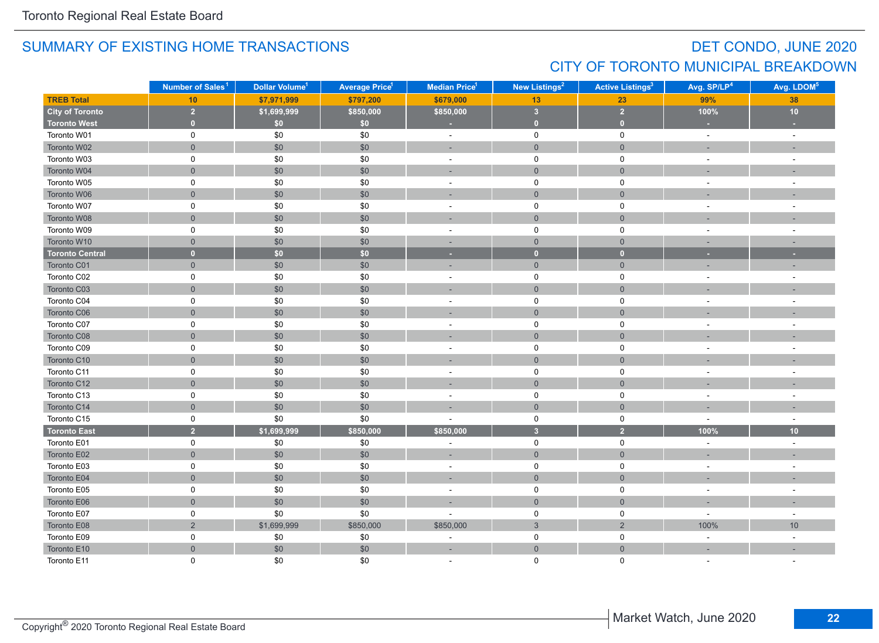## SUMMARY OF EXISTING HOME TRANSACTIONS

## DET CONDO, JUNE 2020
## CITY OF TORONTO MUNICIPAL BREAKDOWN

| | Number of Sales[1] | Dollar Volume[1] | Average Price[1] | Median Price[1] | New Listings[2] | Active Listings[3] | Avg. SP/LP[4] | Avg. LDOM[5] |
|---|---|---|---|---|---|---|---|---|
| **TREB Total** | **10** | **$7,971,999** | **$797,200** | **$679,000** | **13** | **23** | **99%** | **38** |
| **City of Toronto** | **2** | **$1,699,999** | **$850,000** | **$850,000** | **3** | **2** | **100%** | **10** |
| **Toronto West** | **0** | **$0** | **$0** | **-** | **0** | **0** | **-** | **-** |
| Toronto W01 | 0 | $0 | $0 | - | 0 | 0 | - | - |
| Toronto W02 | 0 | $0 | $0 | - | 0 | 0 | - | - |
| Toronto W03 | 0 | $0 | $0 | - | 0 | 0 | - | - |
| Toronto W04 | 0 | $0 | $0 | - | 0 | 0 | - | - |
| Toronto W05 | 0 | $0 | $0 | - | 0 | 0 | - | - |
| Toronto W06 | 0 | $0 | $0 | - | 0 | 0 | - | - |
| Toronto W07 | 0 | $0 | $0 | - | 0 | 0 | - | - |
| Toronto W08 | 0 | $0 | $0 | - | 0 | 0 | - | - |
| Toronto W09 | 0 | $0 | $0 | - | 0 | 0 | - | - |
| Toronto W10 | 0 | $0 | $0 | - | 0 | 0 | - | - |
| **Toronto Central** | **0** | **$0** | **$0** | **-** | **0** | **0** | **-** | **-** |
| Toronto C01 | 0 | $0 | $0 | - | 0 | 0 | - | - |
| Toronto C02 | 0 | $0 | $0 | - | 0 | 0 | - | - |
| Toronto C03 | 0 | $0 | $0 | - | 0 | 0 | - | - |
| Toronto C04 | 0 | $0 | $0 | - | 0 | 0 | - | - |
| Toronto C06 | 0 | $0 | $0 | - | 0 | 0 | - | - |
| Toronto C07 | 0 | $0 | $0 | - | 0 | 0 | - | - |
| Toronto C08 | 0 | $0 | $0 | - | 0 | 0 | - | - |
| Toronto C09 | 0 | $0 | $0 | - | 0 | 0 | - | - |
| Toronto C10 | 0 | $0 | $0 | - | 0 | 0 | - | - |
| Toronto C11 | 0 | $0 | $0 | - | 0 | 0 | - | - |
| Toronto C12 | 0 | $0 | $0 | - | 0 | 0 | - | - |
| Toronto C13 | 0 | $0 | $0 | - | 0 | 0 | - | - |
| Toronto C14 | 0 | $0 | $0 | - | 0 | 0 | - | - |
| Toronto C15 | 0 | $0 | $0 | - | 0 | 0 | - | - |
| **Toronto East** | **2** | **$1,699,999** | **$850,000** | **$850,000** | **3** | **2** | **100%** | **10** |
| Toronto E01 | 0 | $0 | $0 | - | 0 | 0 | - | - |
| Toronto E02 | 0 | $0 | $0 | - | 0 | 0 | - | - |
| Toronto E03 | 0 | $0 | $0 | - | 0 | 0 | - | - |
| Toronto E04 | 0 | $0 | $0 | - | 0 | 0 | - | - |
| Toronto E05 | 0 | $0 | $0 | - | 0 | 0 | - | - |
| Toronto E06 | 0 | $0 | $0 | - | 0 | 0 | - | - |
| Toronto E07 | 0 | $0 | $0 | - | 0 | 0 | - | - |
| Toronto E08 | 2 | $1,699,999 | $850,000 | $850,000 | 3 | 2 | 100% | 10 |
| Toronto E09 | 0 | $0 | $0 | - | 0 | 0 | - | - |
| Toronto E10 | 0 | $0 | $0 | - | 0 | 0 | - | - |
| Toronto E11 | 0 | $0 | $0 | - | 0 | 0 | - | - |

Copyright® 2020 Toronto Regional Real Estate Board

Market Watch, June 2020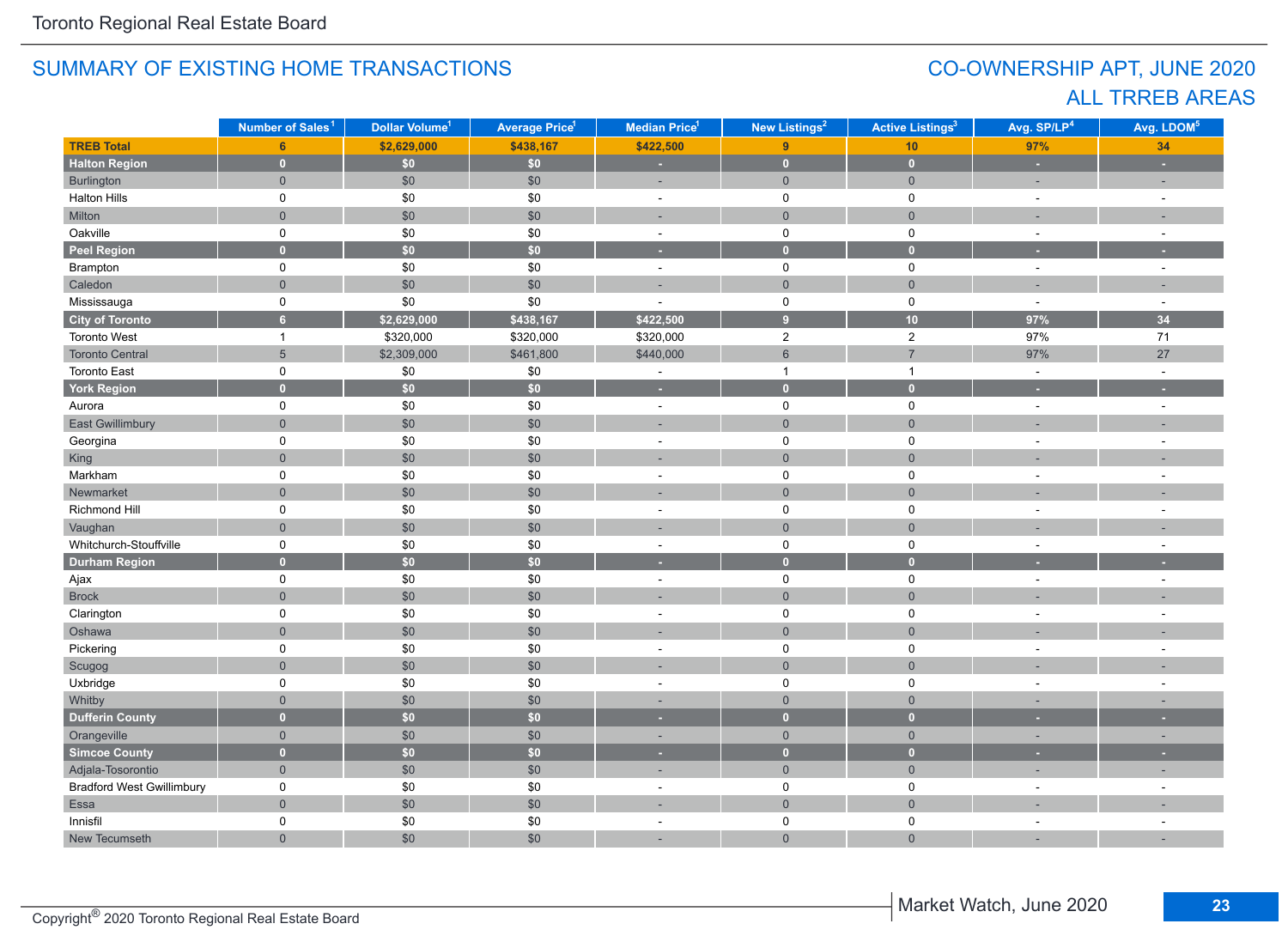## SUMMARY OF EXISTING HOME TRANSACTIONS

## CO-OWNERSHIP APT, JUNE 2020
## ALL TRREB AREAS

| | Number of Sales[1] | Dollar Volume[1] | Average Price[1] | Median Price[1] | New Listings[2] | Active Listings[3] | Avg. SP/LP[4] | Avg. LDOM[5] |
|---|---|---|---|---|---|---|---|---|
| **TREB Total** | **6** | **$2,629,000** | **$438,167** | **$422,500** | **9** | **10** | **97%** | **34** |
| **Halton Region** | **0** | **$0** | **$0** | **-** | **0** | **0** | **-** | **-** |
| Burlington | 0 | $0 | $0 | - | 0 | 0 | - | - |
| Halton Hills | 0 | $0 | $0 | - | 0 | 0 | - | - |
| Milton | 0 | $0 | $0 | - | 0 | 0 | - | - |
| Oakville | 0 | $0 | $0 | - | 0 | 0 | - | - |
| **Peel Region** | **0** | **$0** | **$0** | **-** | **0** | **0** | **-** | **-** |
| Brampton | 0 | $0 | $0 | - | 0 | 0 | - | - |
| Caledon | 0 | $0 | $0 | - | 0 | 0 | - | - |
| Mississauga | 0 | $0 | $0 | - | 0 | 0 | - | - |
| **City of Toronto** | **6** | **$2,629,000** | **$438,167** | **$422,500** | **9** | **10** | **97%** | **34** |
| Toronto West | 1 | $320,000 | $320,000 | $320,000 | 2 | 2 | 97% | 71 |
| Toronto Central | 5 | $2,309,000 | $461,800 | $440,000 | 6 | 7 | 97% | 27 |
| Toronto East | 0 | $0 | $0 | - | 1 | 1 | - | - |
| **York Region** | **0** | **$0** | **$0** | **-** | **0** | **0** | **-** | **-** |
| Aurora | 0 | $0 | $0 | - | 0 | 0 | - | - |
| East Gwillimbury | 0 | $0 | $0 | - | 0 | 0 | - | - |
| Georgina | 0 | $0 | $0 | - | 0 | 0 | - | - |
| King | 0 | $0 | $0 | - | 0 | 0 | - | - |
| Markham | 0 | $0 | $0 | - | 0 | 0 | - | - |
| Newmarket | 0 | $0 | $0 | - | 0 | 0 | - | - |
| Richmond Hill | 0 | $0 | $0 | - | 0 | 0 | - | - |
| Vaughan | 0 | $0 | $0 | - | 0 | 0 | - | - |
| Whitchurch-Stouffville | 0 | $0 | $0 | - | 0 | 0 | - | - |
| **Durham Region** | **0** | **$0** | **$0** | **-** | **0** | **0** | **-** | **-** |
| Ajax | 0 | $0 | $0 | - | 0 | 0 | - | - |
| Brock | 0 | $0 | $0 | - | 0 | 0 | - | - |
| Clarington | 0 | $0 | $0 | - | 0 | 0 | - | - |
| Oshawa | 0 | $0 | $0 | - | 0 | 0 | - | - |
| Pickering | 0 | $0 | $0 | - | 0 | 0 | - | - |
| Scugog | 0 | $0 | $0 | - | 0 | 0 | - | - |
| Uxbridge | 0 | $0 | $0 | - | 0 | 0 | - | - |
| Whitby | 0 | $0 | $0 | - | 0 | 0 | - | - |
| **Dufferin County** | **0** | **$0** | **$0** | **-** | **0** | **0** | **-** | **-** |
| Orangeville | 0 | $0 | $0 | - | 0 | 0 | - | - |
| **Simcoe County** | **0** | **$0** | **$0** | **-** | **0** | **0** | **-** | **-** |
| Adjala-Tosorontio | 0 | $0 | $0 | - | 0 | 0 | - | - |
| Bradford West Gwillimbury | 0 | $0 | $0 | - | 0 | 0 | - | - |
| Essa | 0 | $0 | $0 | - | 0 | 0 | - | - |
| Innisfil | 0 | $0 | $0 | - | 0 | 0 | - | - |
| New Tecumseth | 0 | $0 | $0 | - | 0 | 0 | - | - |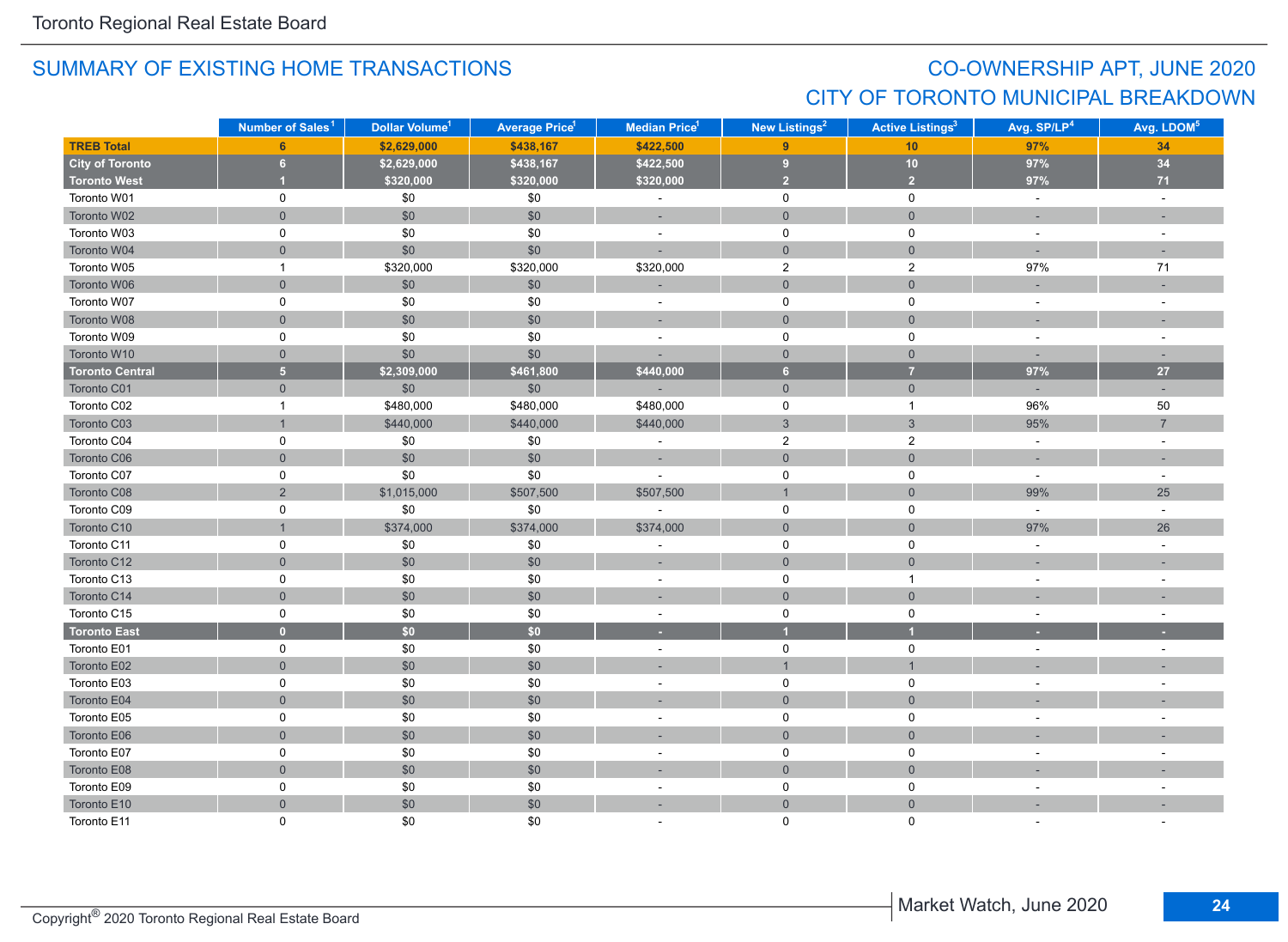## SUMMARY OF EXISTING HOME TRANSACTIONS

## CO-OWNERSHIP APT, JUNE 2020
## CITY OF TORONTO MUNICIPAL BREAKDOWN

| | Number of Sales[1] | Dollar Volume[1] | Average Price[1] | Median Price[1] | New Listings[2] | Active Listings[3] | Avg. SP/LP[4] | Avg. LDOM[5] |
|---|---|---|---|---|---|---|---|---|
| **TREB Total** | **6** | **$2,629,000** | **$438,167** | **$422,500** | **9** | **10** | **97%** | **34** |
| **City of Toronto** | **6** | **$2,629,000** | **$438,167** | **$422,500** | **9** | **10** | **97%** | **34** |
| **Toronto West** | **1** | **$320,000** | **$320,000** | **$320,000** | **2** | **2** | **97%** | **71** |
| Toronto W01 | 0 | $0 | $0 | - | 0 | 0 | - | - |
| Toronto W02 | 0 | $0 | $0 | - | 0 | 0 | - | - |
| Toronto W03 | 0 | $0 | $0 | - | 0 | 0 | - | - |
| Toronto W04 | 0 | $0 | $0 | - | 0 | 0 | - | - |
| Toronto W05 | 1 | $320,000 | $320,000 | $320,000 | 2 | 2 | 97% | 71 |
| Toronto W06 | 0 | $0 | $0 | - | 0 | 0 | - | - |
| Toronto W07 | 0 | $0 | $0 | - | 0 | 0 | - | - |
| Toronto W08 | 0 | $0 | $0 | - | 0 | 0 | - | - |
| Toronto W09 | 0 | $0 | $0 | - | 0 | 0 | - | - |
| Toronto W10 | 0 | $0 | $0 | - | 0 | 0 | - | - |
| **Toronto Central** | **5** | **$2,309,000** | **$461,800** | **$440,000** | **6** | **7** | **97%** | **27** |
| Toronto C01 | 0 | $0 | $0 | - | 0 | 0 | - | - |
| Toronto C02 | 1 | $480,000 | $480,000 | $480,000 | 0 | 1 | 96% | 50 |
| Toronto C03 | 1 | $440,000 | $440,000 | $440,000 | 3 | 3 | 95% | 7 |
| Toronto C04 | 0 | $0 | $0 | - | 2 | 2 | - | - |
| Toronto C06 | 0 | $0 | $0 | - | 0 | 0 | - | - |
| Toronto C07 | 0 | $0 | $0 | - | 0 | 0 | - | - |
| Toronto C08 | 2 | $1,015,000 | $507,500 | $507,500 | 1 | 0 | 99% | 25 |
| Toronto C09 | 0 | $0 | $0 | - | 0 | 0 | - | - |
| Toronto C10 | 1 | $374,000 | $374,000 | $374,000 | 0 | 0 | 97% | 26 |
| Toronto C11 | 0 | $0 | $0 | - | 0 | 0 | - | - |
| Toronto C12 | 0 | $0 | $0 | - | 0 | 0 | - | - |
| Toronto C13 | 0 | $0 | $0 | - | 0 | 1 | - | - |
| Toronto C14 | 0 | $0 | $0 | - | 0 | 0 | - | - |
| Toronto C15 | 0 | $0 | $0 | - | 0 | 0 | - | - |
| **Toronto East** | **0** | **$0** | **$0** | **-** | **1** | **1** | **-** | **-** |
| Toronto E01 | 0 | $0 | $0 | - | 0 | 0 | - | - |
| Toronto E02 | 0 | $0 | $0 | - | 1 | 1 | - | - |
| Toronto E03 | 0 | $0 | $0 | - | 0 | 0 | - | - |
| Toronto E04 | 0 | $0 | $0 | - | 0 | 0 | - | - |
| Toronto E05 | 0 | $0 | $0 | - | 0 | 0 | - | - |
| Toronto E06 | 0 | $0 | $0 | - | 0 | 0 | - | - |
| Toronto E07 | 0 | $0 | $0 | - | 0 | 0 | - | - |
| Toronto E08 | 0 | $0 | $0 | - | 0 | 0 | - | - |
| Toronto E09 | 0 | $0 | $0 | - | 0 | 0 | - | - |
| Toronto E10 | 0 | $0 | $0 | - | 0 | 0 | - | - |
| Toronto E11 | 0 | $0 | $0 | - | 0 | 0 | - | - |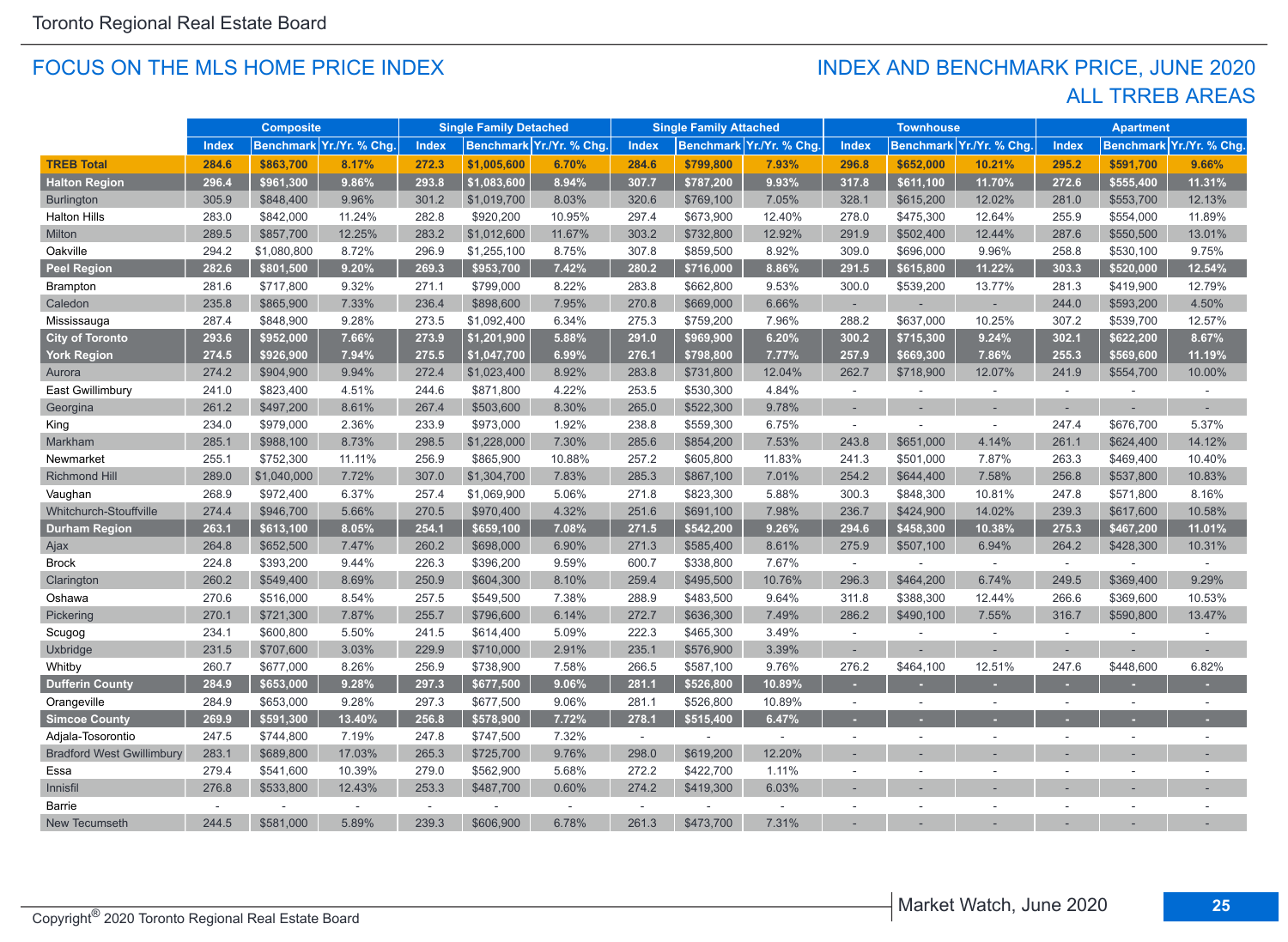# FOCUS ON THE MLS HOME PRICE INDEX

## INDEX AND BENCHMARK PRICE, JUNE 2020
## ALL TRREB AREAS

| | Composite | | | Single Family Detached | | | Single Family Attached | | | Townhouse | | | Apartment | | |
|---|---|---|---|---|---|---|---|---|---|---|---|---|---|---|---|
| | Index | Benchmark | Yr./Yr. % Chg. | Index | Benchmark | Yr./Yr. % Chg. | Index | Benchmark | Yr./Yr. % Chg. | Index | Benchmark | Yr./Yr. % Chg. | Index | Benchmark | Yr./Yr. % Chg. |
| **TREB Total** | **284.6** | **$863,700** | **8.17%** | **272.3** | **$1,005,600** | **6.70%** | **284.6** | **$799,800** | **7.93%** | **296.8** | **$652,000** | **10.21%** | **295.2** | **$591,700** | **9.66%** |
| **Halton Region** | **296.4** | **$961,300** | **9.86%** | **293.8** | **$1,083,600** | **8.94%** | **307.7** | **$787,200** | **9.93%** | **317.8** | **$611,100** | **11.70%** | **272.6** | **$555,400** | **11.31%** |
| Burlington | 305.9 | $848,400 | 9.96% | 301.2 | $1,019,700 | 8.03% | 320.6 | $769,100 | 7.05% | 328.1 | $615,200 | 12.02% | 281.0 | $553,700 | 12.13% |
| Halton Hills | 283.0 | $842,000 | 11.24% | 282.8 | $920,200 | 10.95% | 297.4 | $673,900 | 12.40% | 278.0 | $475,300 | 12.64% | 255.9 | $554,000 | 11.89% |
| Milton | 289.5 | $857,700 | 12.25% | 283.2 | $1,012,600 | 11.67% | 303.2 | $732,800 | 12.92% | 291.9 | $502,400 | 12.44% | 287.6 | $550,500 | 13.01% |
| Oakville | 294.2 | $1,080,800 | 8.72% | 296.9 | $1,255,100 | 8.75% | 307.8 | $859,500 | 8.92% | 309.0 | $696,000 | 9.96% | 258.8 | $530,100 | 9.75% |
| **Peel Region** | **282.6** | **$801,500** | **9.20%** | **269.3** | **$953,700** | **7.42%** | **280.2** | **$716,000** | **8.86%** | **291.5** | **$615,800** | **11.22%** | **303.3** | **$520,000** | **12.54%** |
| Brampton | 281.6 | $717,800 | 9.32% | 271.1 | $799,000 | 8.22% | 283.8 | $662,800 | 9.53% | 300.0 | $539,200 | 13.77% | 281.3 | $419,900 | 12.79% |
| Caledon | 235.8 | $865,900 | 7.33% | 236.4 | $898,600 | 7.95% | 270.8 | $669,000 | 6.66% | - | - | - | 244.0 | $593,200 | 4.50% |
| Mississauga | 287.4 | $848,900 | 9.28% | 273.5 | $1,092,400 | 6.34% | 275.3 | $759,200 | 7.96% | 288.2 | $637,000 | 10.25% | 307.2 | $539,700 | 12.57% |
| **City of Toronto** | **293.6** | **$952,000** | **7.66%** | **273.9** | **$1,201,900** | **5.88%** | **291.0** | **$969,900** | **6.20%** | **300.2** | **$715,300** | **9.24%** | **302.1** | **$622,200** | **8.67%** |
| **York Region** | **274.5** | **$926,900** | **7.94%** | **275.5** | **$1,047,700** | **6.99%** | **276.1** | **$798,800** | **7.77%** | **257.9** | **$669,300** | **7.86%** | **255.3** | **$569,600** | **11.19%** |
| Aurora | 274.2 | $904,900 | 9.94% | 272.4 | $1,023,400 | 8.92% | 283.8 | $731,800 | 12.04% | 262.7 | $718,900 | 12.07% | 241.9 | $554,700 | 10.00% |
| East Gwillimbury | 241.0 | $823,400 | 4.51% | 244.6 | $871,800 | 4.22% | 253.5 | $530,300 | 4.84% | - | - | - | - | - | - |
| Georgina | 261.2 | $497,200 | 8.61% | 267.4 | $503,600 | 8.30% | 265.0 | $522,300 | 9.78% | - | - | - | - | - | - |
| King | 234.0 | $979,000 | 2.36% | 233.9 | $973,000 | 1.92% | 238.8 | $559,300 | 6.75% | - | - | - | 247.4 | $676,700 | 5.37% |
| Markham | 285.1 | $988,100 | 8.73% | 298.5 | $1,228,000 | 7.30% | 285.6 | $854,200 | 7.53% | 243.8 | $651,000 | 4.14% | 261.1 | $624,400 | 14.12% |
| Newmarket | 255.1 | $752,300 | 11.11% | 256.9 | $865,900 | 10.88% | 257.2 | $605,800 | 11.83% | 241.3 | $501,000 | 7.87% | 263.3 | $469,400 | 10.40% |
| Richmond Hill | 289.0 | $1,040,000 | 7.72% | 307.0 | $1,304,700 | 7.83% | 285.3 | $867,100 | 7.01% | 254.2 | $644,400 | 7.58% | 256.8 | $537,800 | 10.83% |
| Vaughan | 268.9 | $972,400 | 6.37% | 257.4 | $1,069,900 | 5.06% | 271.8 | $823,300 | 5.88% | 300.3 | $848,300 | 10.81% | 247.8 | $571,800 | 8.16% |
| Whitchurch-Stouffville | 274.4 | $946,700 | 5.66% | 270.5 | $970,400 | 4.32% | 251.6 | $691,100 | 7.98% | 236.7 | $424,900 | 14.02% | 239.3 | $617,600 | 10.58% |
| **Durham Region** | **263.1** | **$613,100** | **8.05%** | **254.1** | **$659,100** | **7.08%** | **271.5** | **$542,200** | **9.26%** | **294.6** | **$458,300** | **10.38%** | **275.3** | **$467,200** | **11.01%** |
| Ajax | 264.8 | $652,500 | 7.47% | 260.2 | $698,000 | 6.90% | 271.3 | $585,400 | 8.61% | 275.9 | $507,100 | 6.94% | 264.2 | $428,300 | 10.31% |
| Brock | 224.8 | $393,200 | 9.44% | 226.3 | $396,200 | 9.59% | 600.7 | $338,800 | 7.67% | - | - | - | - | - | - |
| Clarington | 260.2 | $549,400 | 8.69% | 250.9 | $604,300 | 8.10% | 259.4 | $495,500 | 10.76% | 296.3 | $464,200 | 6.74% | 249.5 | $369,400 | 9.29% |
| Oshawa | 270.6 | $516,000 | 8.54% | 257.5 | $549,500 | 7.38% | 288.9 | $483,500 | 9.64% | 311.8 | $388,300 | 12.44% | 266.6 | $369,600 | 10.53% |
| Pickering | 270.1 | $721,300 | 7.87% | 255.7 | $796,600 | 6.14% | 272.7 | $636,300 | 7.49% | 286.2 | $490,100 | 7.55% | 316.7 | $590,800 | 13.47% |
| Scugog | 234.1 | $600,800 | 5.50% | 241.5 | $614,400 | 5.09% | 222.3 | $465,300 | 3.49% | - | - | - | - | - | - |
| Uxbridge | 231.5 | $707,600 | 3.03% | 229.9 | $710,000 | 2.91% | 235.1 | $576,900 | 3.39% | - | - | - | - | - | - |
| Whitby | 260.7 | $677,000 | 8.26% | 256.9 | $738,900 | 7.58% | 266.5 | $587,100 | 9.76% | 276.2 | $464,100 | 12.51% | 247.6 | $448,600 | 6.82% |
| **Dufferin County** | **284.9** | **$653,000** | **9.28%** | **297.3** | **$677,500** | **9.06%** | **281.1** | **$526,800** | **10.89%** | - | - | - | - | - | - |
| Orangeville | 284.9 | $653,000 | 9.28% | 297.3 | $677,500 | 9.06% | 281.1 | $526,800 | 10.89% | - | - | - | - | - | - |
| **Simcoe County** | **269.9** | **$591,300** | **13.40%** | **256.8** | **$578,900** | **7.72%** | **278.1** | **$515,400** | **6.47%** | - | - | - | - | - | - |
| Adjala-Tosorontio | 247.5 | $744,800 | 7.19% | 247.8 | $747,500 | 7.32% | - | - | - | - | - | - | - | - | - |
| Bradford West Gwillimbury | 283.1 | $689,800 | 17.03% | 265.3 | $725,700 | 9.76% | 298.0 | $619,200 | 12.20% | - | - | - | - | - | - |
| Essa | 279.4 | $541,600 | 10.39% | 279.0 | $562,900 | 5.68% | 272.2 | $422,700 | 1.11% | - | - | - | - | - | - |
| Innisfil | 276.8 | $533,800 | 12.43% | 253.3 | $487,700 | 0.60% | 274.2 | $419,300 | 6.03% | - | - | - | - | - | - |
| Barrie | - | - | - | - | - | - | - | - | - | - | - | - | - | - | - |
| New Tecumseth | 244.5 | $581,000 | 5.89% | 239.3 | $606,900 | 6.78% | 261.3 | $473,700 | 7.31% | - | - | - | - | - | - |

Copyright® 2020 Toronto Regional Real Estate Board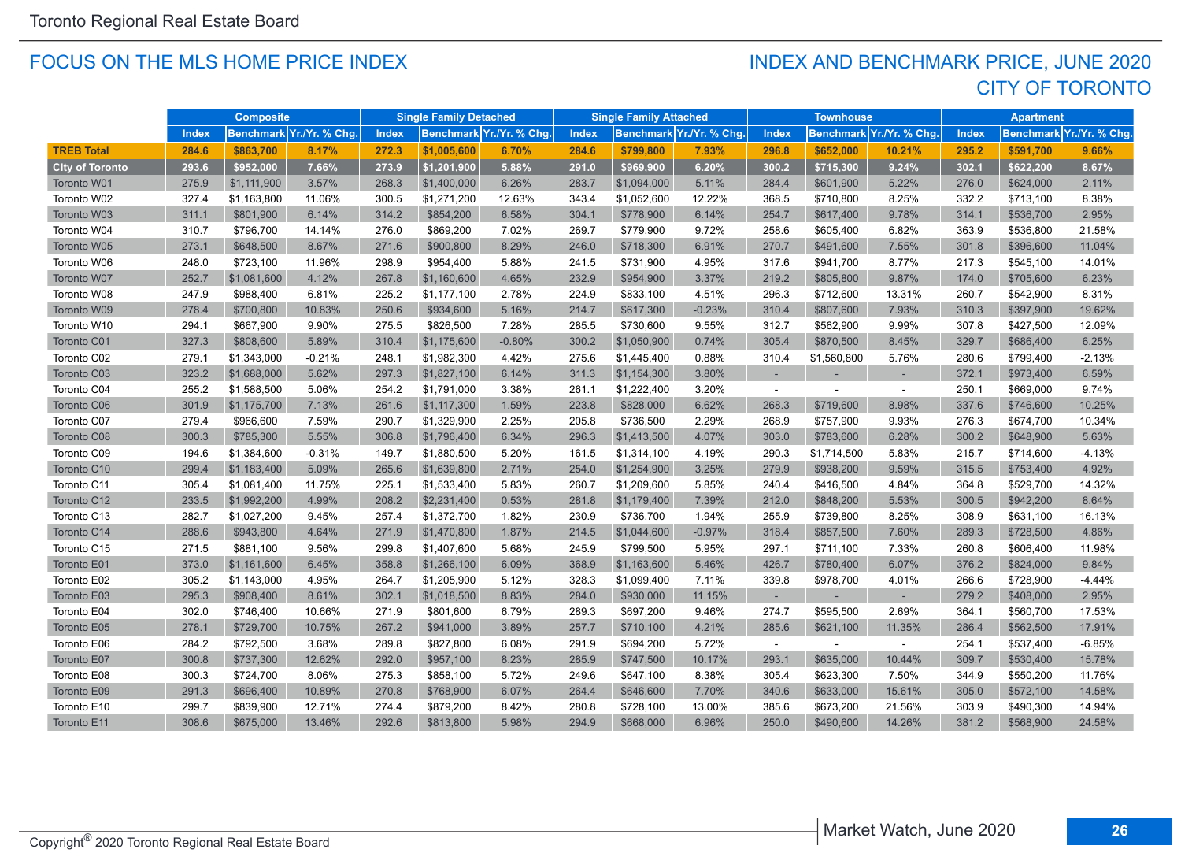## FOCUS ON THE MLS HOME PRICE INDEX

## INDEX AND BENCHMARK PRICE, JUNE 2020
## CITY OF TORONTO

| | Composite | | | Single Family Detached | | | Single Family Attached | | | Townhouse | | | Apartment | | |
|---|---|---|---|---|---|---|---|---|---|---|---|---|---|---|---|
| | Index | Benchmark | Yr./Yr. % Chg. | Index | Benchmark | Yr./Yr. % Chg. | Index | Benchmark | Yr./Yr. % Chg. | Index | Benchmark | Yr./Yr. % Chg. | Index | Benchmark | Yr./Yr. % Chg. |
| **TREB Total** | **284.6** | **$863,700** | **8.17%** | **272.3** | **$1,005,600** | **6.70%** | **284.6** | **$799,800** | **7.93%** | **296.8** | **$652,000** | **10.21%** | **295.2** | **$591,700** | **9.66%** |
| **City of Toronto** | **293.6** | **$952,000** | **7.66%** | **273.9** | **$1,201,900** | **5.88%** | **291.0** | **$969,900** | **6.20%** | **300.2** | **$715,300** | **9.24%** | **302.1** | **$622,200** | **8.67%** |
| Toronto W01 | 275.9 | $1,111,900 | 3.57% | 268.3 | $1,400,000 | 6.26% | 283.7 | $1,094,000 | 5.11% | 284.4 | $601,900 | 5.22% | 276.0 | $624,000 | 2.11% |
| Toronto W02 | 327.4 | $1,163,800 | 11.06% | 300.5 | $1,271,200 | 12.63% | 343.4 | $1,052,600 | 12.22% | 368.5 | $710,800 | 8.25% | 332.2 | $713,100 | 8.38% |
| Toronto W03 | 311.1 | $801,900 | 6.14% | 314.2 | $854,200 | 6.58% | 304.1 | $778,900 | 6.14% | 254.7 | $617,400 | 9.78% | 314.1 | $536,700 | 2.95% |
| Toronto W04 | 310.7 | $796,700 | 14.14% | 276.0 | $869,200 | 7.02% | 269.7 | $779,900 | 9.72% | 258.6 | $605,400 | 6.82% | 363.9 | $536,800 | 21.58% |
| Toronto W05 | 273.1 | $648,500 | 8.67% | 271.6 | $900,800 | 8.29% | 246.0 | $718,300 | 6.91% | 270.7 | $491,600 | 7.55% | 301.8 | $396,600 | 11.04% |
| Toronto W06 | 248.0 | $723,100 | 11.96% | 298.9 | $954,400 | 5.88% | 241.5 | $731,900 | 4.95% | 317.6 | $941,700 | 8.77% | 217.3 | $545,100 | 14.01% |
| Toronto W07 | 252.7 | $1,081,600 | 4.12% | 267.8 | $1,160,600 | 4.65% | 232.9 | $954,900 | 3.37% | 219.2 | $805,800 | 9.87% | 174.0 | $705,600 | 6.23% |
| Toronto W08 | 247.9 | $988,400 | 6.81% | 225.2 | $1,177,100 | 2.78% | 224.9 | $833,100 | 4.51% | 296.3 | $712,600 | 13.31% | 260.7 | $542,900 | 8.31% |
| Toronto W09 | 278.4 | $700,800 | 10.83% | 250.6 | $934,600 | 5.16% | 214.7 | $617,300 | -0.23% | 310.4 | $807,600 | 7.93% | 310.3 | $397,900 | 19.62% |
| Toronto W10 | 294.1 | $667,900 | 9.90% | 275.5 | $826,500 | 7.28% | 285.5 | $730,600 | 9.55% | 312.7 | $562,900 | 9.99% | 307.8 | $427,500 | 12.09% |
| Toronto C01 | 327.3 | $808,600 | 5.89% | 310.4 | $1,175,600 | -0.80% | 300.2 | $1,050,900 | 0.74% | 305.4 | $870,500 | 8.45% | 329.7 | $686,400 | 6.25% |
| Toronto C02 | 279.1 | $1,343,000 | -0.21% | 248.1 | $1,982,300 | 4.42% | 275.6 | $1,445,400 | 0.88% | 310.4 | $1,560,800 | 5.76% | 280.6 | $799,400 | -2.13% |
| Toronto C03 | 323.2 | $1,688,000 | 5.62% | 297.3 | $1,827,100 | 6.14% | 311.3 | $1,154,300 | 3.80% | - | - | - | 372.1 | $973,400 | 6.59% |
| Toronto C04 | 255.2 | $1,588,500 | 5.06% | 254.2 | $1,791,000 | 3.38% | 261.1 | $1,222,400 | 3.20% | - | - | - | 250.1 | $669,000 | 9.74% |
| Toronto C06 | 301.9 | $1,175,700 | 7.13% | 261.6 | $1,117,300 | 1.59% | 223.8 | $828,000 | 6.62% | 268.3 | $719,600 | 8.98% | 337.6 | $746,600 | 10.25% |
| Toronto C07 | 279.4 | $966,600 | 7.59% | 290.7 | $1,329,900 | 2.25% | 205.8 | $736,500 | 2.29% | 268.9 | $757,900 | 9.93% | 276.3 | $674,700 | 10.34% |
| Toronto C08 | 300.3 | $785,300 | 5.55% | 306.8 | $1,796,400 | 6.34% | 296.3 | $1,413,500 | 4.07% | 303.0 | $783,600 | 6.28% | 300.2 | $648,900 | 5.63% |
| Toronto C09 | 194.6 | $1,384,600 | -0.31% | 149.7 | $1,880,500 | 5.20% | 161.5 | $1,314,100 | 4.19% | 290.3 | $1,714,500 | 5.83% | 215.7 | $714,600 | -4.13% |
| Toronto C10 | 299.4 | $1,183,400 | 5.09% | 265.6 | $1,639,800 | 2.71% | 254.0 | $1,254,900 | 3.25% | 279.9 | $938,200 | 9.59% | 315.5 | $753,400 | 4.92% |
| Toronto C11 | 305.4 | $1,081,400 | 11.75% | 225.1 | $1,533,400 | 5.83% | 260.7 | $1,209,600 | 5.85% | 240.4 | $416,500 | 4.84% | 364.8 | $529,700 | 14.32% |
| Toronto C12 | 233.5 | $1,992,200 | 4.99% | 208.2 | $2,231,400 | 0.53% | 281.8 | $1,179,400 | 7.39% | 212.0 | $848,200 | 5.53% | 300.5 | $942,200 | 8.64% |
| Toronto C13 | 282.7 | $1,027,200 | 9.45% | 257.4 | $1,372,700 | 1.82% | 230.9 | $736,700 | 1.94% | 255.9 | $739,800 | 8.25% | 308.9 | $631,100 | 16.13% |
| Toronto C14 | 288.6 | $943,800 | 4.64% | 271.9 | $1,470,800 | 1.87% | 214.5 | $1,044,600 | -0.97% | 318.4 | $857,500 | 7.60% | 289.3 | $728,500 | 4.86% |
| Toronto C15 | 271.5 | $881,100 | 9.56% | 299.8 | $1,407,600 | 5.68% | 245.9 | $799,500 | 5.95% | 297.1 | $711,100 | 7.33% | 260.8 | $606,400 | 11.98% |
| Toronto E01 | 373.0 | $1,161,600 | 6.45% | 358.8 | $1,266,100 | 6.09% | 368.9 | $1,163,600 | 5.46% | 426.7 | $780,400 | 6.07% | 376.2 | $824,000 | 9.84% |
| Toronto E02 | 305.2 | $1,143,000 | 4.95% | 264.7 | $1,205,900 | 5.12% | 328.3 | $1,099,400 | 7.11% | 339.8 | $978,700 | 4.01% | 266.6 | $728,900 | -4.44% |
| Toronto E03 | 295.3 | $908,400 | 8.61% | 302.1 | $1,018,500 | 8.83% | 284.0 | $930,000 | 11.15% | - | - | - | 279.2 | $408,000 | 2.95% |
| Toronto E04 | 302.0 | $746,400 | 10.66% | 271.9 | $801,600 | 6.79% | 289.3 | $697,200 | 9.46% | 274.7 | $595,500 | 2.69% | 364.1 | $560,700 | 17.53% |
| Toronto E05 | 278.1 | $729,700 | 10.75% | 267.2 | $941,000 | 3.89% | 257.7 | $710,100 | 4.21% | 285.6 | $621,100 | 11.35% | 286.4 | $562,500 | 17.91% |
| Toronto E06 | 284.2 | $792,500 | 3.68% | 289.8 | $827,800 | 6.08% | 291.9 | $694,200 | 5.72% | - | - | - | 254.1 | $537,400 | -6.85% |
| Toronto E07 | 300.8 | $737,300 | 12.62% | 292.0 | $957,100 | 8.23% | 285.9 | $747,500 | 10.17% | 293.1 | $635,000 | 10.44% | 309.7 | $530,400 | 15.78% |
| Toronto E08 | 300.3 | $724,700 | 8.06% | 275.3 | $858,100 | 5.72% | 249.6 | $647,100 | 8.38% | 305.4 | $623,300 | 7.50% | 344.9 | $550,200 | 11.76% |
| Toronto E09 | 291.3 | $696,400 | 10.89% | 270.8 | $768,900 | 6.07% | 264.4 | $646,600 | 7.70% | 340.6 | $633,000 | 15.61% | 305.0 | $572,100 | 14.58% |
| Toronto E10 | 299.7 | $839,900 | 12.71% | 274.4 | $879,200 | 8.42% | 280.8 | $728,100 | 13.00% | 385.6 | $673,200 | 21.56% | 303.9 | $490,300 | 14.94% |
| Toronto E11 | 308.6 | $675,000 | 13.46% | 292.6 | $813,800 | 5.98% | 294.9 | $668,000 | 6.96% | 250.0 | $490,600 | 14.26% | 381.2 | $568,900 | 24.58% |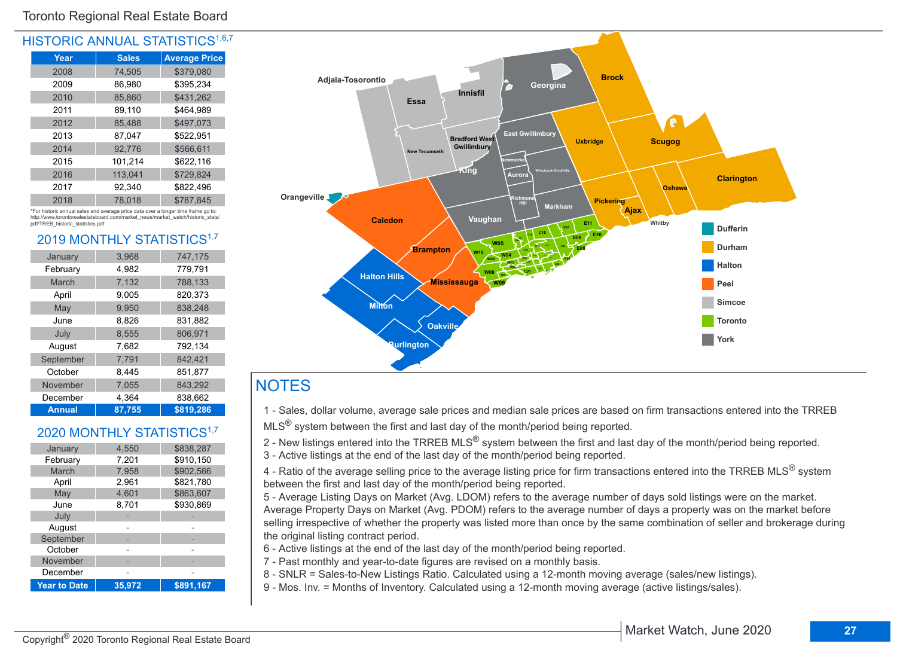Toronto Regional Real Estate Board

## HISTORIC ANNUAL STATISTICS[1,6,7]

| Year | Sales | Average Price |
|---|---|---|
| 2008 | 74,505 | $379,080 |
| 2009 | 86,980 | $395,234 |
| 2010 | 85,860 | $431,262 |
| 2011 | 89,110 | $464,989 |
| 2012 | 85,488 | $497,073 |
| 2013 | 87,047 | $522,951 |
| 2014 | 92,776 | $566,611 |
| 2015 | 101,214 | $622,116 |
| 2016 | 113,041 | $729,824 |
| 2017 | 92,340 | $822,496 |
| 2018 | 78,018 | $787,845 |

*For historic annual sales and average price data over a longer time frame go to: http://www.torontorealestateboard.com/market_news/market_watch/historic_stats/pdf/TREB_historic_statistics.pdf

## 2019 MONTHLY STATISTICS[1,7]

| | | |
|---|---|---|
| January | 3,968 | 747,175 |
| February | 4,982 | 779,791 |
| March | 7,132 | 788,133 |
| April | 9,005 | 820,373 |
| May | 9,950 | 838,248 |
| June | 8,826 | 831,882 |
| July | 8,555 | 806,971 |
| August | 7,682 | 792,134 |
| September | 7,791 | 842,421 |
| October | 8,445 | 851,877 |
| November | 7,055 | 843,292 |
| December | 4,364 | 838,662 |
| **Annual** | **87,755** | **$819,286** |

## 2020 MONTHLY STATISTICS[1,7]

| | | |
|---|---|---|
| January | 4,550 | $838,287 |
| February | 7,201 | $910,150 |
| March | 7,958 | $902,566 |
| April | 2,961 | $821,780 |
| May | 4,601 | $863,607 |
| June | 8,701 | $930,869 |
| July | - | - |
| August | - | - |
| September | - | - |
| October | - | - |
| November | - | - |
| December | - | - |
| **Year to Date** | **35,972** | **$891,167** |

Dufferin
Durham
Halton
Peel
Simcoe
Toronto
York

## NOTES

1 - Sales, dollar volume, average sale prices and median sale prices are based on firm transactions entered into the TRREB MLS® system between the first and last day of the month/period being reported.

2 - New listings entered into the TRREB MLS® system between the first and last day of the month/period being reported.

3 - Active listings at the end of the last day of the month/period being reported.

4 - Ratio of the average selling price to the average listing price for firm transactions entered into the TRREB MLS® system between the first and last day of the month/period being reported.

5 - Average Listing Days on Market (Avg. LDOM) refers to the average number of days sold listings were on the market. Average Property Days on Market (Avg. PDOM) refers to the average number of days a property was on the market before selling irrespective of whether the property was listed more than once by the same combination of seller and brokerage during the original listing contract period.

6 - Active listings at the end of the last day of the month/period being reported.

7 - Past monthly and year-to-date figures are revised on a monthly basis.

8 - SNLR = Sales-to-New Listings Ratio. Calculated using a 12-month moving average (sales/new listings).

9 - Mos. Inv. = Months of Inventory. Calculated using a 12-month moving average (active listings/sales).

Copyright® 2020 Toronto Regional Real Estate Board

Market Watch, June 2020